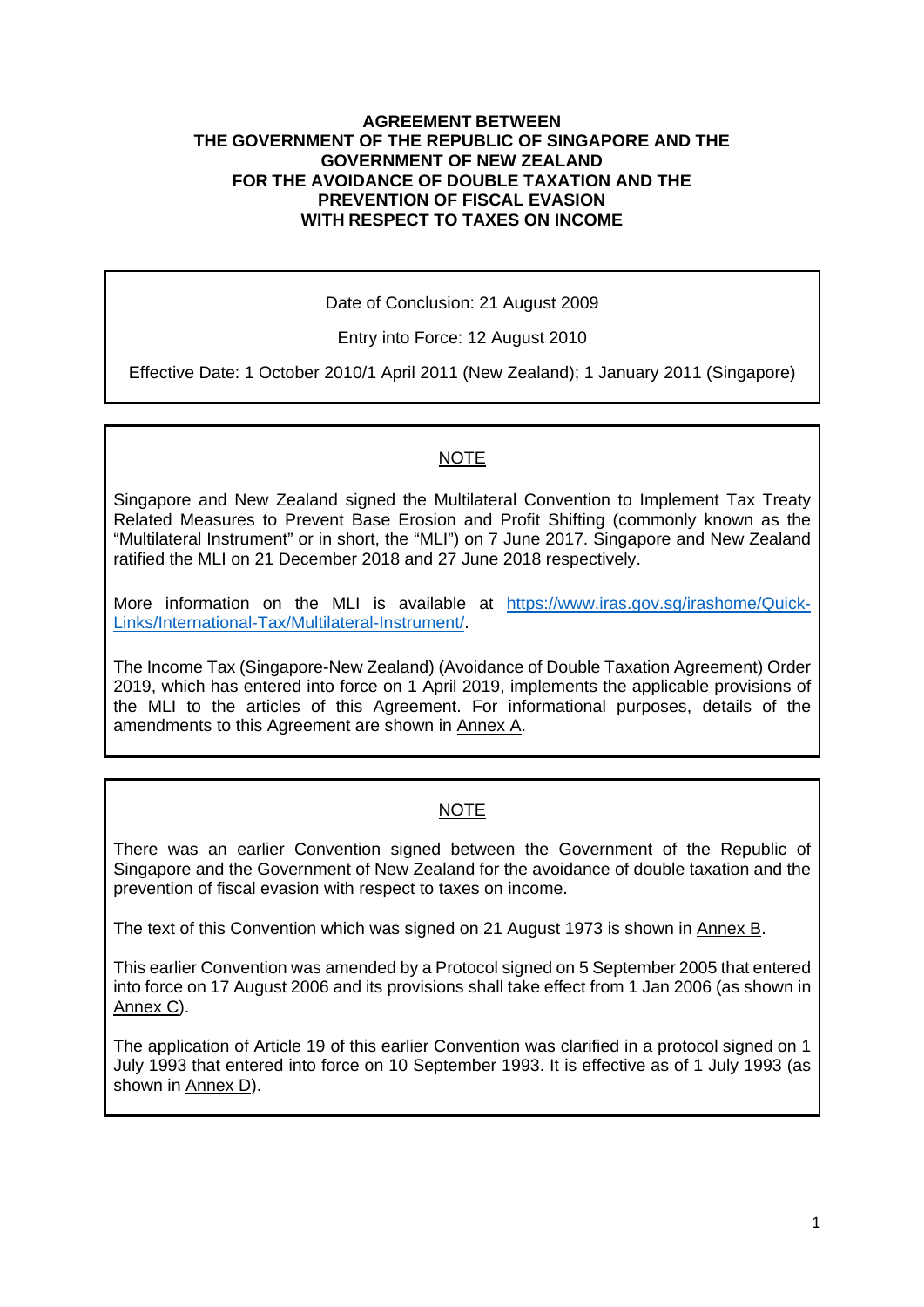# AGREEMENT BETWEEN THE GOVERNMENT OF THE REPUBLIC OF SINGAPORE AND THE GOVERNMENT OF NEW ZEALAND FOR THE AVOIDANCE OF DOUBLE TAXATION AND THE PREVENTION OF FISCAL EVASION WITH RESPECT TO TAXES ON INCOME

Date of Conclusion: 21 August 2009

Entry into Force: 12 August 2010

Effective Date: 1 October 2010/1 April 2011 (New Zealand); 1 January 2011 (Singapore)

NOTE

Singapore and New Zealand signed the Multilateral Convention to Implement Tax Treaty Related Measures to Prevent Base Erosion and Profit Shifting (commonly known as the "Multilateral Instrument" or in short, the "MLI") on 7 June 2017. Singapore and New Zealand ratified the MLI on 21 December 2018 and 27 June 2018 respectively.

More information on the MLI is available at https://www.iras.gov.sg/irashome/Quick-Links/International-Tax/Multilateral-Instrument/.

The Income Tax (Singapore-New Zealand) (Avoidance of Double Taxation Agreement) Order 2019, which has entered into force on 1 April 2019, implements the applicable provisions of the MLI to the articles of this Agreement. For informational purposes, details of the amendments to this Agreement are shown in Annex A.

NOTE

There was an earlier Convention signed between the Government of the Republic of Singapore and the Government of New Zealand for the avoidance of double taxation and the prevention of fiscal evasion with respect to taxes on income.

The text of this Convention which was signed on 21 August 1973 is shown in Annex B.

This earlier Convention was amended by a Protocol signed on 5 September 2005 that entered into force on 17 August 2006 and its provisions shall take effect from 1 Jan 2006 (as shown in Annex C).

The application of Article 19 of this earlier Convention was clarified in a protocol signed on 1 July 1993 that entered into force on 10 September 1993. It is effective as of 1 July 1993 (as shown in Annex D).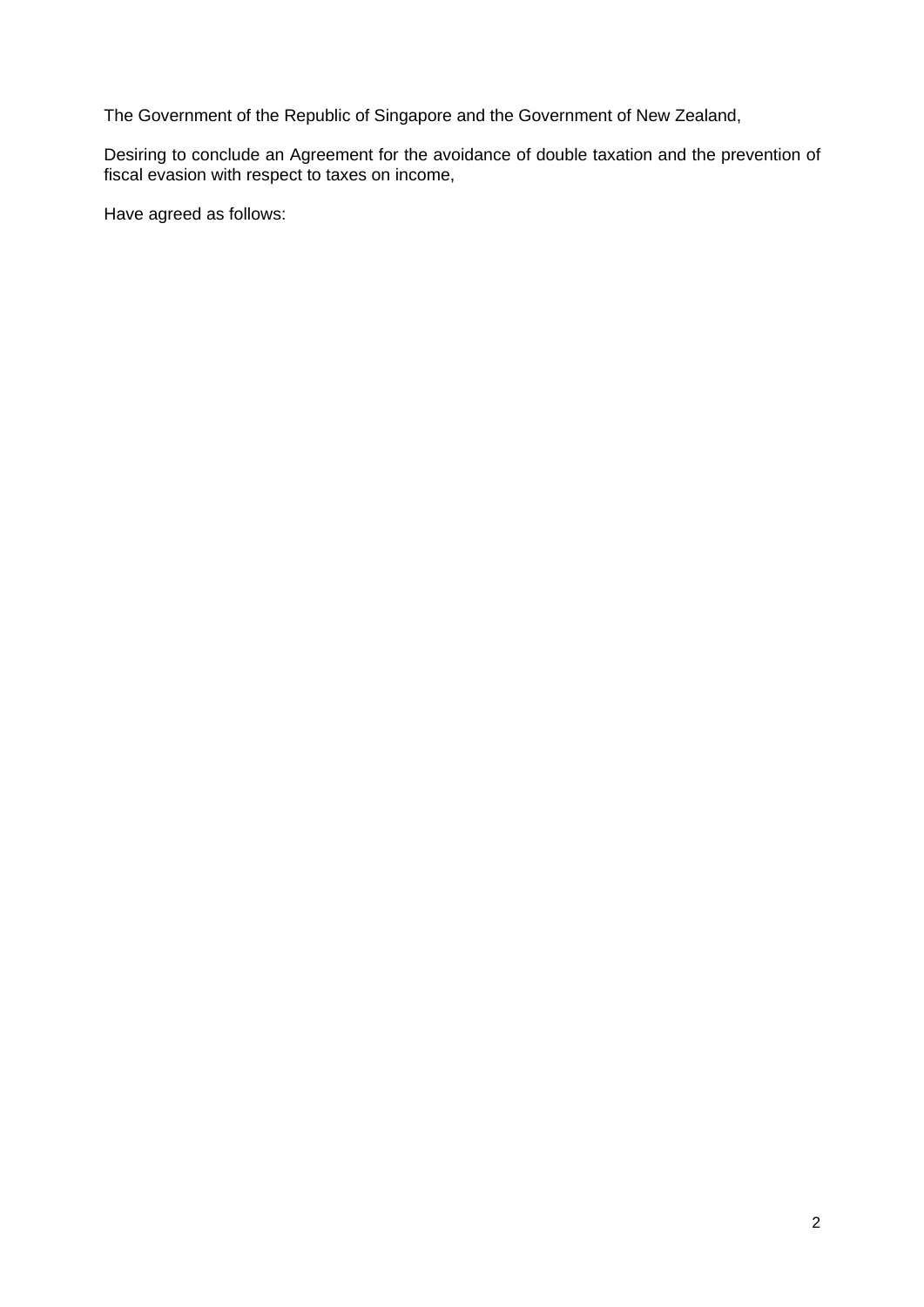The Government of the Republic of Singapore and the Government of New Zealand,

Desiring to conclude an Agreement for the avoidance of double taxation and the prevention of fiscal evasion with respect to taxes on income,

Have agreed as follows: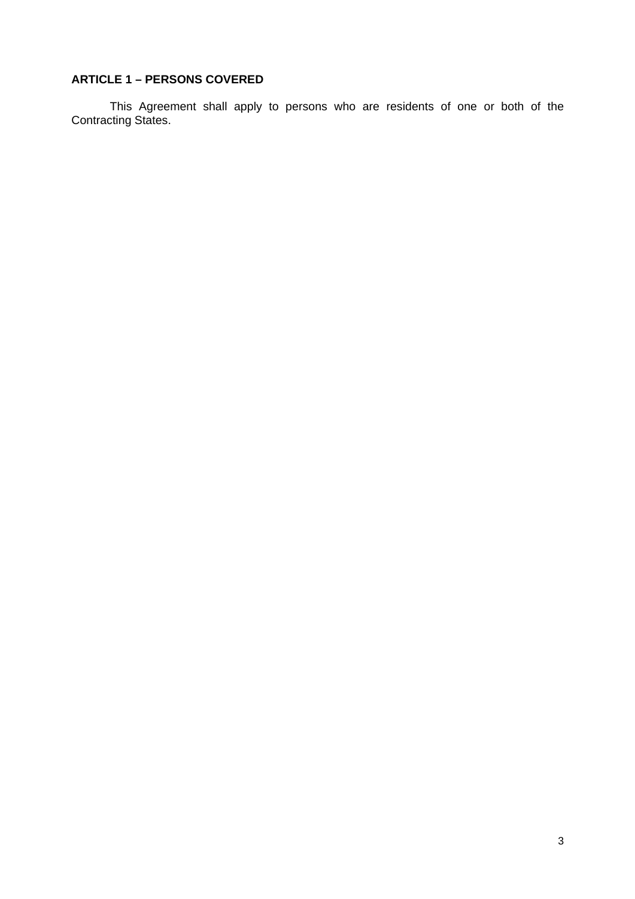## ARTICLE 1 – PERSONS COVERED

This Agreement shall apply to persons who are residents of one or both of the Contracting States.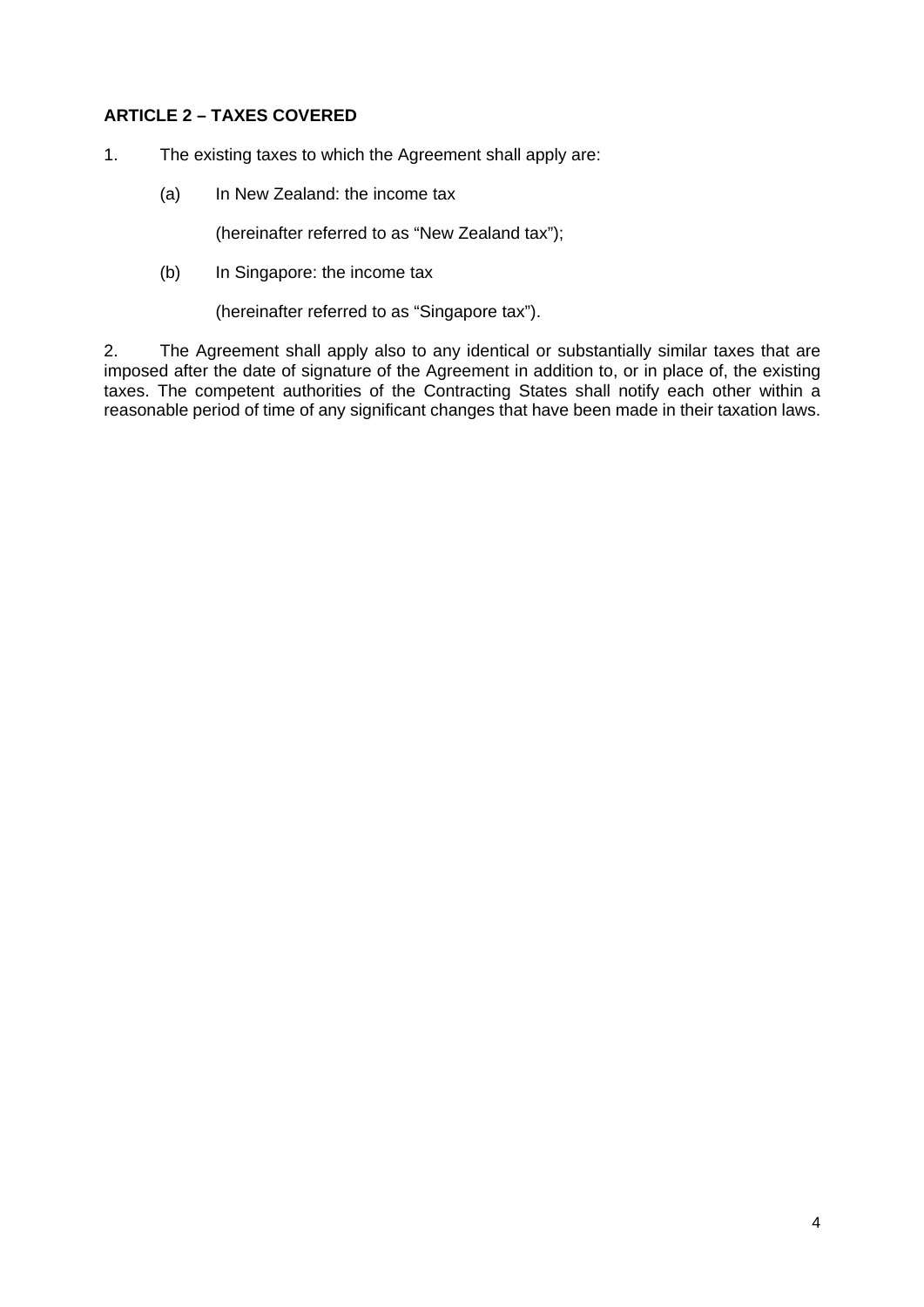**ARTICLE 2 – TAXES COVERED**

1. The existing taxes to which the Agreement shall apply are:

   (a) In New Zealand: the income tax

   (hereinafter referred to as "New Zealand tax");

   (b) In Singapore: the income tax

   (hereinafter referred to as "Singapore tax").

2. The Agreement shall apply also to any identical or substantially similar taxes that are imposed after the date of signature of the Agreement in addition to, or in place of, the existing taxes. The competent authorities of the Contracting States shall notify each other within a reasonable period of time of any significant changes that have been made in their taxation laws.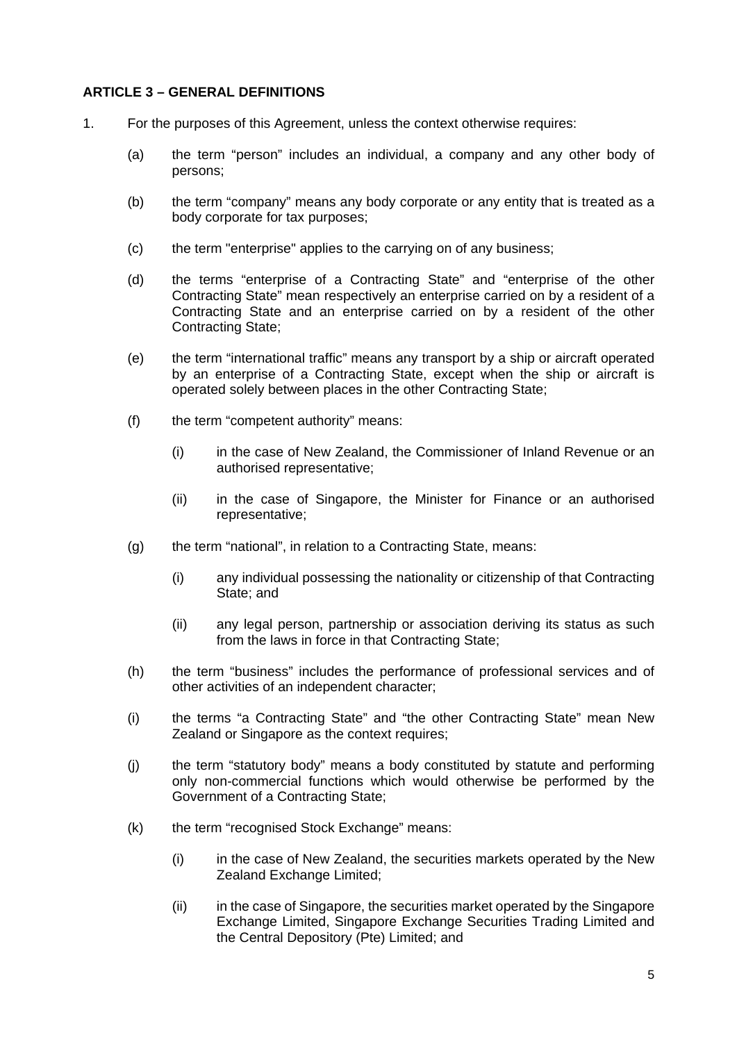**ARTICLE 3 – GENERAL DEFINITIONS**

1. For the purposes of this Agreement, unless the context otherwise requires:

   (a) the term "person" includes an individual, a company and any other body of persons;

   (b) the term "company" means any body corporate or any entity that is treated as a body corporate for tax purposes;

   (c) the term "enterprise" applies to the carrying on of any business;

   (d) the terms "enterprise of a Contracting State" and "enterprise of the other Contracting State" mean respectively an enterprise carried on by a resident of a Contracting State and an enterprise carried on by a resident of the other Contracting State;

   (e) the term "international traffic" means any transport by a ship or aircraft operated by an enterprise of a Contracting State, except when the ship or aircraft is operated solely between places in the other Contracting State;

   (f) the term "competent authority" means:

      (i) in the case of New Zealand, the Commissioner of Inland Revenue or an authorised representative;

      (ii) in the case of Singapore, the Minister for Finance or an authorised representative;

   (g) the term "national", in relation to a Contracting State, means:

      (i) any individual possessing the nationality or citizenship of that Contracting State; and

      (ii) any legal person, partnership or association deriving its status as such from the laws in force in that Contracting State;

   (h) the term "business" includes the performance of professional services and of other activities of an independent character;

   (i) the terms "a Contracting State" and "the other Contracting State" mean New Zealand or Singapore as the context requires;

   (j) the term "statutory body" means a body constituted by statute and performing only non-commercial functions which would otherwise be performed by the Government of a Contracting State;

   (k) the term "recognised Stock Exchange" means:

      (i) in the case of New Zealand, the securities markets operated by the New Zealand Exchange Limited;

      (ii) in the case of Singapore, the securities market operated by the Singapore Exchange Limited, Singapore Exchange Securities Trading Limited and the Central Depository (Pte) Limited; and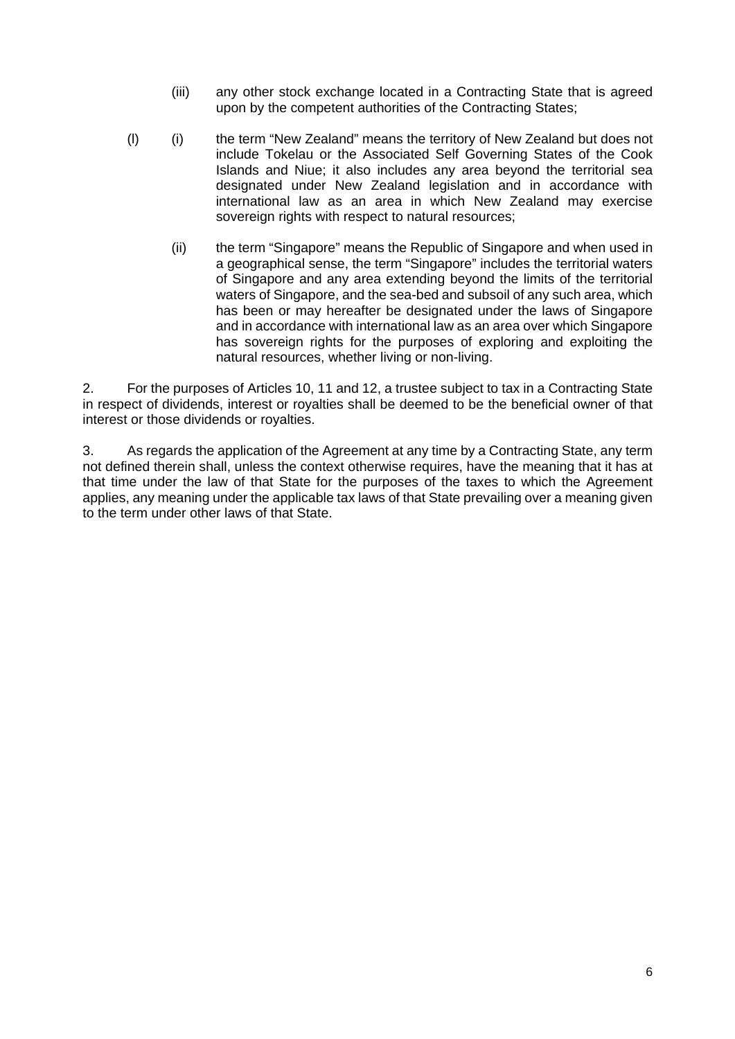(iii) any other stock exchange located in a Contracting State that is agreed upon by the competent authorities of the Contracting States;

(l) (i) the term "New Zealand" means the territory of New Zealand but does not include Tokelau or the Associated Self Governing States of the Cook Islands and Niue; it also includes any area beyond the territorial sea designated under New Zealand legislation and in accordance with international law as an area in which New Zealand may exercise sovereign rights with respect to natural resources;

(ii) the term "Singapore" means the Republic of Singapore and when used in a geographical sense, the term "Singapore" includes the territorial waters of Singapore and any area extending beyond the limits of the territorial waters of Singapore, and the sea-bed and subsoil of any such area, which has been or may hereafter be designated under the laws of Singapore and in accordance with international law as an area over which Singapore has sovereign rights for the purposes of exploring and exploiting the natural resources, whether living or non-living.

2. For the purposes of Articles 10, 11 and 12, a trustee subject to tax in a Contracting State in respect of dividends, interest or royalties shall be deemed to be the beneficial owner of that interest or those dividends or royalties.

3. As regards the application of the Agreement at any time by a Contracting State, any term not defined therein shall, unless the context otherwise requires, have the meaning that it has at that time under the law of that State for the purposes of the taxes to which the Agreement applies, any meaning under the applicable tax laws of that State prevailing over a meaning given to the term under other laws of that State.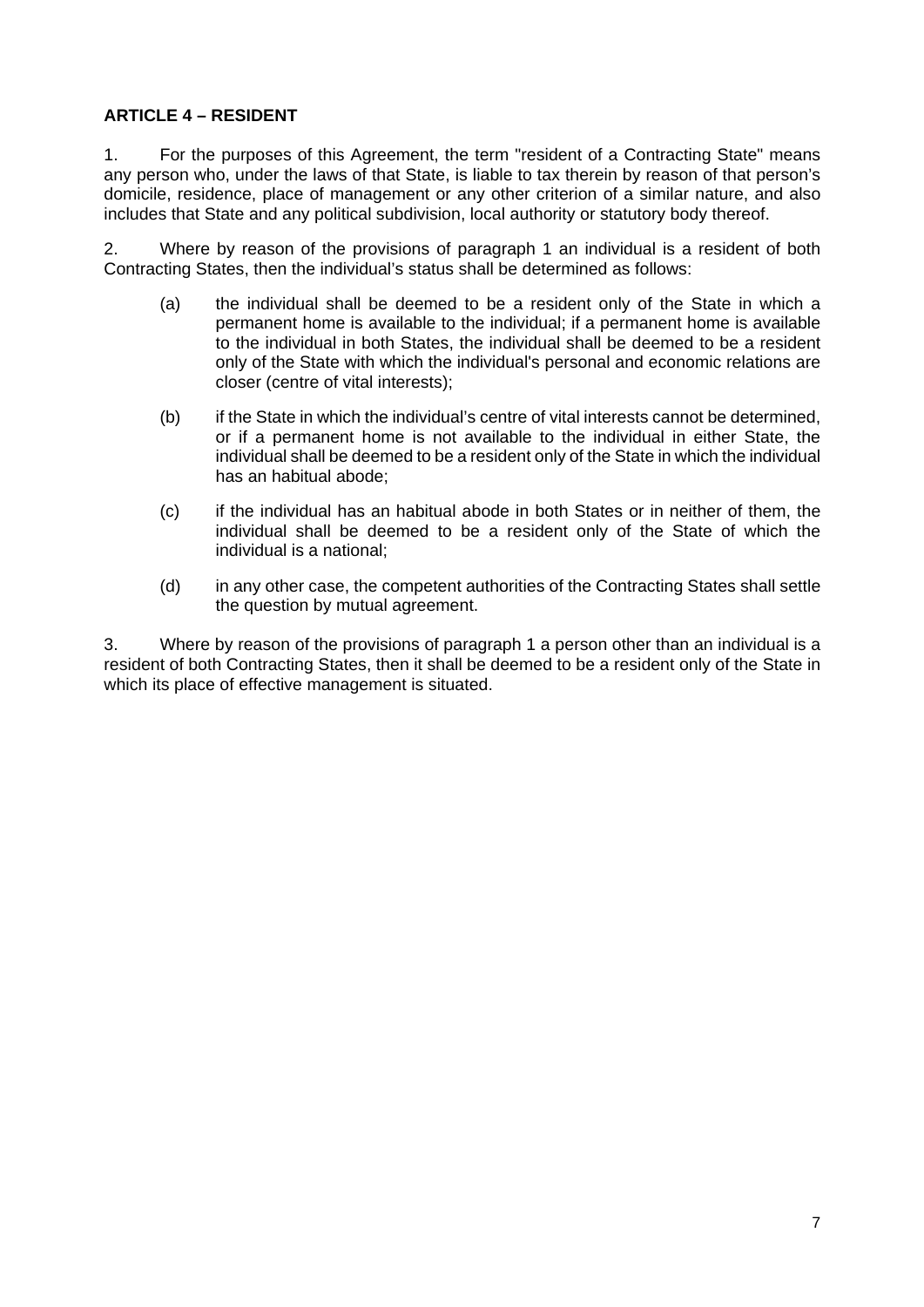**ARTICLE 4 – RESIDENT**

1. For the purposes of this Agreement, the term "resident of a Contracting State" means any person who, under the laws of that State, is liable to tax therein by reason of that person's domicile, residence, place of management or any other criterion of a similar nature, and also includes that State and any political subdivision, local authority or statutory body thereof.

2. Where by reason of the provisions of paragraph 1 an individual is a resident of both Contracting States, then the individual's status shall be determined as follows:

(a) the individual shall be deemed to be a resident only of the State in which a permanent home is available to the individual; if a permanent home is available to the individual in both States, the individual shall be deemed to be a resident only of the State with which the individual's personal and economic relations are closer (centre of vital interests);

(b) if the State in which the individual's centre of vital interests cannot be determined, or if a permanent home is not available to the individual in either State, the individual shall be deemed to be a resident only of the State in which the individual has an habitual abode;

(c) if the individual has an habitual abode in both States or in neither of them, the individual shall be deemed to be a resident only of the State of which the individual is a national;

(d) in any other case, the competent authorities of the Contracting States shall settle the question by mutual agreement.

3. Where by reason of the provisions of paragraph 1 a person other than an individual is a resident of both Contracting States, then it shall be deemed to be a resident only of the State in which its place of effective management is situated.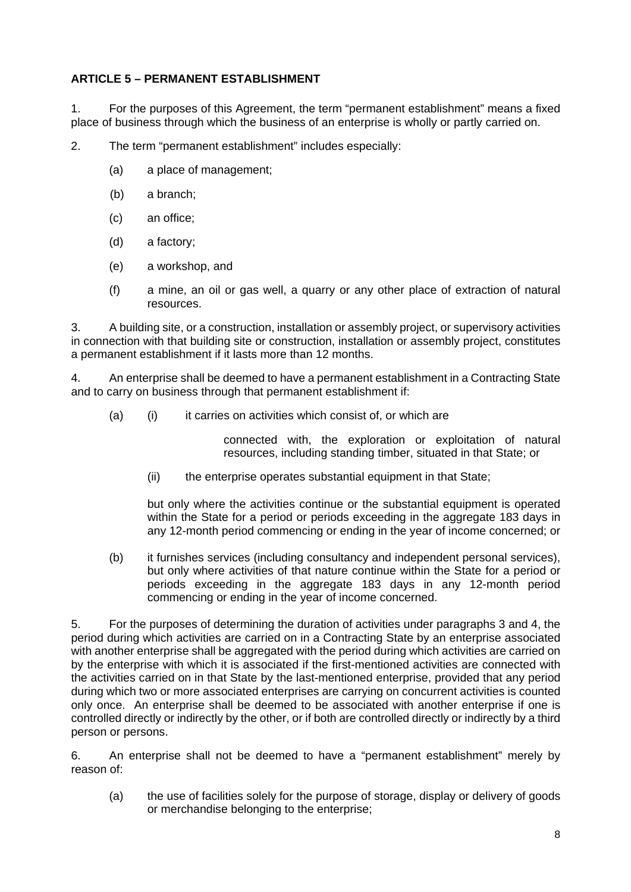**ARTICLE 5 – PERMANENT ESTABLISHMENT**

1. For the purposes of this Agreement, the term "permanent establishment" means a fixed place of business through which the business of an enterprise is wholly or partly carried on.

2. The term "permanent establishment" includes especially:

   (a) a place of management;

   (b) a branch;

   (c) an office;

   (d) a factory;

   (e) a workshop, and

   (f) a mine, an oil or gas well, a quarry or any other place of extraction of natural resources.

3. A building site, or a construction, installation or assembly project, or supervisory activities in connection with that building site or construction, installation or assembly project, constitutes a permanent establishment if it lasts more than 12 months.

4. An enterprise shall be deemed to have a permanent establishment in a Contracting State and to carry on business through that permanent establishment if:

   (a) (i) it carries on activities which consist of, or which are connected with, the exploration or exploitation of natural resources, including standing timber, situated in that State; or

   (ii) the enterprise operates substantial equipment in that State;

   but only where the activities continue or the substantial equipment is operated within the State for a period or periods exceeding in the aggregate 183 days in any 12-month period commencing or ending in the year of income concerned; or

   (b) it furnishes services (including consultancy and independent personal services), but only where activities of that nature continue within the State for a period or periods exceeding in the aggregate 183 days in any 12-month period commencing or ending in the year of income concerned.

5. For the purposes of determining the duration of activities under paragraphs 3 and 4, the period during which activities are carried on in a Contracting State by an enterprise associated with another enterprise shall be aggregated with the period during which activities are carried on by the enterprise with which it is associated if the first-mentioned activities are connected with the activities carried on in that State by the last-mentioned enterprise, provided that any period during which two or more associated enterprises are carrying on concurrent activities is counted only once. An enterprise shall be deemed to be associated with another enterprise if one is controlled directly or indirectly by the other, or if both are controlled directly or indirectly by a third person or persons.

6. An enterprise shall not be deemed to have a "permanent establishment" merely by reason of:

   (a) the use of facilities solely for the purpose of storage, display or delivery of goods or merchandise belonging to the enterprise;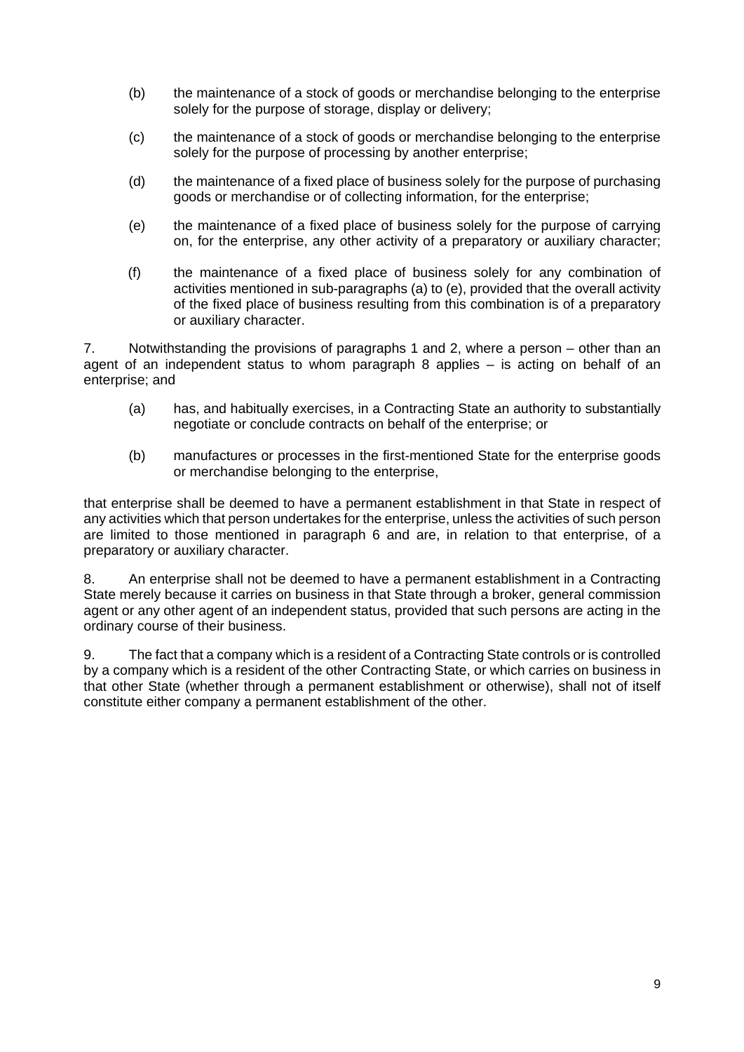(b) the maintenance of a stock of goods or merchandise belonging to the enterprise solely for the purpose of storage, display or delivery;

(c) the maintenance of a stock of goods or merchandise belonging to the enterprise solely for the purpose of processing by another enterprise;

(d) the maintenance of a fixed place of business solely for the purpose of purchasing goods or merchandise or of collecting information, for the enterprise;

(e) the maintenance of a fixed place of business solely for the purpose of carrying on, for the enterprise, any other activity of a preparatory or auxiliary character;

(f) the maintenance of a fixed place of business solely for any combination of activities mentioned in sub-paragraphs (a) to (e), provided that the overall activity of the fixed place of business resulting from this combination is of a preparatory or auxiliary character.

7. Notwithstanding the provisions of paragraphs 1 and 2, where a person – other than an agent of an independent status to whom paragraph 8 applies – is acting on behalf of an enterprise; and

(a) has, and habitually exercises, in a Contracting State an authority to substantially negotiate or conclude contracts on behalf of the enterprise; or

(b) manufactures or processes in the first-mentioned State for the enterprise goods or merchandise belonging to the enterprise,

that enterprise shall be deemed to have a permanent establishment in that State in respect of any activities which that person undertakes for the enterprise, unless the activities of such person are limited to those mentioned in paragraph 6 and are, in relation to that enterprise, of a preparatory or auxiliary character.

8. An enterprise shall not be deemed to have a permanent establishment in a Contracting State merely because it carries on business in that State through a broker, general commission agent or any other agent of an independent status, provided that such persons are acting in the ordinary course of their business.

9. The fact that a company which is a resident of a Contracting State controls or is controlled by a company which is a resident of the other Contracting State, or which carries on business in that other State (whether through a permanent establishment or otherwise), shall not of itself constitute either company a permanent establishment of the other.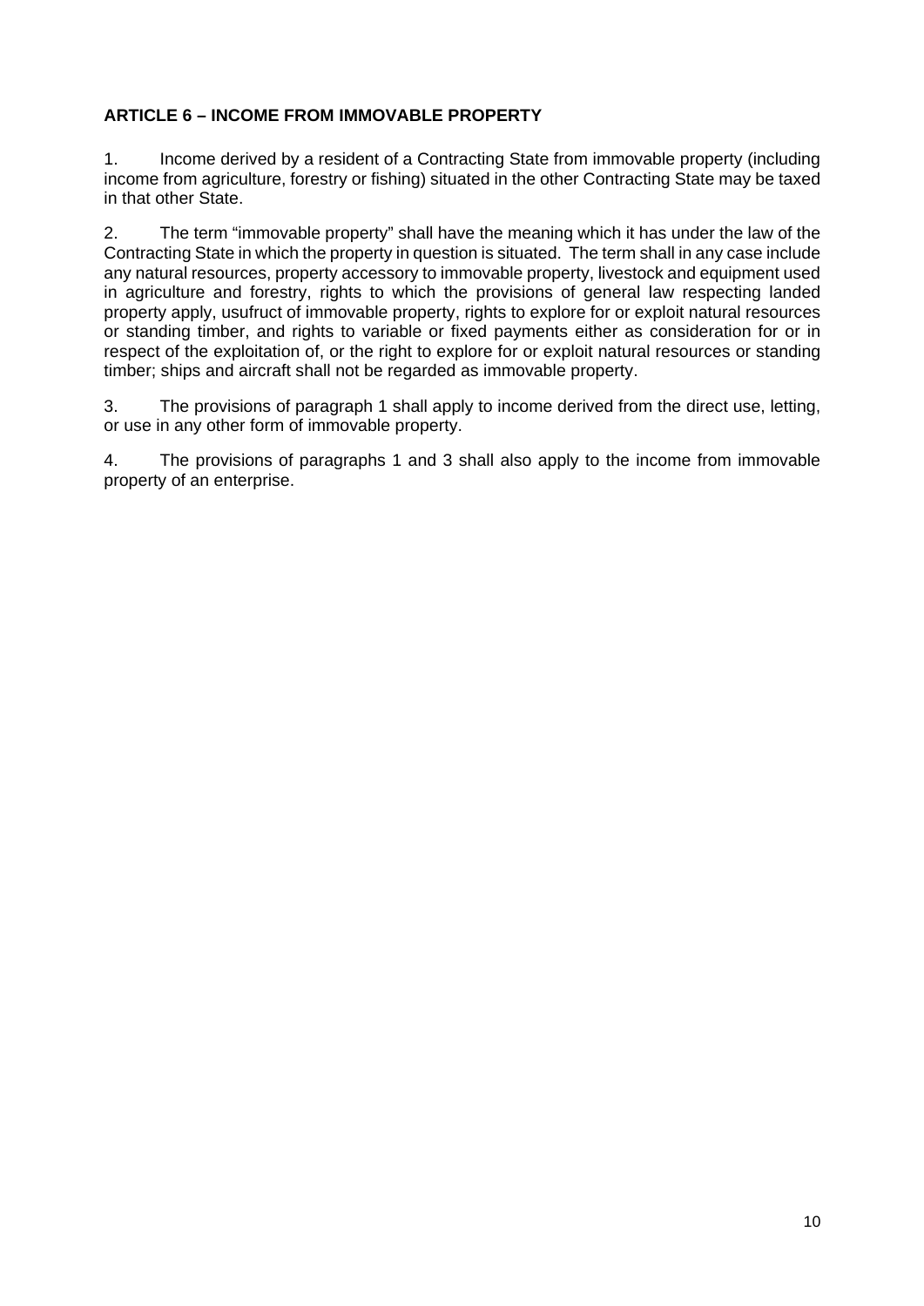**ARTICLE 6 – INCOME FROM IMMOVABLE PROPERTY**

1. Income derived by a resident of a Contracting State from immovable property (including income from agriculture, forestry or fishing) situated in the other Contracting State may be taxed in that other State.

2. The term "immovable property" shall have the meaning which it has under the law of the Contracting State in which the property in question is situated. The term shall in any case include any natural resources, property accessory to immovable property, livestock and equipment used in agriculture and forestry, rights to which the provisions of general law respecting landed property apply, usufruct of immovable property, rights to explore for or exploit natural resources or standing timber, and rights to variable or fixed payments either as consideration for or in respect of the exploitation of, or the right to explore for or exploit natural resources or standing timber; ships and aircraft shall not be regarded as immovable property.

3. The provisions of paragraph 1 shall apply to income derived from the direct use, letting, or use in any other form of immovable property.

4. The provisions of paragraphs 1 and 3 shall also apply to the income from immovable property of an enterprise.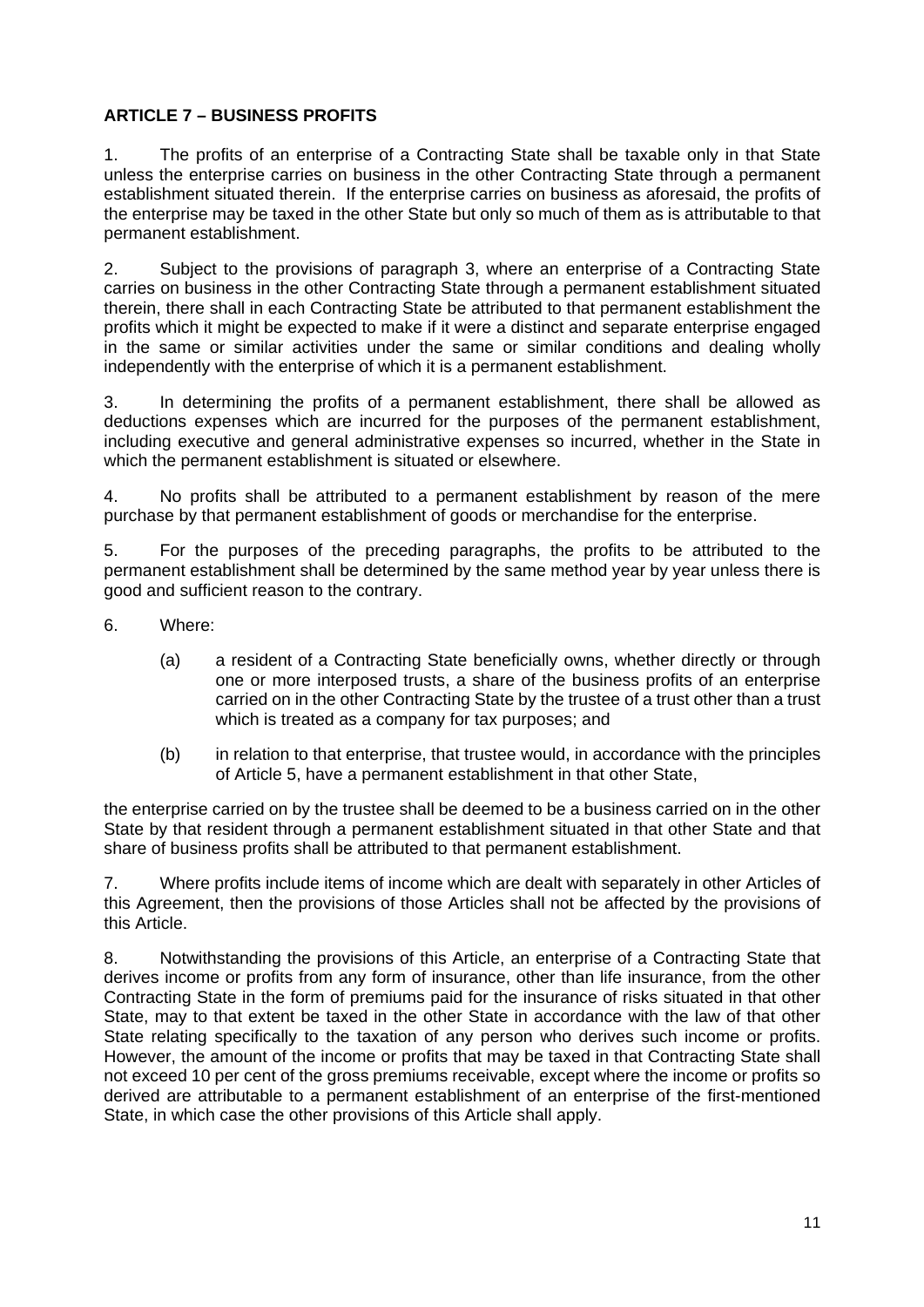**ARTICLE 7 – BUSINESS PROFITS**

1. The profits of an enterprise of a Contracting State shall be taxable only in that State unless the enterprise carries on business in the other Contracting State through a permanent establishment situated therein. If the enterprise carries on business as aforesaid, the profits of the enterprise may be taxed in the other State but only so much of them as is attributable to that permanent establishment.

2. Subject to the provisions of paragraph 3, where an enterprise of a Contracting State carries on business in the other Contracting State through a permanent establishment situated therein, there shall in each Contracting State be attributed to that permanent establishment the profits which it might be expected to make if it were a distinct and separate enterprise engaged in the same or similar activities under the same or similar conditions and dealing wholly independently with the enterprise of which it is a permanent establishment.

3. In determining the profits of a permanent establishment, there shall be allowed as deductions expenses which are incurred for the purposes of the permanent establishment, including executive and general administrative expenses so incurred, whether in the State in which the permanent establishment is situated or elsewhere.

4. No profits shall be attributed to a permanent establishment by reason of the mere purchase by that permanent establishment of goods or merchandise for the enterprise.

5. For the purposes of the preceding paragraphs, the profits to be attributed to the permanent establishment shall be determined by the same method year by year unless there is good and sufficient reason to the contrary.

6. Where:

   (a) a resident of a Contracting State beneficially owns, whether directly or through one or more interposed trusts, a share of the business profits of an enterprise carried on in the other Contracting State by the trustee of a trust other than a trust which is treated as a company for tax purposes; and

   (b) in relation to that enterprise, that trustee would, in accordance with the principles of Article 5, have a permanent establishment in that other State,

the enterprise carried on by the trustee shall be deemed to be a business carried on in the other State by that resident through a permanent establishment situated in that other State and that share of business profits shall be attributed to that permanent establishment.

7. Where profits include items of income which are dealt with separately in other Articles of this Agreement, then the provisions of those Articles shall not be affected by the provisions of this Article.

8. Notwithstanding the provisions of this Article, an enterprise of a Contracting State that derives income or profits from any form of insurance, other than life insurance, from the other Contracting State in the form of premiums paid for the insurance of risks situated in that other State, may to that extent be taxed in the other State in accordance with the law of that other State relating specifically to the taxation of any person who derives such income or profits. However, the amount of the income or profits that may be taxed in that Contracting State shall not exceed 10 per cent of the gross premiums receivable, except where the income or profits so derived are attributable to a permanent establishment of an enterprise of the first-mentioned State, in which case the other provisions of this Article shall apply.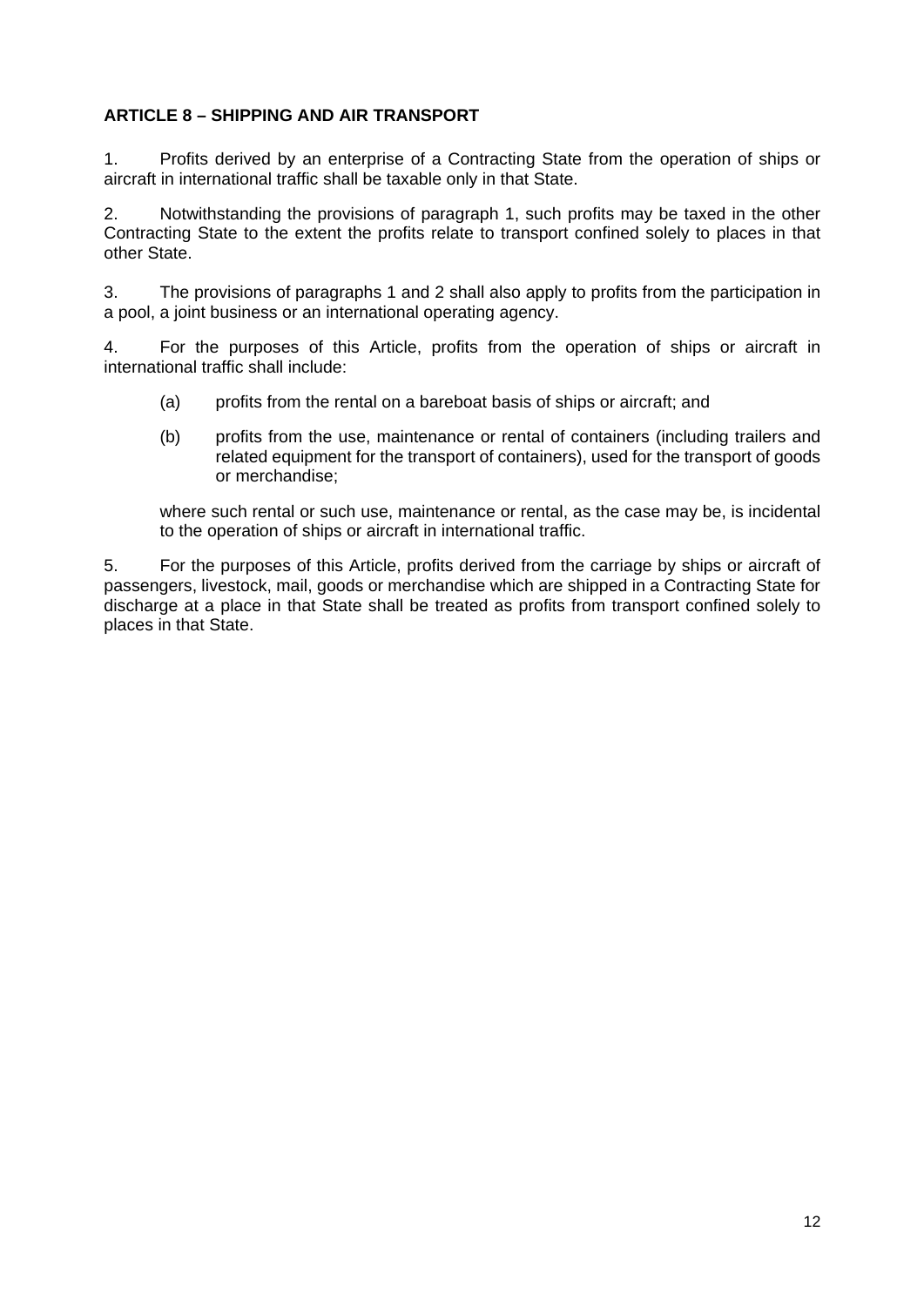**ARTICLE 8 – SHIPPING AND AIR TRANSPORT**

1. Profits derived by an enterprise of a Contracting State from the operation of ships or aircraft in international traffic shall be taxable only in that State.

2. Notwithstanding the provisions of paragraph 1, such profits may be taxed in the other Contracting State to the extent the profits relate to transport confined solely to places in that other State.

3. The provisions of paragraphs 1 and 2 shall also apply to profits from the participation in a pool, a joint business or an international operating agency.

4. For the purposes of this Article, profits from the operation of ships or aircraft in international traffic shall include:

   (a) profits from the rental on a bareboat basis of ships or aircraft; and

   (b) profits from the use, maintenance or rental of containers (including trailers and related equipment for the transport of containers), used for the transport of goods or merchandise;

   where such rental or such use, maintenance or rental, as the case may be, is incidental to the operation of ships or aircraft in international traffic.

5. For the purposes of this Article, profits derived from the carriage by ships or aircraft of passengers, livestock, mail, goods or merchandise which are shipped in a Contracting State for discharge at a place in that State shall be treated as profits from transport confined solely to places in that State.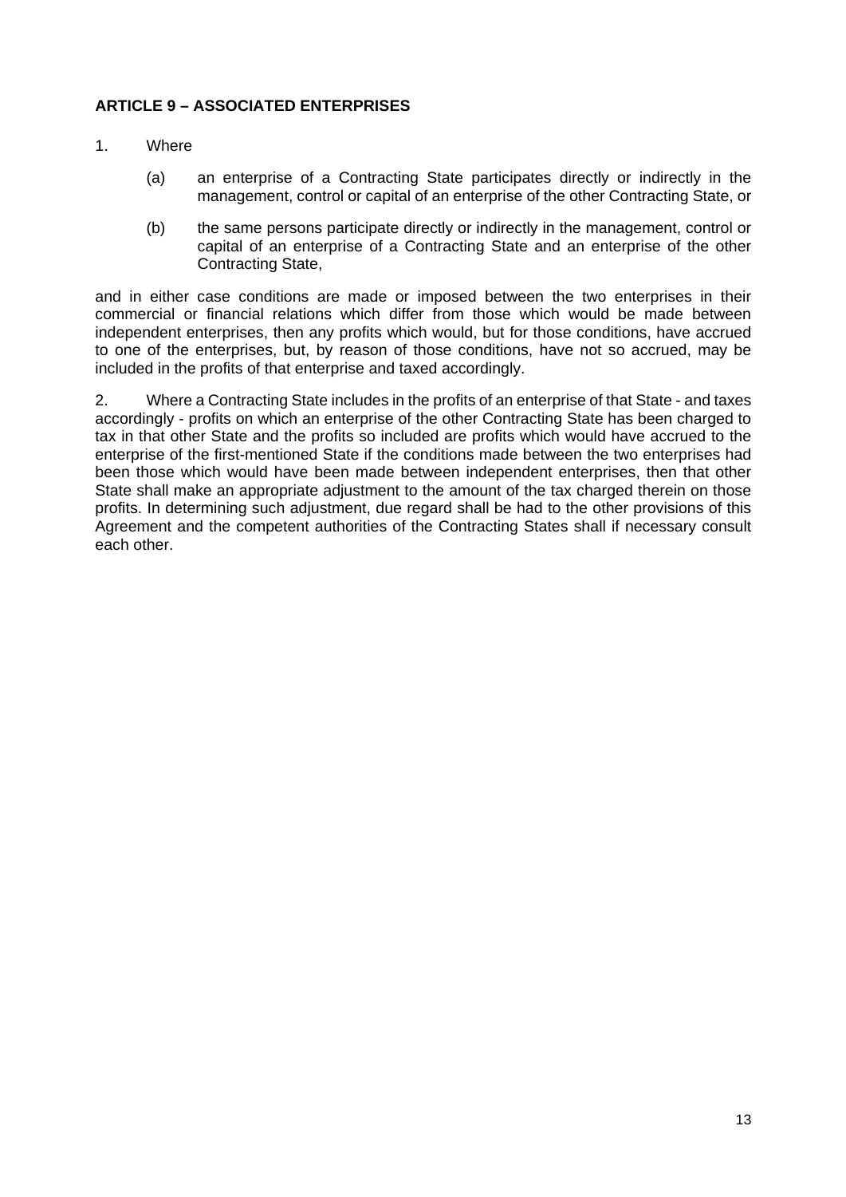**ARTICLE 9 – ASSOCIATED ENTERPRISES**

1. Where

   (a) an enterprise of a Contracting State participates directly or indirectly in the management, control or capital of an enterprise of the other Contracting State, or

   (b) the same persons participate directly or indirectly in the management, control or capital of an enterprise of a Contracting State and an enterprise of the other Contracting State,

and in either case conditions are made or imposed between the two enterprises in their commercial or financial relations which differ from those which would be made between independent enterprises, then any profits which would, but for those conditions, have accrued to one of the enterprises, but, by reason of those conditions, have not so accrued, may be included in the profits of that enterprise and taxed accordingly.

2. Where a Contracting State includes in the profits of an enterprise of that State - and taxes accordingly - profits on which an enterprise of the other Contracting State has been charged to tax in that other State and the profits so included are profits which would have accrued to the enterprise of the first-mentioned State if the conditions made between the two enterprises had been those which would have been made between independent enterprises, then that other State shall make an appropriate adjustment to the amount of the tax charged therein on those profits. In determining such adjustment, due regard shall be had to the other provisions of this Agreement and the competent authorities of the Contracting States shall if necessary consult each other.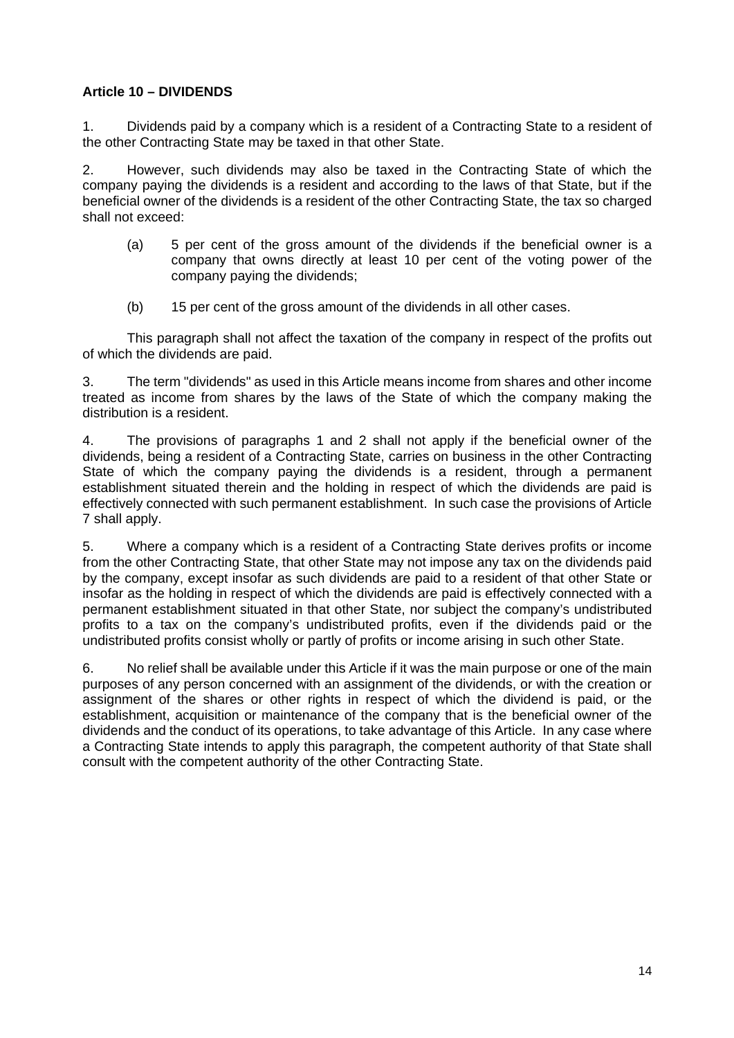**Article 10 – DIVIDENDS**

1. Dividends paid by a company which is a resident of a Contracting State to a resident of the other Contracting State may be taxed in that other State.

2. However, such dividends may also be taxed in the Contracting State of which the company paying the dividends is a resident and according to the laws of that State, but if the beneficial owner of the dividends is a resident of the other Contracting State, the tax so charged shall not exceed:

   (a) 5 per cent of the gross amount of the dividends if the beneficial owner is a company that owns directly at least 10 per cent of the voting power of the company paying the dividends;

   (b) 15 per cent of the gross amount of the dividends in all other cases.

   This paragraph shall not affect the taxation of the company in respect of the profits out of which the dividends are paid.

3. The term "dividends" as used in this Article means income from shares and other income treated as income from shares by the laws of the State of which the company making the distribution is a resident.

4. The provisions of paragraphs 1 and 2 shall not apply if the beneficial owner of the dividends, being a resident of a Contracting State, carries on business in the other Contracting State of which the company paying the dividends is a resident, through a permanent establishment situated therein and the holding in respect of which the dividends are paid is effectively connected with such permanent establishment. In such case the provisions of Article 7 shall apply.

5. Where a company which is a resident of a Contracting State derives profits or income from the other Contracting State, that other State may not impose any tax on the dividends paid by the company, except insofar as such dividends are paid to a resident of that other State or insofar as the holding in respect of which the dividends are paid is effectively connected with a permanent establishment situated in that other State, nor subject the company's undistributed profits to a tax on the company's undistributed profits, even if the dividends paid or the undistributed profits consist wholly or partly of profits or income arising in such other State.

6. No relief shall be available under this Article if it was the main purpose or one of the main purposes of any person concerned with an assignment of the dividends, or with the creation or assignment of the shares or other rights in respect of which the dividend is paid, or the establishment, acquisition or maintenance of the company that is the beneficial owner of the dividends and the conduct of its operations, to take advantage of this Article. In any case where a Contracting State intends to apply this paragraph, the competent authority of that State shall consult with the competent authority of the other Contracting State.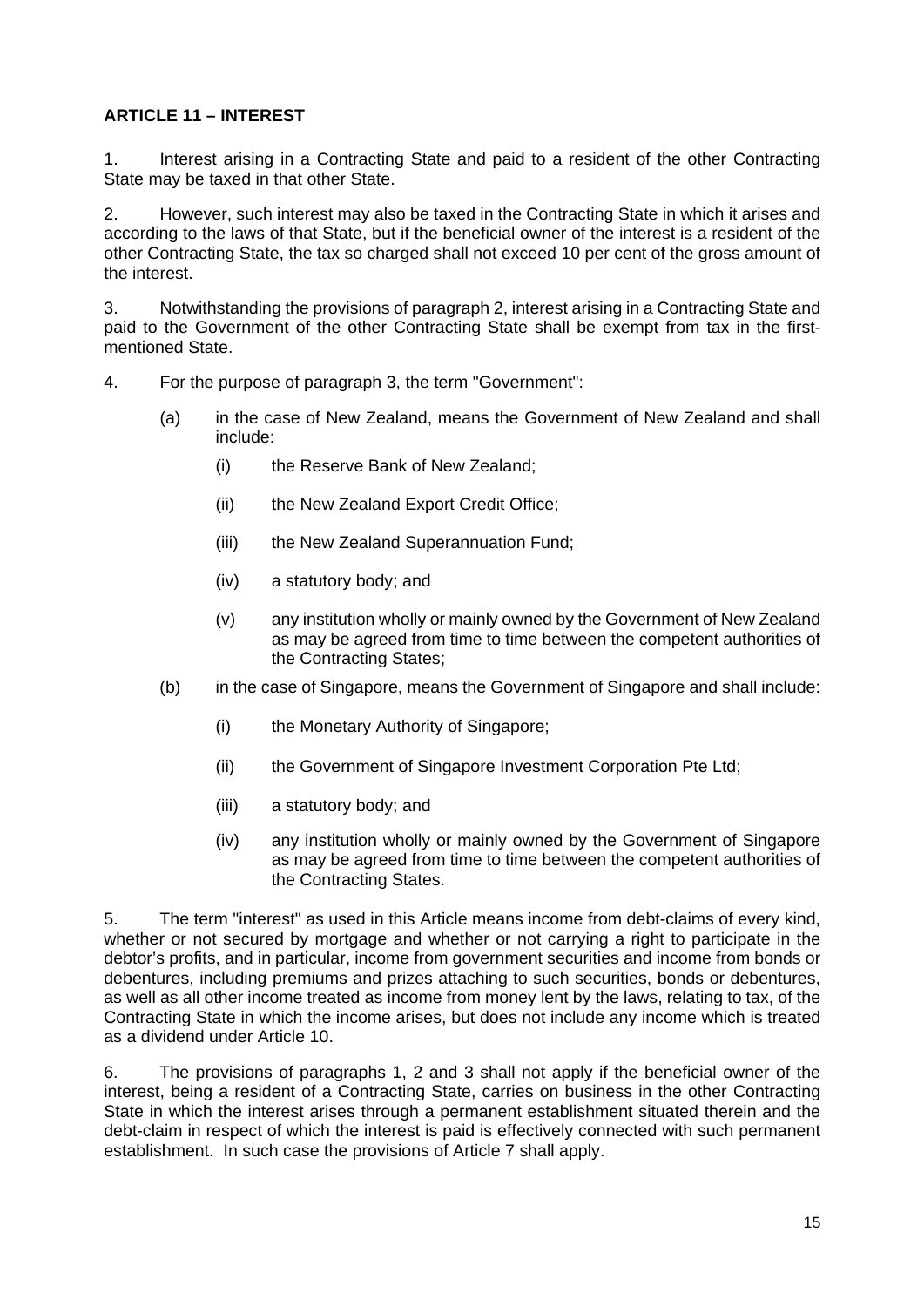**ARTICLE 11 – INTEREST**

1. Interest arising in a Contracting State and paid to a resident of the other Contracting State may be taxed in that other State.

2. However, such interest may also be taxed in the Contracting State in which it arises and according to the laws of that State, but if the beneficial owner of the interest is a resident of the other Contracting State, the tax so charged shall not exceed 10 per cent of the gross amount of the interest.

3. Notwithstanding the provisions of paragraph 2, interest arising in a Contracting State and paid to the Government of the other Contracting State shall be exempt from tax in the first-mentioned State.

4. For the purpose of paragraph 3, the term "Government":

   (a) in the case of New Zealand, means the Government of New Zealand and shall include:

      (i) the Reserve Bank of New Zealand;

      (ii) the New Zealand Export Credit Office;

      (iii) the New Zealand Superannuation Fund;

      (iv) a statutory body; and

      (v) any institution wholly or mainly owned by the Government of New Zealand as may be agreed from time to time between the competent authorities of the Contracting States;

   (b) in the case of Singapore, means the Government of Singapore and shall include:

      (i) the Monetary Authority of Singapore;

      (ii) the Government of Singapore Investment Corporation Pte Ltd;

      (iii) a statutory body; and

      (iv) any institution wholly or mainly owned by the Government of Singapore as may be agreed from time to time between the competent authorities of the Contracting States.

5. The term "interest" as used in this Article means income from debt-claims of every kind, whether or not secured by mortgage and whether or not carrying a right to participate in the debtor's profits, and in particular, income from government securities and income from bonds or debentures, including premiums and prizes attaching to such securities, bonds or debentures, as well as all other income treated as income from money lent by the laws, relating to tax, of the Contracting State in which the income arises, but does not include any income which is treated as a dividend under Article 10.

6. The provisions of paragraphs 1, 2 and 3 shall not apply if the beneficial owner of the interest, being a resident of a Contracting State, carries on business in the other Contracting State in which the interest arises through a permanent establishment situated therein and the debt-claim in respect of which the interest is paid is effectively connected with such permanent establishment. In such case the provisions of Article 7 shall apply.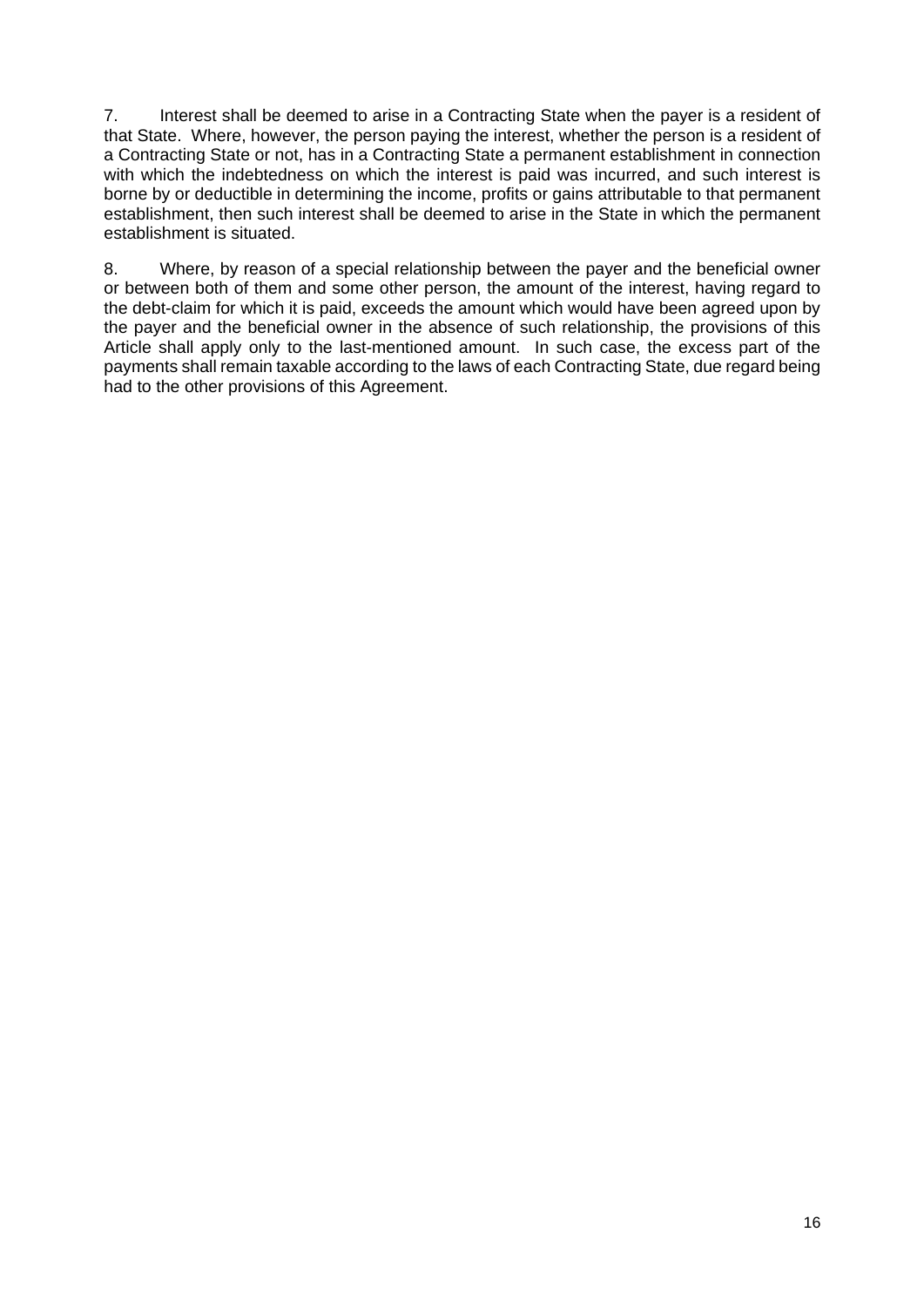7. Interest shall be deemed to arise in a Contracting State when the payer is a resident of that State. Where, however, the person paying the interest, whether the person is a resident of a Contracting State or not, has in a Contracting State a permanent establishment in connection with which the indebtedness on which the interest is paid was incurred, and such interest is borne by or deductible in determining the income, profits or gains attributable to that permanent establishment, then such interest shall be deemed to arise in the State in which the permanent establishment is situated.

8. Where, by reason of a special relationship between the payer and the beneficial owner or between both of them and some other person, the amount of the interest, having regard to the debt-claim for which it is paid, exceeds the amount which would have been agreed upon by the payer and the beneficial owner in the absence of such relationship, the provisions of this Article shall apply only to the last-mentioned amount. In such case, the excess part of the payments shall remain taxable according to the laws of each Contracting State, due regard being had to the other provisions of this Agreement.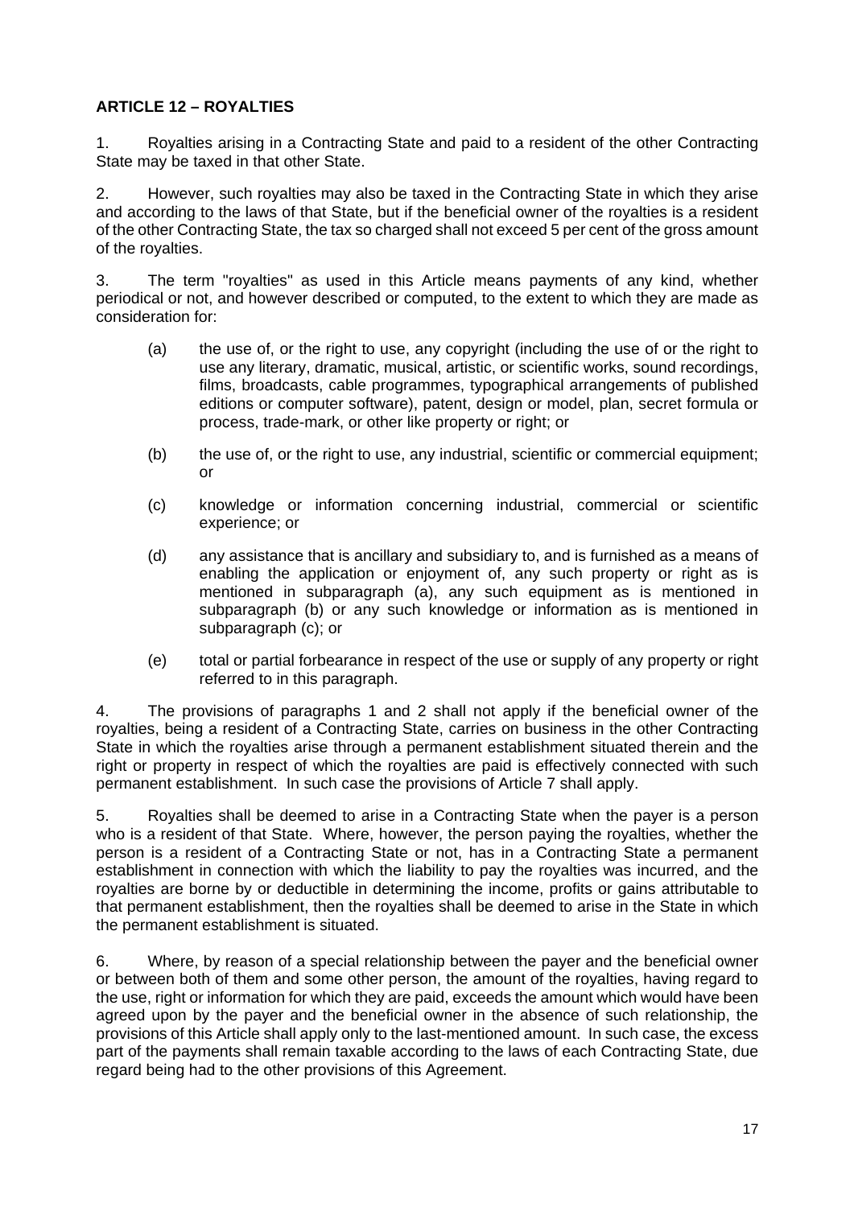## ARTICLE 12 – ROYALTIES

1. Royalties arising in a Contracting State and paid to a resident of the other Contracting State may be taxed in that other State.

2. However, such royalties may also be taxed in the Contracting State in which they arise and according to the laws of that State, but if the beneficial owner of the royalties is a resident of the other Contracting State, the tax so charged shall not exceed 5 per cent of the gross amount of the royalties.

3. The term "royalties" as used in this Article means payments of any kind, whether periodical or not, and however described or computed, to the extent to which they are made as consideration for:

(a) the use of, or the right to use, any copyright (including the use of or the right to use any literary, dramatic, musical, artistic, or scientific works, sound recordings, films, broadcasts, cable programmes, typographical arrangements of published editions or computer software), patent, design or model, plan, secret formula or process, trade-mark, or other like property or right; or

(b) the use of, or the right to use, any industrial, scientific or commercial equipment; or

(c) knowledge or information concerning industrial, commercial or scientific experience; or

(d) any assistance that is ancillary and subsidiary to, and is furnished as a means of enabling the application or enjoyment of, any such property or right as is mentioned in subparagraph (a), any such equipment as is mentioned in subparagraph (b) or any such knowledge or information as is mentioned in subparagraph (c); or

(e) total or partial forbearance in respect of the use or supply of any property or right referred to in this paragraph.

4. The provisions of paragraphs 1 and 2 shall not apply if the beneficial owner of the royalties, being a resident of a Contracting State, carries on business in the other Contracting State in which the royalties arise through a permanent establishment situated therein and the right or property in respect of which the royalties are paid is effectively connected with such permanent establishment. In such case the provisions of Article 7 shall apply.

5. Royalties shall be deemed to arise in a Contracting State when the payer is a person who is a resident of that State. Where, however, the person paying the royalties, whether the person is a resident of a Contracting State or not, has in a Contracting State a permanent establishment in connection with which the liability to pay the royalties was incurred, and the royalties are borne by or deductible in determining the income, profits or gains attributable to that permanent establishment, then the royalties shall be deemed to arise in the State in which the permanent establishment is situated.

6. Where, by reason of a special relationship between the payer and the beneficial owner or between both of them and some other person, the amount of the royalties, having regard to the use, right or information for which they are paid, exceeds the amount which would have been agreed upon by the payer and the beneficial owner in the absence of such relationship, the provisions of this Article shall apply only to the last-mentioned amount. In such case, the excess part of the payments shall remain taxable according to the laws of each Contracting State, due regard being had to the other provisions of this Agreement.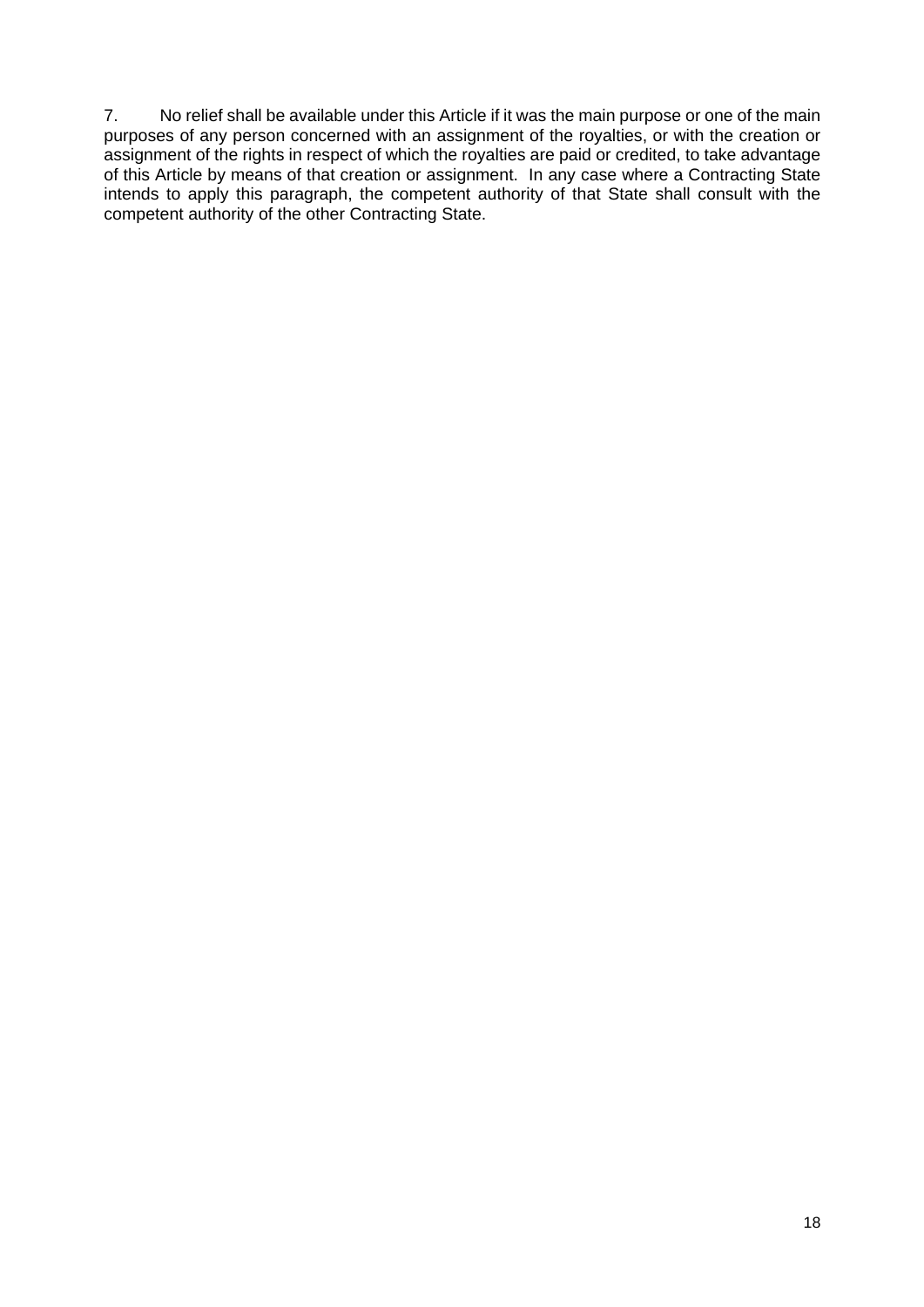7. No relief shall be available under this Article if it was the main purpose or one of the main purposes of any person concerned with an assignment of the royalties, or with the creation or assignment of the rights in respect of which the royalties are paid or credited, to take advantage of this Article by means of that creation or assignment. In any case where a Contracting State intends to apply this paragraph, the competent authority of that State shall consult with the competent authority of the other Contracting State.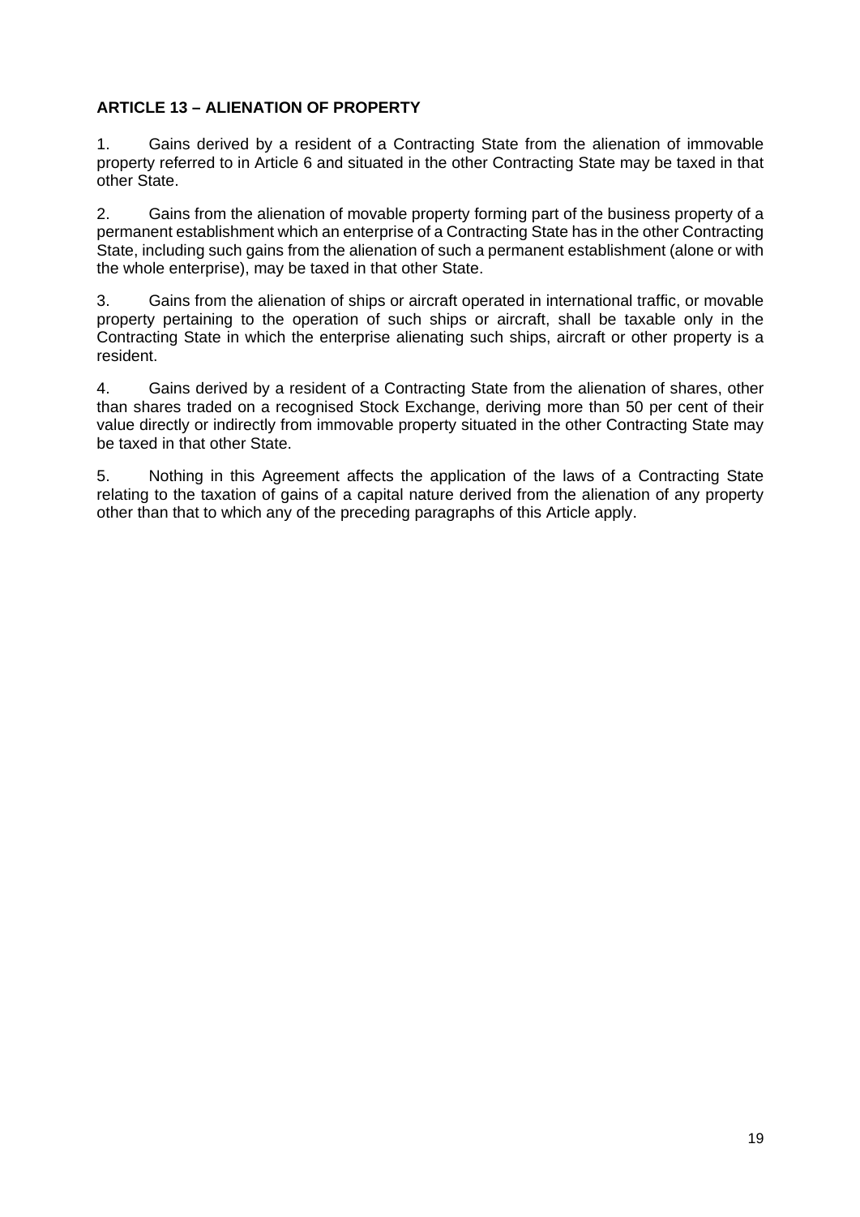**ARTICLE 13 – ALIENATION OF PROPERTY**

1. Gains derived by a resident of a Contracting State from the alienation of immovable property referred to in Article 6 and situated in the other Contracting State may be taxed in that other State.

2. Gains from the alienation of movable property forming part of the business property of a permanent establishment which an enterprise of a Contracting State has in the other Contracting State, including such gains from the alienation of such a permanent establishment (alone or with the whole enterprise), may be taxed in that other State.

3. Gains from the alienation of ships or aircraft operated in international traffic, or movable property pertaining to the operation of such ships or aircraft, shall be taxable only in the Contracting State in which the enterprise alienating such ships, aircraft or other property is a resident.

4. Gains derived by a resident of a Contracting State from the alienation of shares, other than shares traded on a recognised Stock Exchange, deriving more than 50 per cent of their value directly or indirectly from immovable property situated in the other Contracting State may be taxed in that other State.

5. Nothing in this Agreement affects the application of the laws of a Contracting State relating to the taxation of gains of a capital nature derived from the alienation of any property other than that to which any of the preceding paragraphs of this Article apply.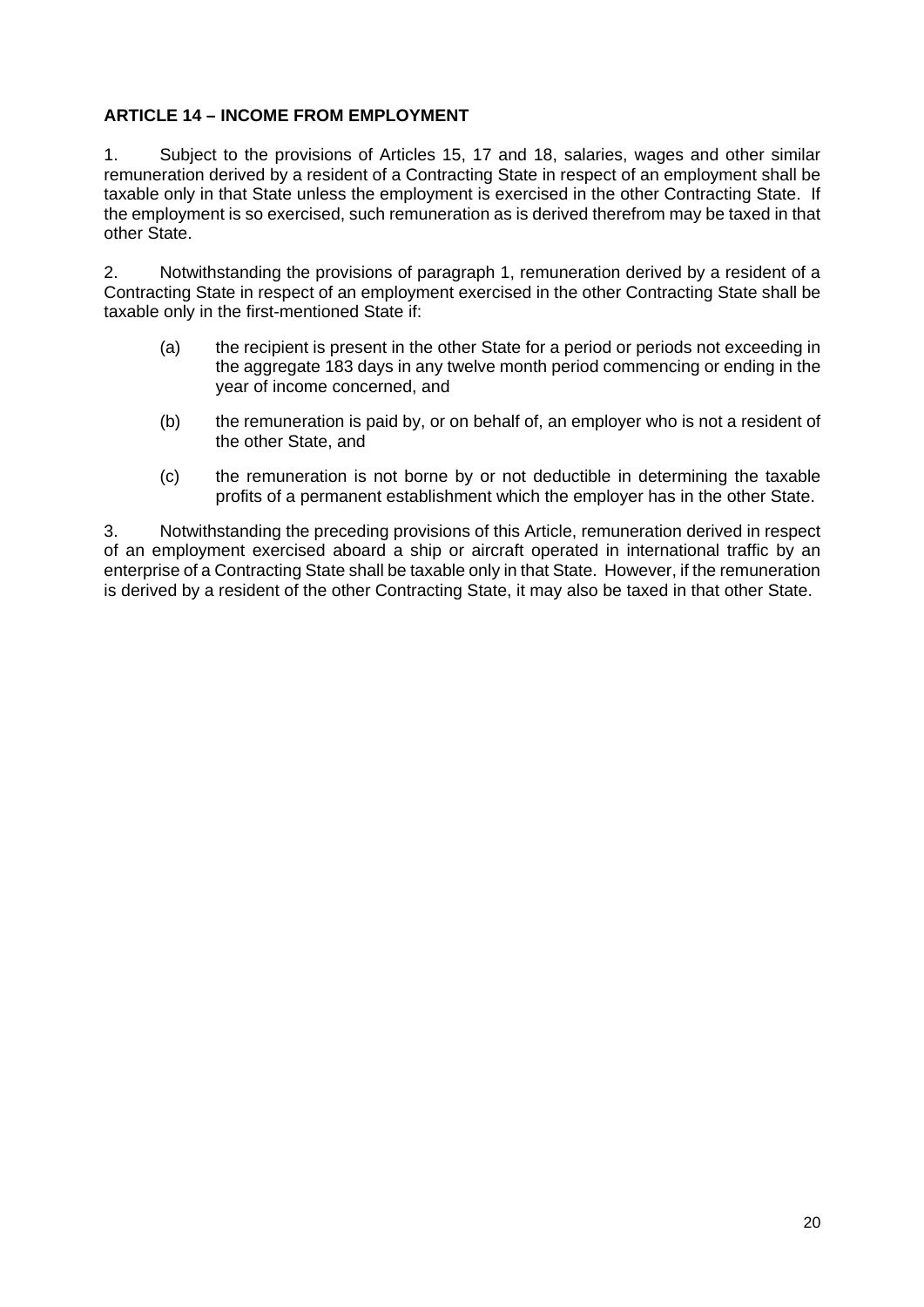## ARTICLE 14 – INCOME FROM EMPLOYMENT

1. Subject to the provisions of Articles 15, 17 and 18, salaries, wages and other similar remuneration derived by a resident of a Contracting State in respect of an employment shall be taxable only in that State unless the employment is exercised in the other Contracting State. If the employment is so exercised, such remuneration as is derived therefrom may be taxed in that other State.

2. Notwithstanding the provisions of paragraph 1, remuneration derived by a resident of a Contracting State in respect of an employment exercised in the other Contracting State shall be taxable only in the first-mentioned State if:

   (a) the recipient is present in the other State for a period or periods not exceeding in the aggregate 183 days in any twelve month period commencing or ending in the year of income concerned, and

   (b) the remuneration is paid by, or on behalf of, an employer who is not a resident of the other State, and

   (c) the remuneration is not borne by or not deductible in determining the taxable profits of a permanent establishment which the employer has in the other State.

3. Notwithstanding the preceding provisions of this Article, remuneration derived in respect of an employment exercised aboard a ship or aircraft operated in international traffic by an enterprise of a Contracting State shall be taxable only in that State. However, if the remuneration is derived by a resident of the other Contracting State, it may also be taxed in that other State.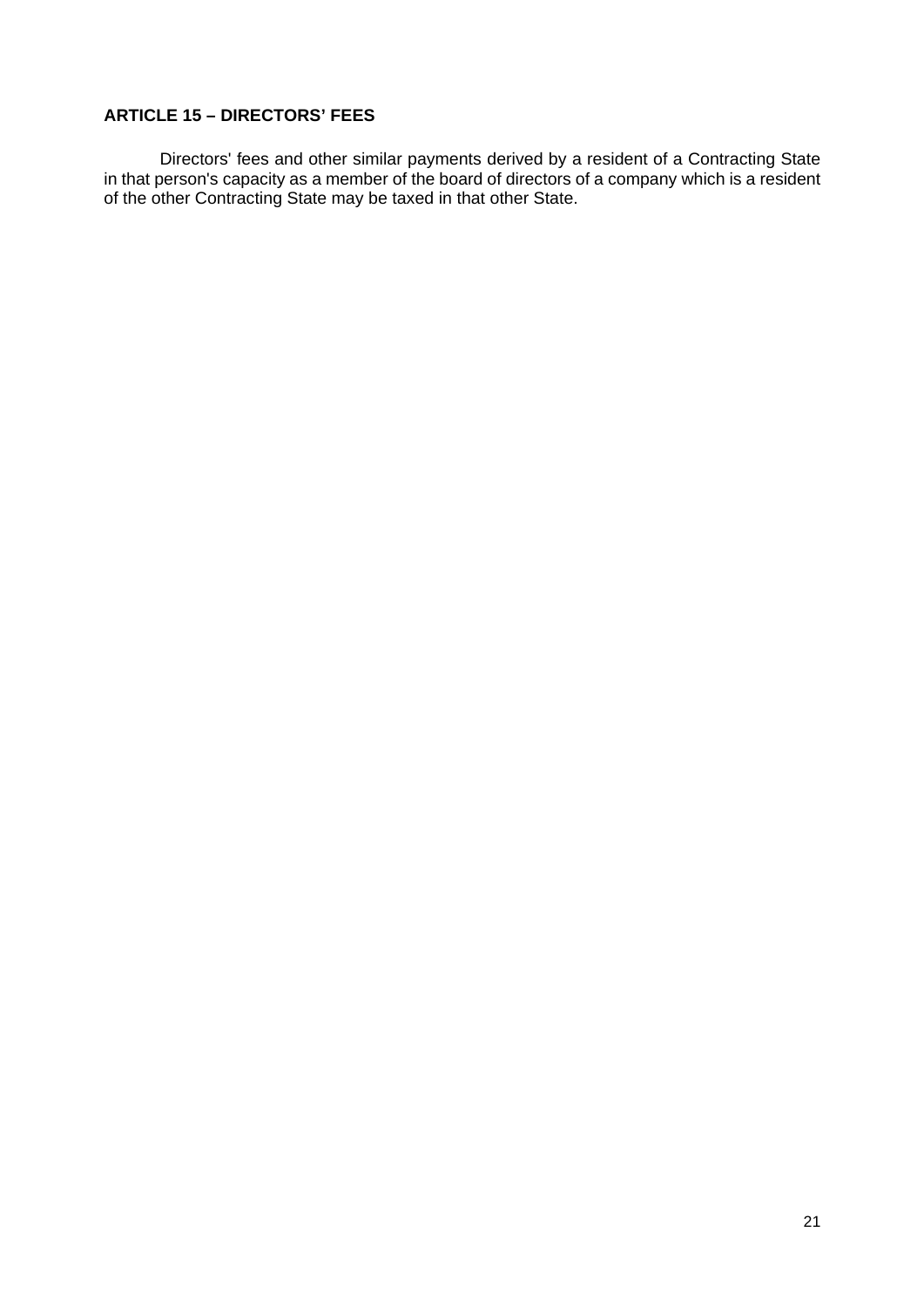**ARTICLE 15 – DIRECTORS' FEES**

Directors' fees and other similar payments derived by a resident of a Contracting State in that person's capacity as a member of the board of directors of a company which is a resident of the other Contracting State may be taxed in that other State.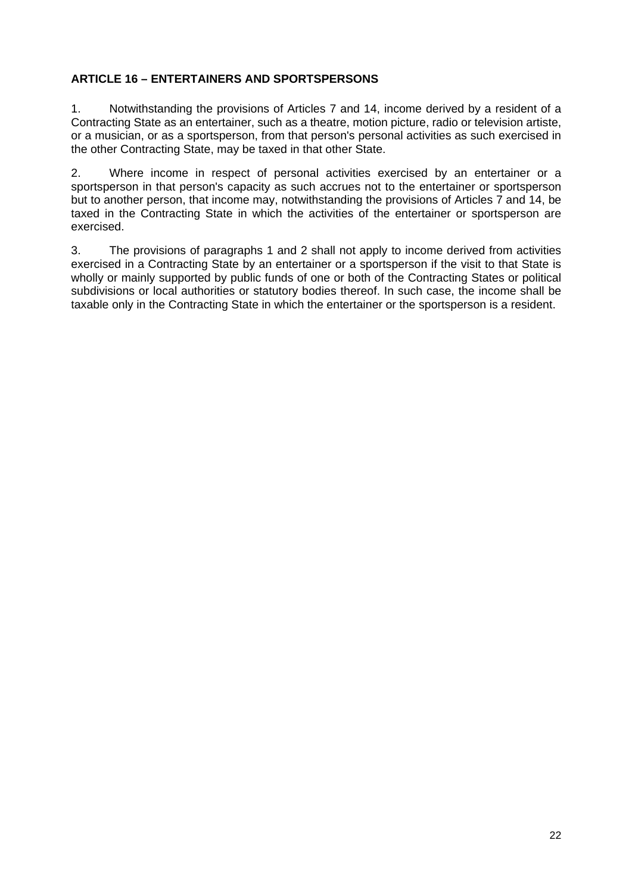## ARTICLE 16 – ENTERTAINERS AND SPORTSPERSONS

1. Notwithstanding the provisions of Articles 7 and 14, income derived by a resident of a Contracting State as an entertainer, such as a theatre, motion picture, radio or television artiste, or a musician, or as a sportsperson, from that person's personal activities as such exercised in the other Contracting State, may be taxed in that other State.

2. Where income in respect of personal activities exercised by an entertainer or a sportsperson in that person's capacity as such accrues not to the entertainer or sportsperson but to another person, that income may, notwithstanding the provisions of Articles 7 and 14, be taxed in the Contracting State in which the activities of the entertainer or sportsperson are exercised.

3. The provisions of paragraphs 1 and 2 shall not apply to income derived from activities exercised in a Contracting State by an entertainer or a sportsperson if the visit to that State is wholly or mainly supported by public funds of one or both of the Contracting States or political subdivisions or local authorities or statutory bodies thereof. In such case, the income shall be taxable only in the Contracting State in which the entertainer or the sportsperson is a resident.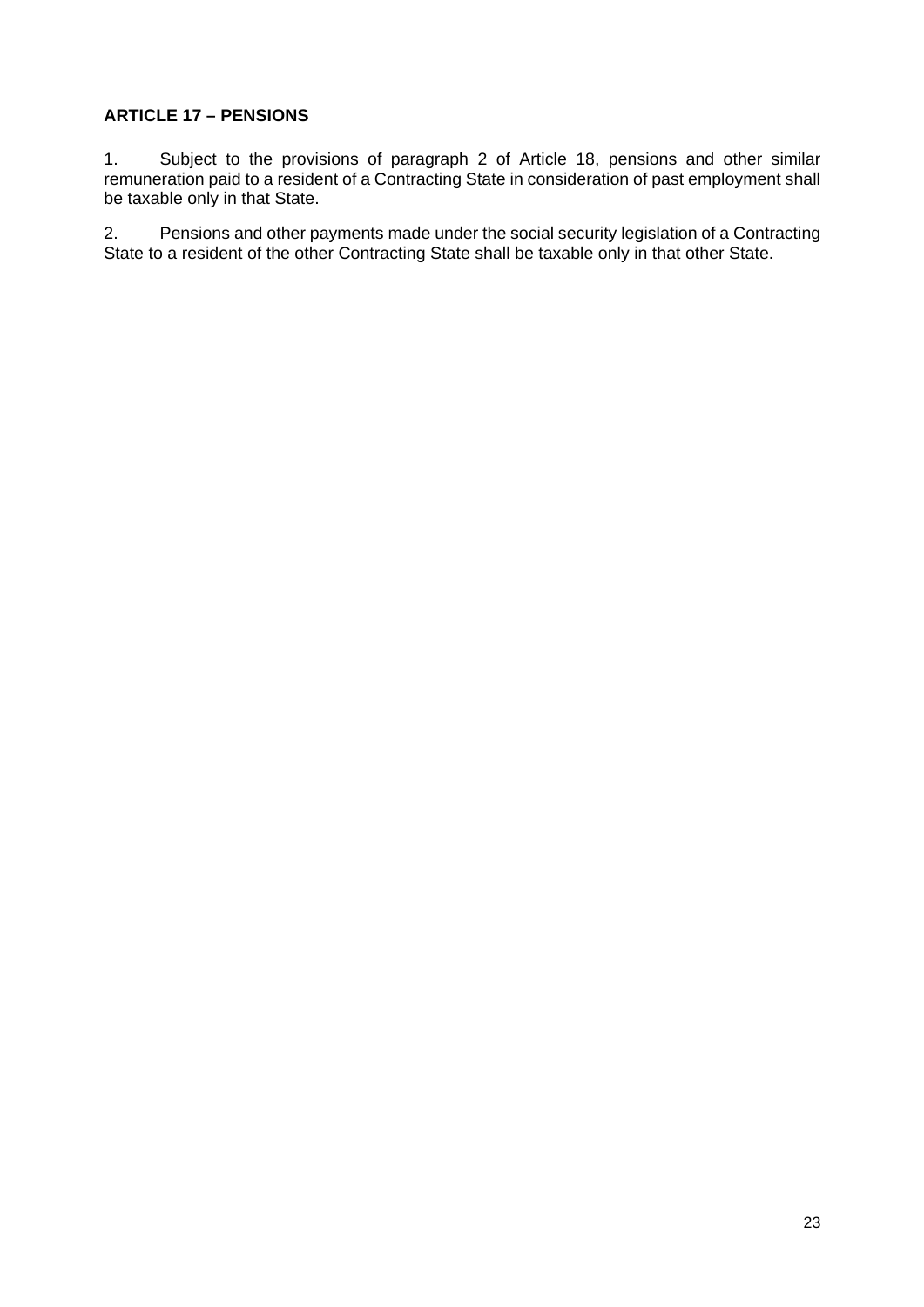**ARTICLE 17 – PENSIONS**

1. Subject to the provisions of paragraph 2 of Article 18, pensions and other similar remuneration paid to a resident of a Contracting State in consideration of past employment shall be taxable only in that State.

2. Pensions and other payments made under the social security legislation of a Contracting State to a resident of the other Contracting State shall be taxable only in that other State.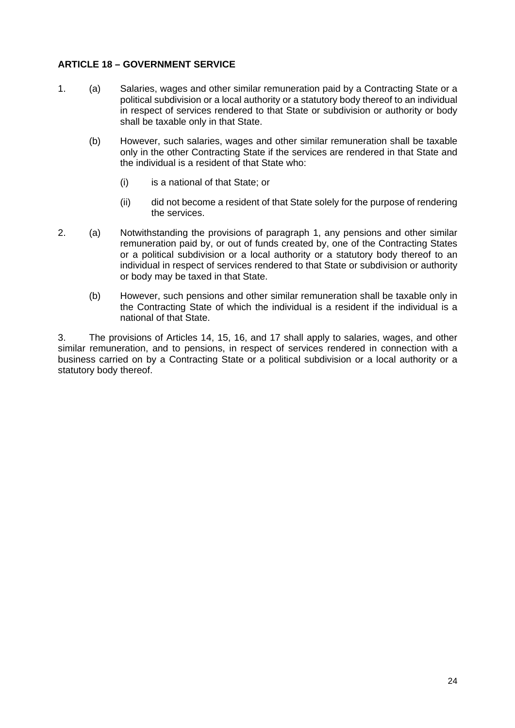**ARTICLE 18 – GOVERNMENT SERVICE**

1. (a) Salaries, wages and other similar remuneration paid by a Contracting State or a political subdivision or a local authority or a statutory body thereof to an individual in respect of services rendered to that State or subdivision or authority or body shall be taxable only in that State.

   (b) However, such salaries, wages and other similar remuneration shall be taxable only in the other Contracting State if the services are rendered in that State and the individual is a resident of that State who:

      (i) is a national of that State; or

      (ii) did not become a resident of that State solely for the purpose of rendering the services.

2. (a) Notwithstanding the provisions of paragraph 1, any pensions and other similar remuneration paid by, or out of funds created by, one of the Contracting States or a political subdivision or a local authority or a statutory body thereof to an individual in respect of services rendered to that State or subdivision or authority or body may be taxed in that State.

   (b) However, such pensions and other similar remuneration shall be taxable only in the Contracting State of which the individual is a resident if the individual is a national of that State.

3. The provisions of Articles 14, 15, 16, and 17 shall apply to salaries, wages, and other similar remuneration, and to pensions, in respect of services rendered in connection with a business carried on by a Contracting State or a political subdivision or a local authority or a statutory body thereof.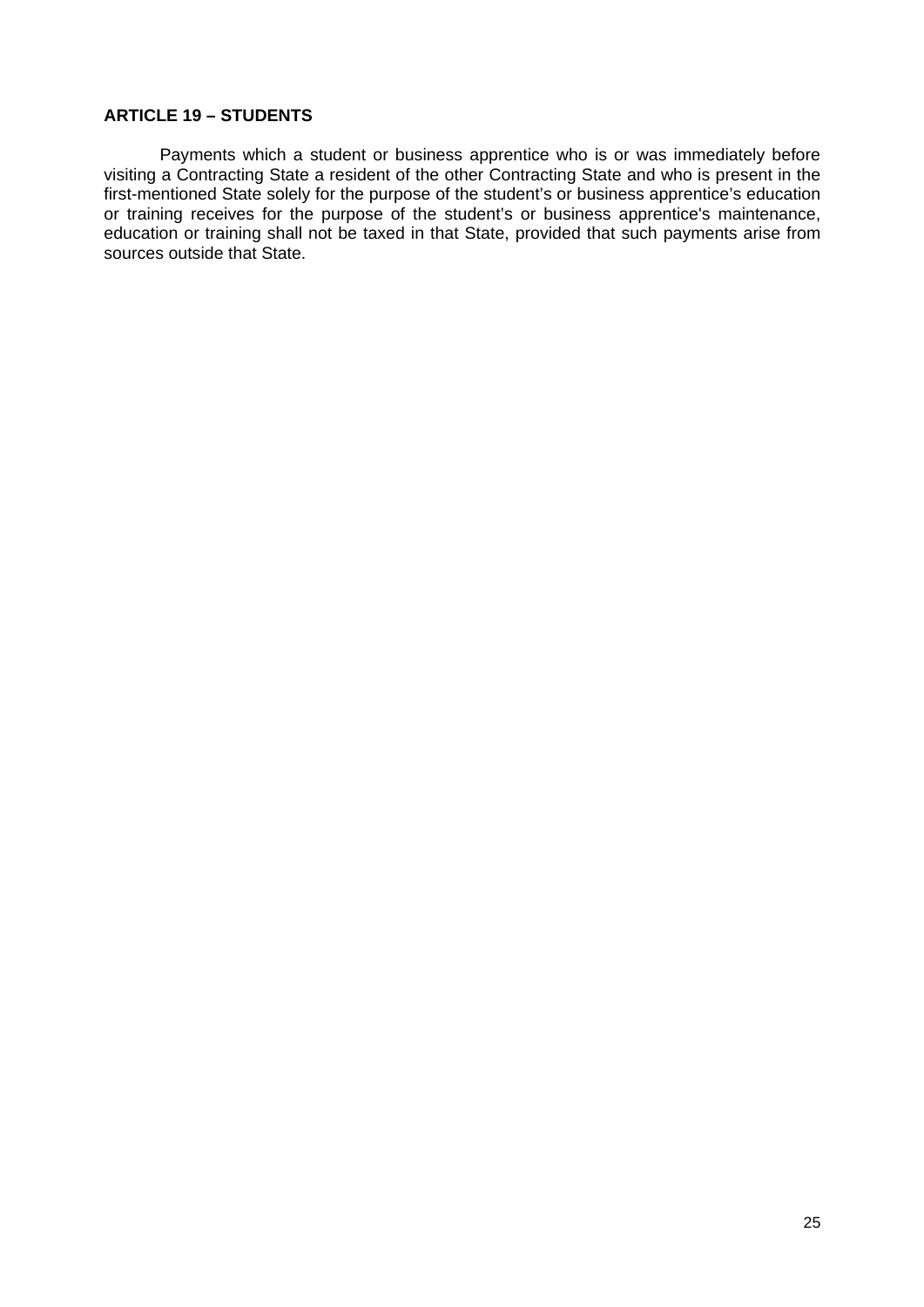**ARTICLE 19 – STUDENTS**

Payments which a student or business apprentice who is or was immediately before visiting a Contracting State a resident of the other Contracting State and who is present in the first-mentioned State solely for the purpose of the student's or business apprentice's education or training receives for the purpose of the student's or business apprentice's maintenance, education or training shall not be taxed in that State, provided that such payments arise from sources outside that State.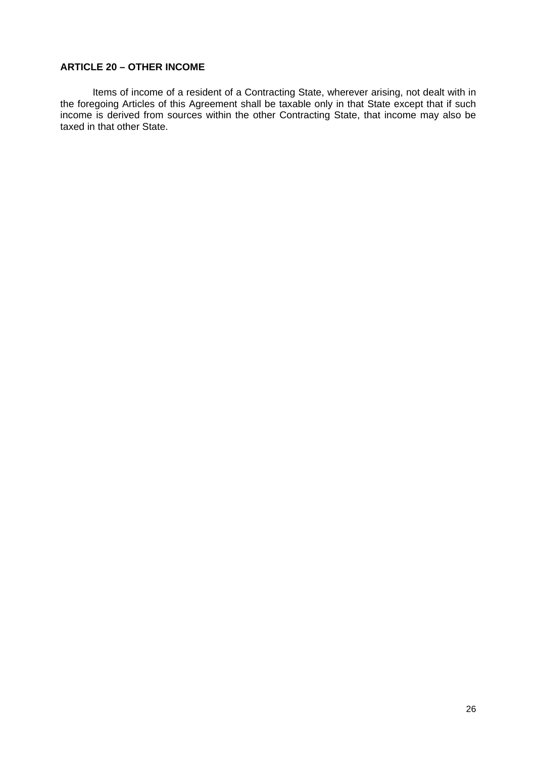## ARTICLE 20 – OTHER INCOME

Items of income of a resident of a Contracting State, wherever arising, not dealt with in the foregoing Articles of this Agreement shall be taxable only in that State except that if such income is derived from sources within the other Contracting State, that income may also be taxed in that other State.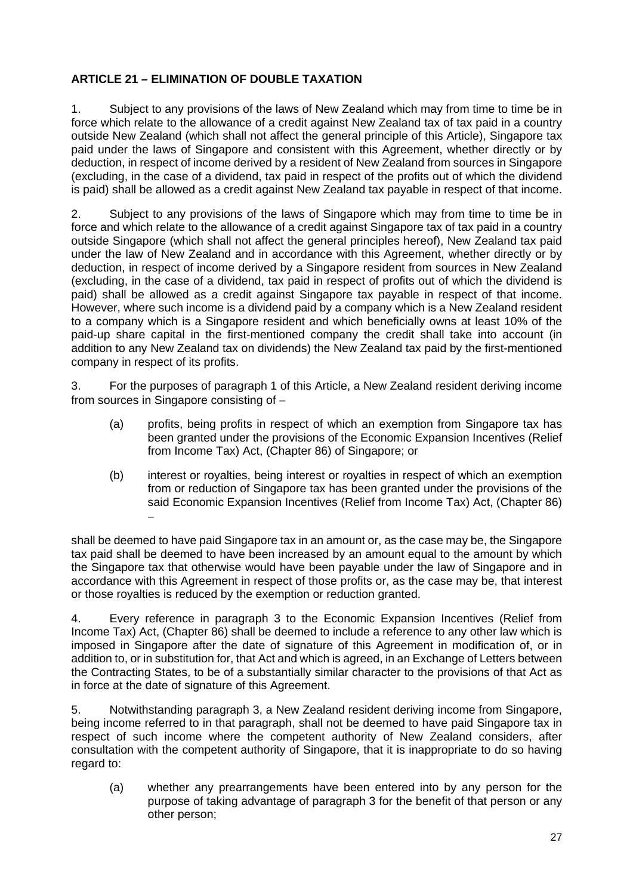**ARTICLE 21 – ELIMINATION OF DOUBLE TAXATION**

1. Subject to any provisions of the laws of New Zealand which may from time to time be in force which relate to the allowance of a credit against New Zealand tax of tax paid in a country outside New Zealand (which shall not affect the general principle of this Article), Singapore tax paid under the laws of Singapore and consistent with this Agreement, whether directly or by deduction, in respect of income derived by a resident of New Zealand from sources in Singapore (excluding, in the case of a dividend, tax paid in respect of the profits out of which the dividend is paid) shall be allowed as a credit against New Zealand tax payable in respect of that income.

2. Subject to any provisions of the laws of Singapore which may from time to time be in force and which relate to the allowance of a credit against Singapore tax of tax paid in a country outside Singapore (which shall not affect the general principles hereof), New Zealand tax paid under the law of New Zealand and in accordance with this Agreement, whether directly or by deduction, in respect of income derived by a Singapore resident from sources in New Zealand (excluding, in the case of a dividend, tax paid in respect of profits out of which the dividend is paid) shall be allowed as a credit against Singapore tax payable in respect of that income. However, where such income is a dividend paid by a company which is a New Zealand resident to a company which is a Singapore resident and which beneficially owns at least 10% of the paid-up share capital in the first-mentioned company the credit shall take into account (in addition to any New Zealand tax on dividends) the New Zealand tax paid by the first-mentioned company in respect of its profits.

3. For the purposes of paragraph 1 of this Article, a New Zealand resident deriving income from sources in Singapore consisting of –

(a) profits, being profits in respect of which an exemption from Singapore tax has been granted under the provisions of the Economic Expansion Incentives (Relief from Income Tax) Act, (Chapter 86) of Singapore; or

(b) interest or royalties, being interest or royalties in respect of which an exemption from or reduction of Singapore tax has been granted under the provisions of the said Economic Expansion Incentives (Relief from Income Tax) Act, (Chapter 86) –

shall be deemed to have paid Singapore tax in an amount or, as the case may be, the Singapore tax paid shall be deemed to have been increased by an amount equal to the amount by which the Singapore tax that otherwise would have been payable under the law of Singapore and in accordance with this Agreement in respect of those profits or, as the case may be, that interest or those royalties is reduced by the exemption or reduction granted.

4. Every reference in paragraph 3 to the Economic Expansion Incentives (Relief from Income Tax) Act, (Chapter 86) shall be deemed to include a reference to any other law which is imposed in Singapore after the date of signature of this Agreement in modification of, or in addition to, or in substitution for, that Act and which is agreed, in an Exchange of Letters between the Contracting States, to be of a substantially similar character to the provisions of that Act as in force at the date of signature of this Agreement.

5. Notwithstanding paragraph 3, a New Zealand resident deriving income from Singapore, being income referred to in that paragraph, shall not be deemed to have paid Singapore tax in respect of such income where the competent authority of New Zealand considers, after consultation with the competent authority of Singapore, that it is inappropriate to do so having regard to:

(a) whether any prearrangements have been entered into by any person for the purpose of taking advantage of paragraph 3 for the benefit of that person or any other person;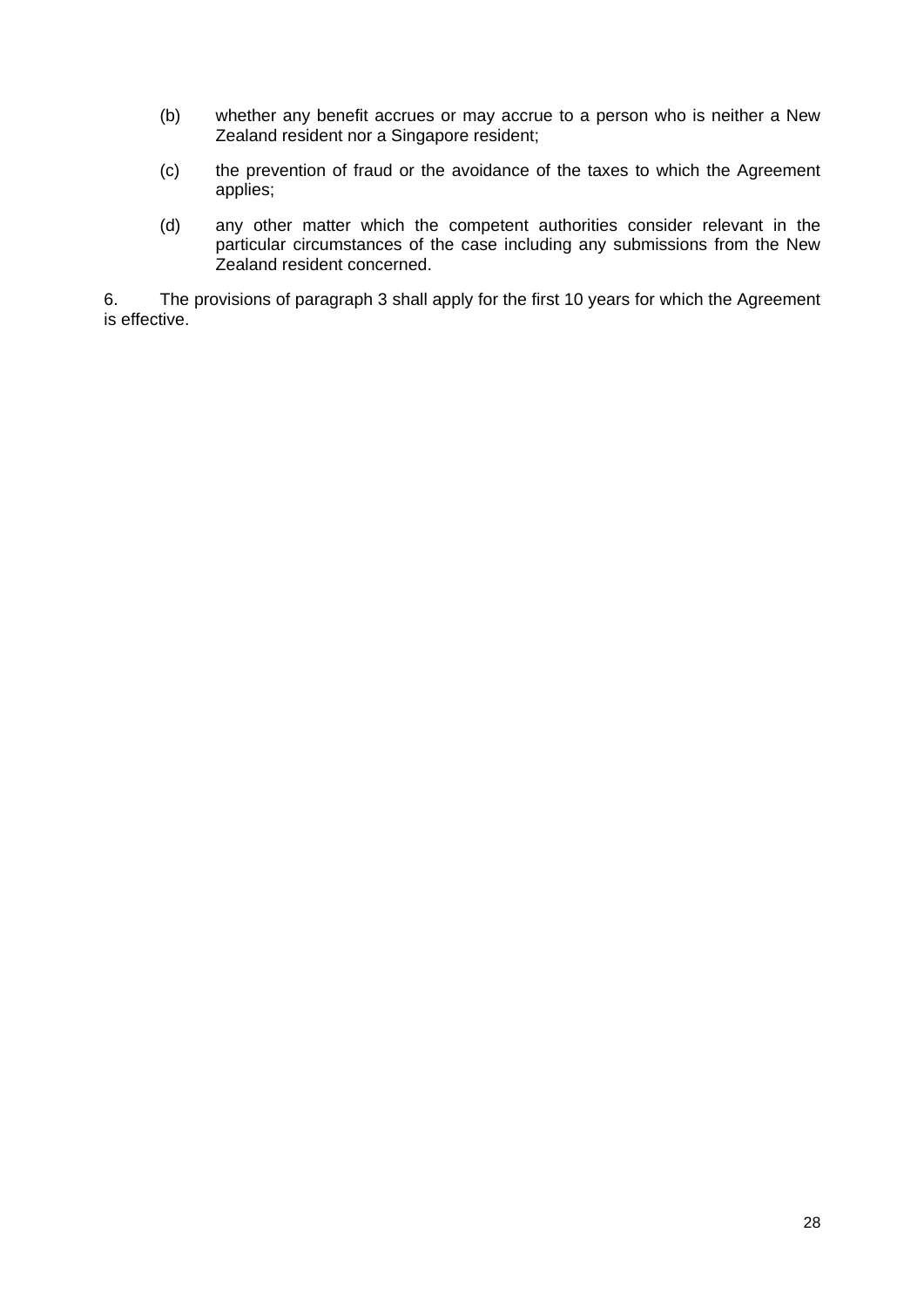(b) whether any benefit accrues or may accrue to a person who is neither a New Zealand resident nor a Singapore resident;

(c) the prevention of fraud or the avoidance of the taxes to which the Agreement applies;

(d) any other matter which the competent authorities consider relevant in the particular circumstances of the case including any submissions from the New Zealand resident concerned.

6. The provisions of paragraph 3 shall apply for the first 10 years for which the Agreement is effective.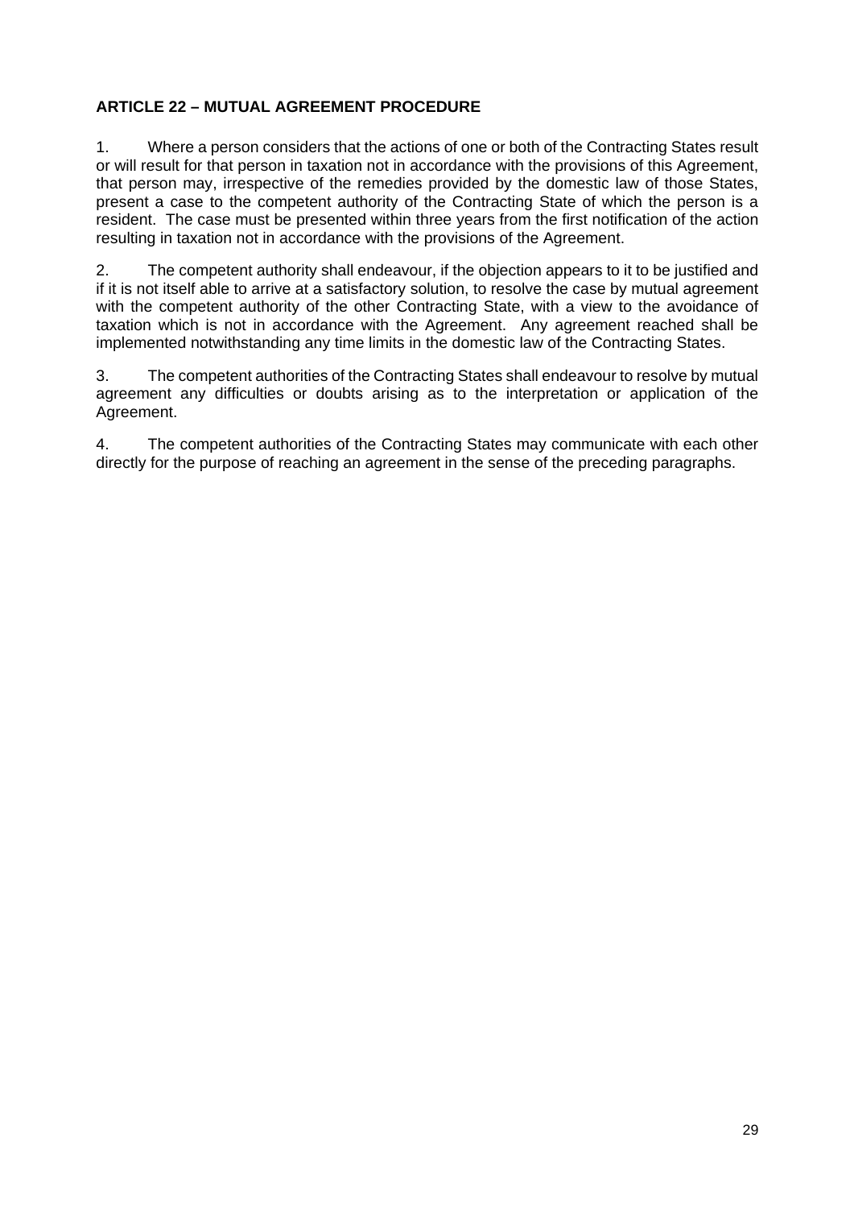**ARTICLE 22 – MUTUAL AGREEMENT PROCEDURE**

1. Where a person considers that the actions of one or both of the Contracting States result or will result for that person in taxation not in accordance with the provisions of this Agreement, that person may, irrespective of the remedies provided by the domestic law of those States, present a case to the competent authority of the Contracting State of which the person is a resident. The case must be presented within three years from the first notification of the action resulting in taxation not in accordance with the provisions of the Agreement.

2. The competent authority shall endeavour, if the objection appears to it to be justified and if it is not itself able to arrive at a satisfactory solution, to resolve the case by mutual agreement with the competent authority of the other Contracting State, with a view to the avoidance of taxation which is not in accordance with the Agreement. Any agreement reached shall be implemented notwithstanding any time limits in the domestic law of the Contracting States.

3. The competent authorities of the Contracting States shall endeavour to resolve by mutual agreement any difficulties or doubts arising as to the interpretation or application of the Agreement.

4. The competent authorities of the Contracting States may communicate with each other directly for the purpose of reaching an agreement in the sense of the preceding paragraphs.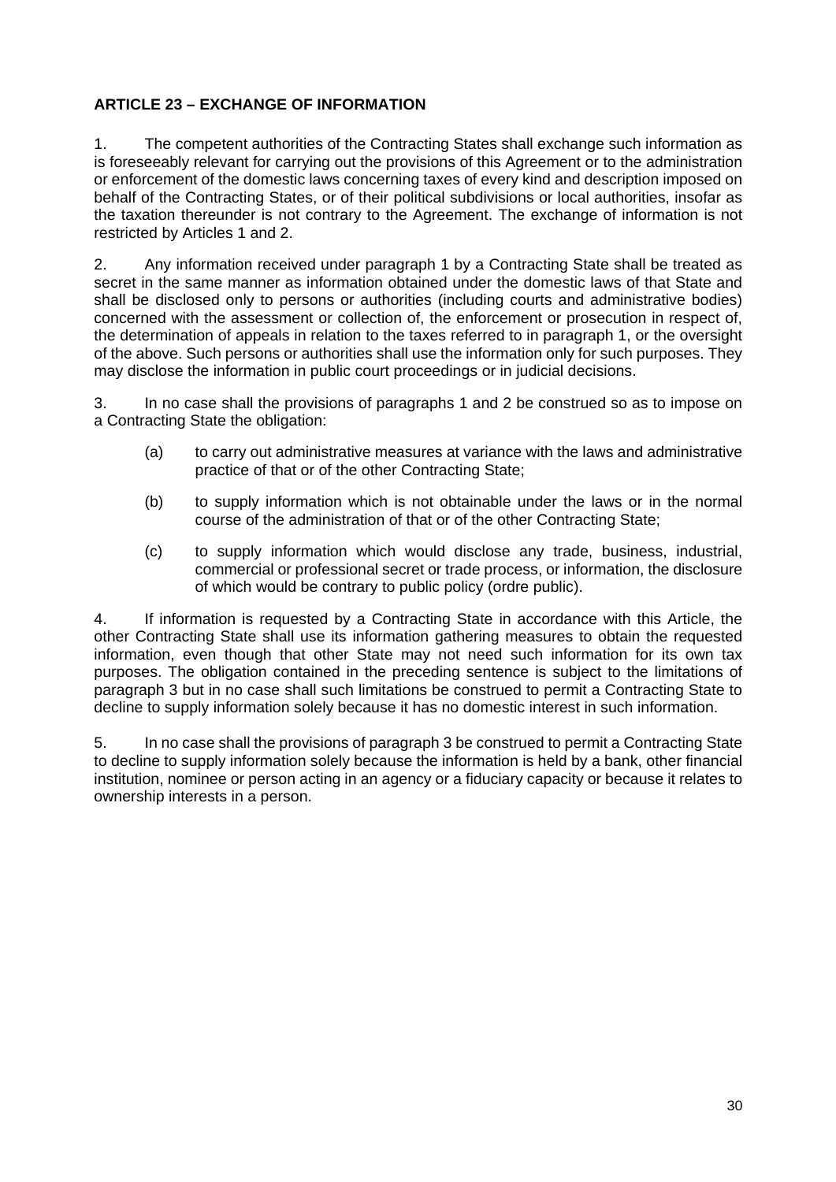**ARTICLE 23 – EXCHANGE OF INFORMATION**

1. The competent authorities of the Contracting States shall exchange such information as is foreseeably relevant for carrying out the provisions of this Agreement or to the administration or enforcement of the domestic laws concerning taxes of every kind and description imposed on behalf of the Contracting States, or of their political subdivisions or local authorities, insofar as the taxation thereunder is not contrary to the Agreement. The exchange of information is not restricted by Articles 1 and 2.

2. Any information received under paragraph 1 by a Contracting State shall be treated as secret in the same manner as information obtained under the domestic laws of that State and shall be disclosed only to persons or authorities (including courts and administrative bodies) concerned with the assessment or collection of, the enforcement or prosecution in respect of, the determination of appeals in relation to the taxes referred to in paragraph 1, or the oversight of the above. Such persons or authorities shall use the information only for such purposes. They may disclose the information in public court proceedings or in judicial decisions.

3. In no case shall the provisions of paragraphs 1 and 2 be construed so as to impose on a Contracting State the obligation:

   (a) to carry out administrative measures at variance with the laws and administrative practice of that or of the other Contracting State;

   (b) to supply information which is not obtainable under the laws or in the normal course of the administration of that or of the other Contracting State;

   (c) to supply information which would disclose any trade, business, industrial, commercial or professional secret or trade process, or information, the disclosure of which would be contrary to public policy (ordre public).

4. If information is requested by a Contracting State in accordance with this Article, the other Contracting State shall use its information gathering measures to obtain the requested information, even though that other State may not need such information for its own tax purposes. The obligation contained in the preceding sentence is subject to the limitations of paragraph 3 but in no case shall such limitations be construed to permit a Contracting State to decline to supply information solely because it has no domestic interest in such information.

5. In no case shall the provisions of paragraph 3 be construed to permit a Contracting State to decline to supply information solely because the information is held by a bank, other financial institution, nominee or person acting in an agency or a fiduciary capacity or because it relates to ownership interests in a person.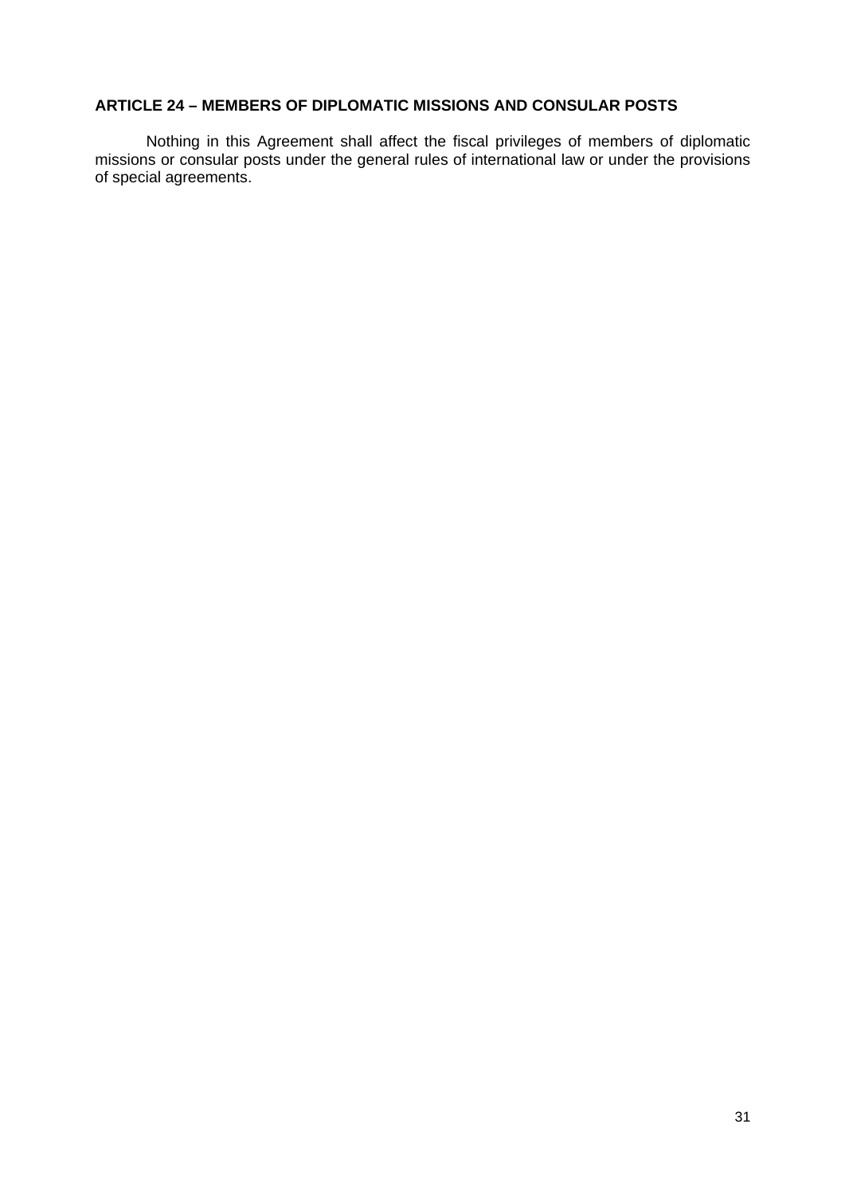## ARTICLE 24 – MEMBERS OF DIPLOMATIC MISSIONS AND CONSULAR POSTS

Nothing in this Agreement shall affect the fiscal privileges of members of diplomatic missions or consular posts under the general rules of international law or under the provisions of special agreements.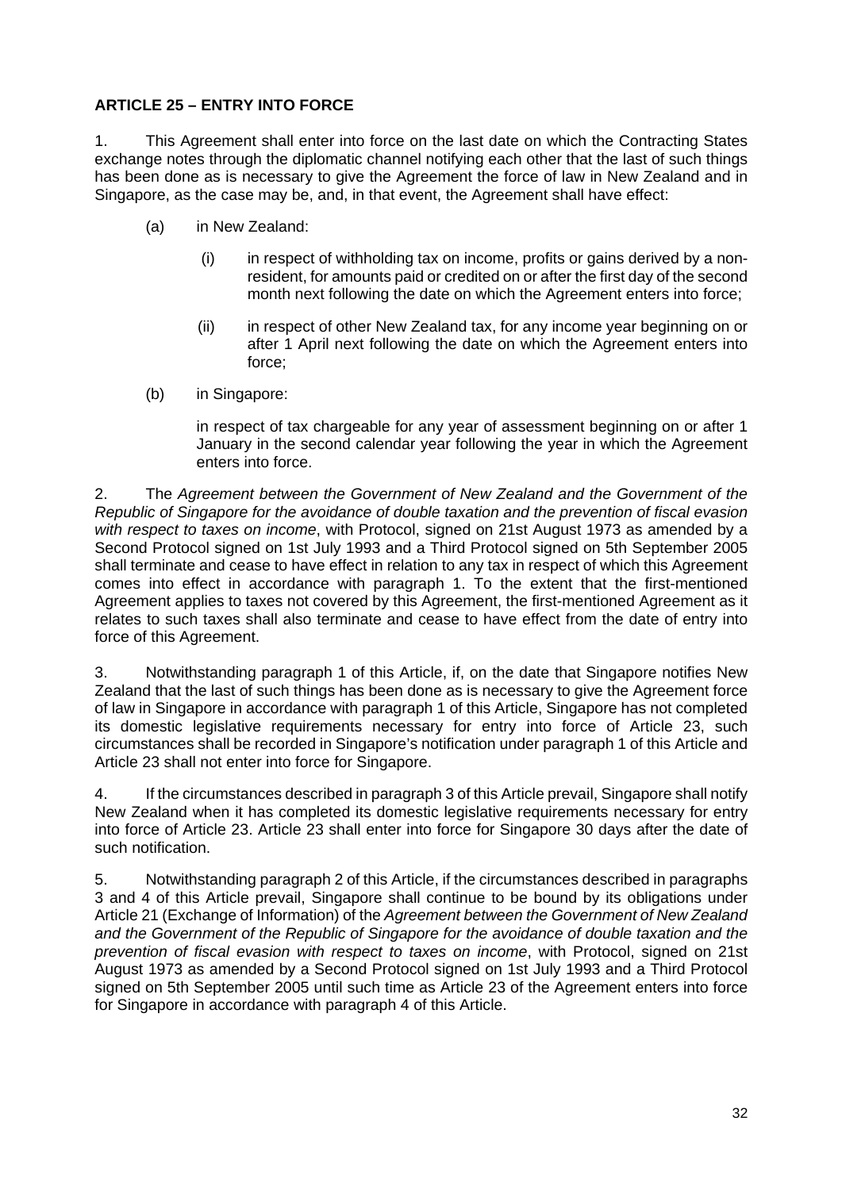### ARTICLE 25 – ENTRY INTO FORCE

1. This Agreement shall enter into force on the last date on which the Contracting States exchange notes through the diplomatic channel notifying each other that the last of such things has been done as is necessary to give the Agreement the force of law in New Zealand and in Singapore, as the case may be, and, in that event, the Agreement shall have effect:

   (a) in New Zealand:

      (i) in respect of withholding tax on income, profits or gains derived by a non-resident, for amounts paid or credited on or after the first day of the second month next following the date on which the Agreement enters into force;

      (ii) in respect of other New Zealand tax, for any income year beginning on or after 1 April next following the date on which the Agreement enters into force;

   (b) in Singapore:

      in respect of tax chargeable for any year of assessment beginning on or after 1 January in the second calendar year following the year in which the Agreement enters into force.

2. The *Agreement between the Government of New Zealand and the Government of the Republic of Singapore for the avoidance of double taxation and the prevention of fiscal evasion with respect to taxes on income*, with Protocol, signed on 21st August 1973 as amended by a Second Protocol signed on 1st July 1993 and a Third Protocol signed on 5th September 2005 shall terminate and cease to have effect in relation to any tax in respect of which this Agreement comes into effect in accordance with paragraph 1. To the extent that the first-mentioned Agreement applies to taxes not covered by this Agreement, the first-mentioned Agreement as it relates to such taxes shall also terminate and cease to have effect from the date of entry into force of this Agreement.

3. Notwithstanding paragraph 1 of this Article, if, on the date that Singapore notifies New Zealand that the last of such things has been done as is necessary to give the Agreement force of law in Singapore in accordance with paragraph 1 of this Article, Singapore has not completed its domestic legislative requirements necessary for entry into force of Article 23, such circumstances shall be recorded in Singapore's notification under paragraph 1 of this Article and Article 23 shall not enter into force for Singapore.

4. If the circumstances described in paragraph 3 of this Article prevail, Singapore shall notify New Zealand when it has completed its domestic legislative requirements necessary for entry into force of Article 23. Article 23 shall enter into force for Singapore 30 days after the date of such notification.

5. Notwithstanding paragraph 2 of this Article, if the circumstances described in paragraphs 3 and 4 of this Article prevail, Singapore shall continue to be bound by its obligations under Article 21 (Exchange of Information) of the *Agreement between the Government of New Zealand and the Government of the Republic of Singapore for the avoidance of double taxation and the prevention of fiscal evasion with respect to taxes on income*, with Protocol, signed on 21st August 1973 as amended by a Second Protocol signed on 1st July 1993 and a Third Protocol signed on 5th September 2005 until such time as Article 23 of the Agreement enters into force for Singapore in accordance with paragraph 4 of this Article.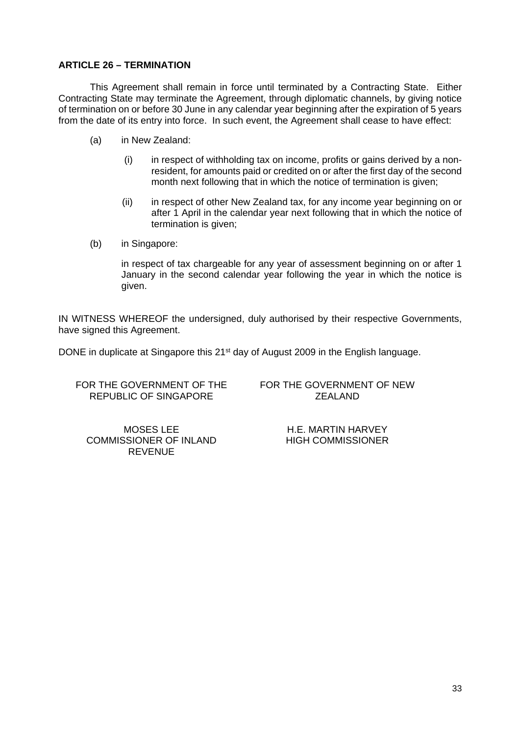**ARTICLE 26 – TERMINATION**

This Agreement shall remain in force until terminated by a Contracting State. Either Contracting State may terminate the Agreement, through diplomatic channels, by giving notice of termination on or before 30 June in any calendar year beginning after the expiration of 5 years from the date of its entry into force. In such event, the Agreement shall cease to have effect:

(a) in New Zealand:

  (i) in respect of withholding tax on income, profits or gains derived by a non-resident, for amounts paid or credited on or after the first day of the second month next following that in which the notice of termination is given;

  (ii) in respect of other New Zealand tax, for any income year beginning on or after 1 April in the calendar year next following that in which the notice of termination is given;

(b) in Singapore:

  in respect of tax chargeable for any year of assessment beginning on or after 1 January in the second calendar year following the year in which the notice is given.

IN WITNESS WHEREOF the undersigned, duly authorised by their respective Governments, have signed this Agreement.

DONE in duplicate at Singapore this 21st day of August 2009 in the English language.

| FOR THE GOVERNMENT OF THE REPUBLIC OF SINGAPORE | FOR THE GOVERNMENT OF NEW ZEALAND |
|---|---|
| MOSES LEE<br>COMMISSIONER OF INLAND REVENUE | H.E. MARTIN HARVEY<br>HIGH COMMISSIONER |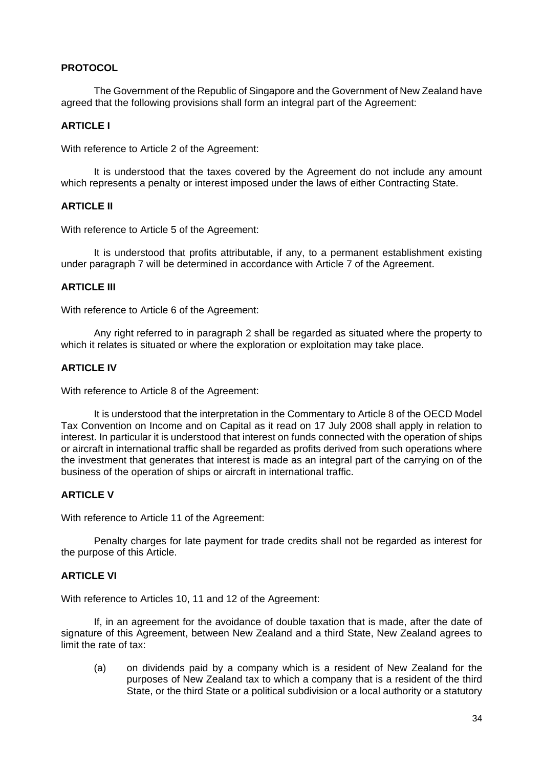**PROTOCOL**

The Government of the Republic of Singapore and the Government of New Zealand have agreed that the following provisions shall form an integral part of the Agreement:

**ARTICLE I**

With reference to Article 2 of the Agreement:

It is understood that the taxes covered by the Agreement do not include any amount which represents a penalty or interest imposed under the laws of either Contracting State.

**ARTICLE II**

With reference to Article 5 of the Agreement:

It is understood that profits attributable, if any, to a permanent establishment existing under paragraph 7 will be determined in accordance with Article 7 of the Agreement.

**ARTICLE III**

With reference to Article 6 of the Agreement:

Any right referred to in paragraph 2 shall be regarded as situated where the property to which it relates is situated or where the exploration or exploitation may take place.

**ARTICLE IV**

With reference to Article 8 of the Agreement:

It is understood that the interpretation in the Commentary to Article 8 of the OECD Model Tax Convention on Income and on Capital as it read on 17 July 2008 shall apply in relation to interest. In particular it is understood that interest on funds connected with the operation of ships or aircraft in international traffic shall be regarded as profits derived from such operations where the investment that generates that interest is made as an integral part of the carrying on of the business of the operation of ships or aircraft in international traffic.

**ARTICLE V**

With reference to Article 11 of the Agreement:

Penalty charges for late payment for trade credits shall not be regarded as interest for the purpose of this Article.

**ARTICLE VI**

With reference to Articles 10, 11 and 12 of the Agreement:

If, in an agreement for the avoidance of double taxation that is made, after the date of signature of this Agreement, between New Zealand and a third State, New Zealand agrees to limit the rate of tax:

(a) on dividends paid by a company which is a resident of New Zealand for the purposes of New Zealand tax to which a company that is a resident of the third State, or the third State or a political subdivision or a local authority or a statutory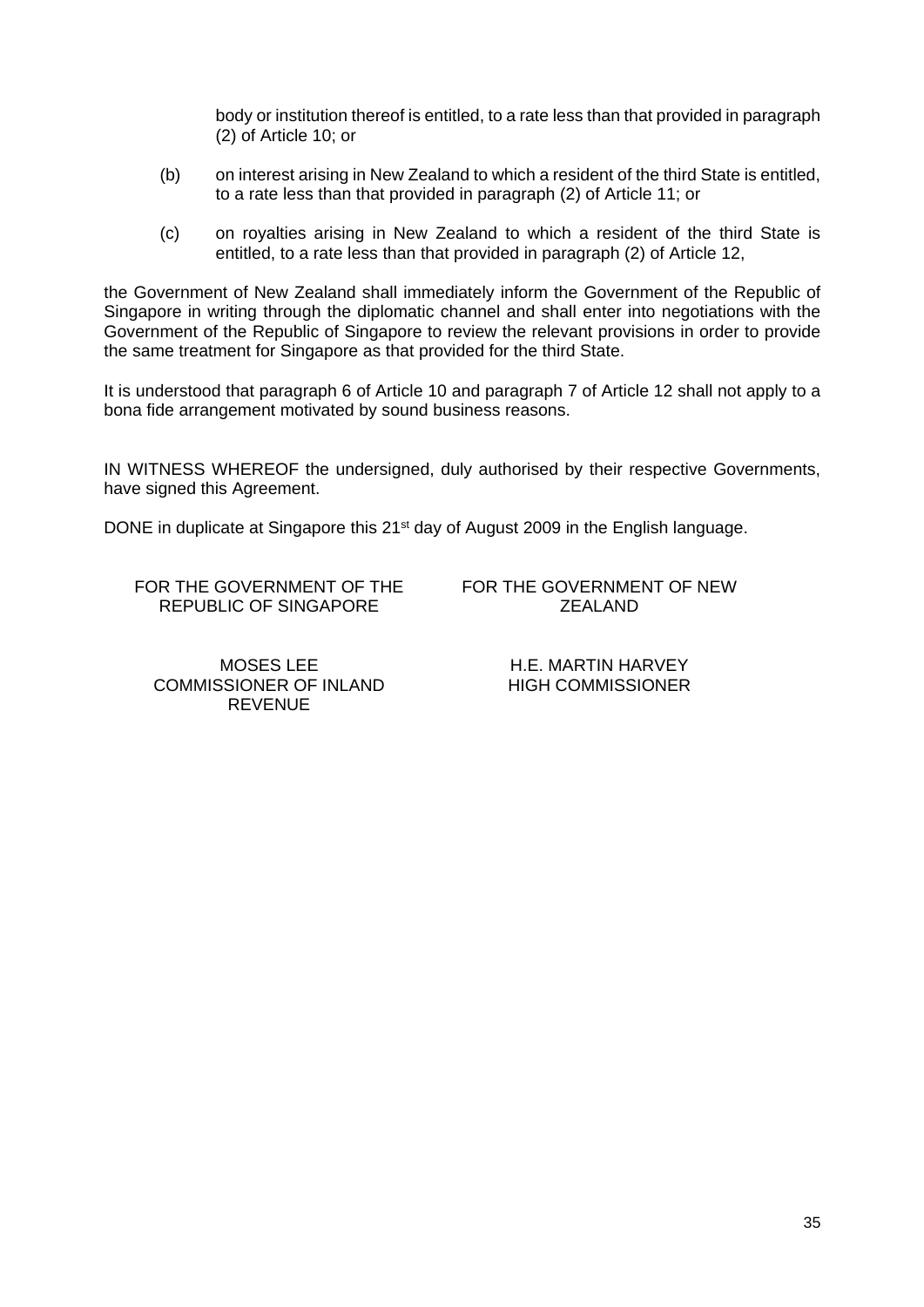body or institution thereof is entitled, to a rate less than that provided in paragraph (2) of Article 10; or

(b) on interest arising in New Zealand to which a resident of the third State is entitled, to a rate less than that provided in paragraph (2) of Article 11; or

(c) on royalties arising in New Zealand to which a resident of the third State is entitled, to a rate less than that provided in paragraph (2) of Article 12,

the Government of New Zealand shall immediately inform the Government of the Republic of Singapore in writing through the diplomatic channel and shall enter into negotiations with the Government of the Republic of Singapore to review the relevant provisions in order to provide the same treatment for Singapore as that provided for the third State.

It is understood that paragraph 6 of Article 10 and paragraph 7 of Article 12 shall not apply to a bona fide arrangement motivated by sound business reasons.

IN WITNESS WHEREOF the undersigned, duly authorised by their respective Governments, have signed this Agreement.

DONE in duplicate at Singapore this 21st day of August 2009 in the English language.

FOR THE GOVERNMENT OF THE REPUBLIC OF SINGAPORE

MOSES LEE
COMMISSIONER OF INLAND REVENUE

FOR THE GOVERNMENT OF NEW ZEALAND

H.E. MARTIN HARVEY
HIGH COMMISSIONER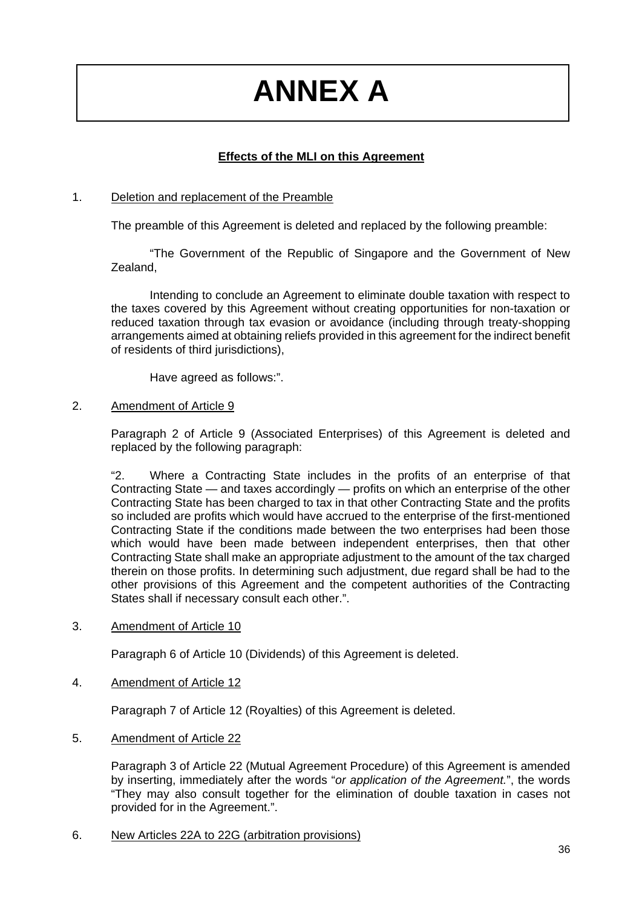# ANNEX A

**Effects of the MLI on this Agreement**

1. Deletion and replacement of the Preamble

The preamble of this Agreement is deleted and replaced by the following preamble:

"The Government of the Republic of Singapore and the Government of New Zealand,

Intending to conclude an Agreement to eliminate double taxation with respect to the taxes covered by this Agreement without creating opportunities for non-taxation or reduced taxation through tax evasion or avoidance (including through treaty-shopping arrangements aimed at obtaining reliefs provided in this agreement for the indirect benefit of residents of third jurisdictions),

Have agreed as follows:".

2. Amendment of Article 9

Paragraph 2 of Article 9 (Associated Enterprises) of this Agreement is deleted and replaced by the following paragraph:

"2. Where a Contracting State includes in the profits of an enterprise of that Contracting State — and taxes accordingly — profits on which an enterprise of the other Contracting State has been charged to tax in that other Contracting State and the profits so included are profits which would have accrued to the enterprise of the first-mentioned Contracting State if the conditions made between the two enterprises had been those which would have been made between independent enterprises, then that other Contracting State shall make an appropriate adjustment to the amount of the tax charged therein on those profits. In determining such adjustment, due regard shall be had to the other provisions of this Agreement and the competent authorities of the Contracting States shall if necessary consult each other.".

3. Amendment of Article 10

Paragraph 6 of Article 10 (Dividends) of this Agreement is deleted.

4. Amendment of Article 12

Paragraph 7 of Article 12 (Royalties) of this Agreement is deleted.

5. Amendment of Article 22

Paragraph 3 of Article 22 (Mutual Agreement Procedure) of this Agreement is amended by inserting, immediately after the words "*or application of the Agreement.*", the words "They may also consult together for the elimination of double taxation in cases not provided for in the Agreement.".

6. New Articles 22A to 22G (arbitration provisions)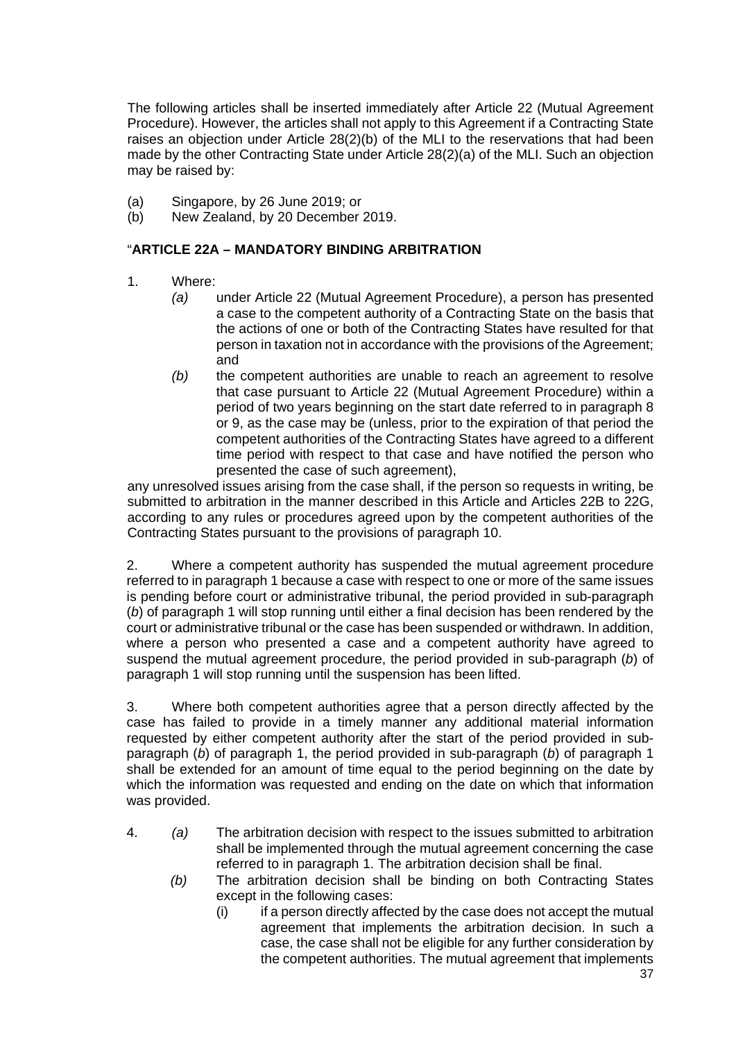The following articles shall be inserted immediately after Article 22 (Mutual Agreement Procedure). However, the articles shall not apply to this Agreement if a Contracting State raises an objection under Article 28(2)(b) of the MLI to the reservations that had been made by the other Contracting State under Article 28(2)(a) of the MLI. Such an objection may be raised by:

(a) Singapore, by 26 June 2019; or
(b) New Zealand, by 20 December 2019.

"**ARTICLE 22A – MANDATORY BINDING ARBITRATION**

1. Where:
   *(a)* under Article 22 (Mutual Agreement Procedure), a person has presented a case to the competent authority of a Contracting State on the basis that the actions of one or both of the Contracting States have resulted for that person in taxation not in accordance with the provisions of the Agreement; and
   *(b)* the competent authorities are unable to reach an agreement to resolve that case pursuant to Article 22 (Mutual Agreement Procedure) within a period of two years beginning on the start date referred to in paragraph 8 or 9, as the case may be (unless, prior to the expiration of that period the competent authorities of the Contracting States have agreed to a different time period with respect to that case and have notified the person who presented the case of such agreement),

any unresolved issues arising from the case shall, if the person so requests in writing, be submitted to arbitration in the manner described in this Article and Articles 22B to 22G, according to any rules or procedures agreed upon by the competent authorities of the Contracting States pursuant to the provisions of paragraph 10.

2. Where a competent authority has suspended the mutual agreement procedure referred to in paragraph 1 because a case with respect to one or more of the same issues is pending before court or administrative tribunal, the period provided in sub-paragraph (*b*) of paragraph 1 will stop running until either a final decision has been rendered by the court or administrative tribunal or the case has been suspended or withdrawn. In addition, where a person who presented a case and a competent authority have agreed to suspend the mutual agreement procedure, the period provided in sub-paragraph (*b*) of paragraph 1 will stop running until the suspension has been lifted.

3. Where both competent authorities agree that a person directly affected by the case has failed to provide in a timely manner any additional material information requested by either competent authority after the start of the period provided in sub-paragraph (*b*) of paragraph 1, the period provided in sub-paragraph (*b*) of paragraph 1 shall be extended for an amount of time equal to the period beginning on the date by which the information was requested and ending on the date on which that information was provided.

4. *(a)* The arbitration decision with respect to the issues submitted to arbitration shall be implemented through the mutual agreement concerning the case referred to in paragraph 1. The arbitration decision shall be final.
   *(b)* The arbitration decision shall be binding on both Contracting States except in the following cases:
      (i) if a person directly affected by the case does not accept the mutual agreement that implements the arbitration decision. In such a case, the case shall not be eligible for any further consideration by the competent authorities. The mutual agreement that implements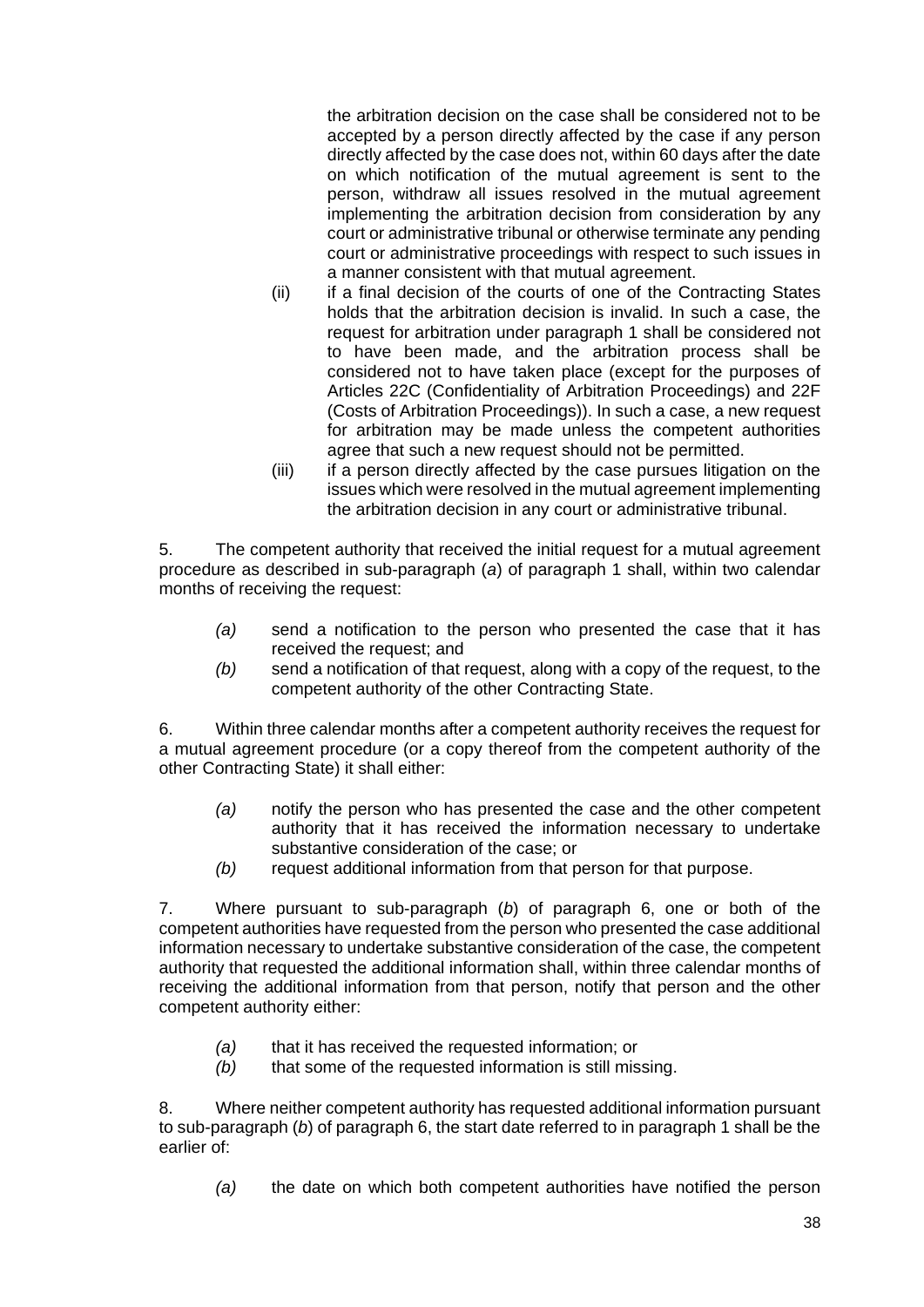the arbitration decision on the case shall be considered not to be accepted by a person directly affected by the case if any person directly affected by the case does not, within 60 days after the date on which notification of the mutual agreement is sent to the person, withdraw all issues resolved in the mutual agreement implementing the arbitration decision from consideration by any court or administrative tribunal or otherwise terminate any pending court or administrative proceedings with respect to such issues in a manner consistent with that mutual agreement.

(ii) if a final decision of the courts of one of the Contracting States holds that the arbitration decision is invalid. In such a case, the request for arbitration under paragraph 1 shall be considered not to have been made, and the arbitration process shall be considered not to have taken place (except for the purposes of Articles 22C (Confidentiality of Arbitration Proceedings) and 22F (Costs of Arbitration Proceedings)). In such a case, a new request for arbitration may be made unless the competent authorities agree that such a new request should not be permitted.

(iii) if a person directly affected by the case pursues litigation on the issues which were resolved in the mutual agreement implementing the arbitration decision in any court or administrative tribunal.

5. The competent authority that received the initial request for a mutual agreement procedure as described in sub-paragraph (*a*) of paragraph 1 shall, within two calendar months of receiving the request:

*(a)* send a notification to the person who presented the case that it has received the request; and

*(b)* send a notification of that request, along with a copy of the request, to the competent authority of the other Contracting State.

6. Within three calendar months after a competent authority receives the request for a mutual agreement procedure (or a copy thereof from the competent authority of the other Contracting State) it shall either:

*(a)* notify the person who has presented the case and the other competent authority that it has received the information necessary to undertake substantive consideration of the case; or

*(b)* request additional information from that person for that purpose.

7. Where pursuant to sub-paragraph (*b*) of paragraph 6, one or both of the competent authorities have requested from the person who presented the case additional information necessary to undertake substantive consideration of the case, the competent authority that requested the additional information shall, within three calendar months of receiving the additional information from that person, notify that person and the other competent authority either:

*(a)* that it has received the requested information; or

*(b)* that some of the requested information is still missing.

8. Where neither competent authority has requested additional information pursuant to sub-paragraph (*b*) of paragraph 6, the start date referred to in paragraph 1 shall be the earlier of:

*(a)* the date on which both competent authorities have notified the person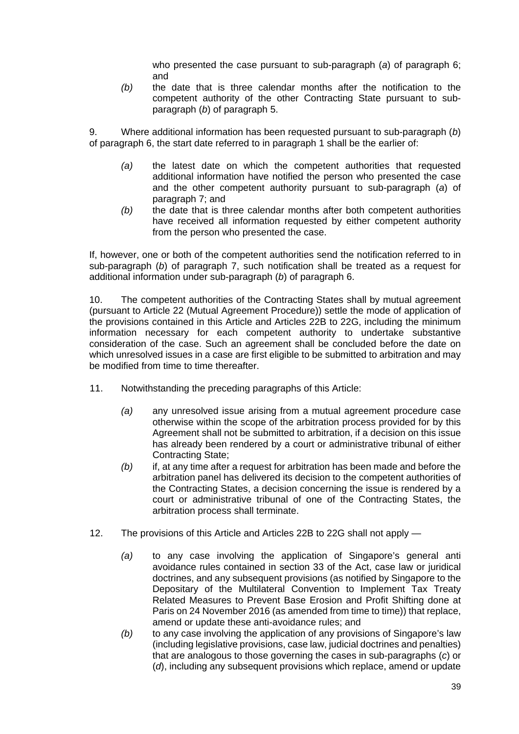who presented the case pursuant to sub-paragraph (*a*) of paragraph 6; and

*(b)* the date that is three calendar months after the notification to the competent authority of the other Contracting State pursuant to sub-paragraph (*b*) of paragraph 5.

9. Where additional information has been requested pursuant to sub-paragraph (*b*) of paragraph 6, the start date referred to in paragraph 1 shall be the earlier of:

*(a)* the latest date on which the competent authorities that requested additional information have notified the person who presented the case and the other competent authority pursuant to sub-paragraph (*a*) of paragraph 7; and

*(b)* the date that is three calendar months after both competent authorities have received all information requested by either competent authority from the person who presented the case.

If, however, one or both of the competent authorities send the notification referred to in sub-paragraph (*b*) of paragraph 7, such notification shall be treated as a request for additional information under sub-paragraph (*b*) of paragraph 6.

10. The competent authorities of the Contracting States shall by mutual agreement (pursuant to Article 22 (Mutual Agreement Procedure)) settle the mode of application of the provisions contained in this Article and Articles 22B to 22G, including the minimum information necessary for each competent authority to undertake substantive consideration of the case. Such an agreement shall be concluded before the date on which unresolved issues in a case are first eligible to be submitted to arbitration and may be modified from time to time thereafter.

11. Notwithstanding the preceding paragraphs of this Article:

*(a)* any unresolved issue arising from a mutual agreement procedure case otherwise within the scope of the arbitration process provided for by this Agreement shall not be submitted to arbitration, if a decision on this issue has already been rendered by a court or administrative tribunal of either Contracting State;

*(b)* if, at any time after a request for arbitration has been made and before the arbitration panel has delivered its decision to the competent authorities of the Contracting States, a decision concerning the issue is rendered by a court or administrative tribunal of one of the Contracting States, the arbitration process shall terminate.

12. The provisions of this Article and Articles 22B to 22G shall not apply —

*(a)* to any case involving the application of Singapore's general anti avoidance rules contained in section 33 of the Act, case law or juridical doctrines, and any subsequent provisions (as notified by Singapore to the Depositary of the Multilateral Convention to Implement Tax Treaty Related Measures to Prevent Base Erosion and Profit Shifting done at Paris on 24 November 2016 (as amended from time to time)) that replace, amend or update these anti-avoidance rules; and

*(b)* to any case involving the application of any provisions of Singapore's law (including legislative provisions, case law, judicial doctrines and penalties) that are analogous to those governing the cases in sub-paragraphs (*c*) or (*d*), including any subsequent provisions which replace, amend or update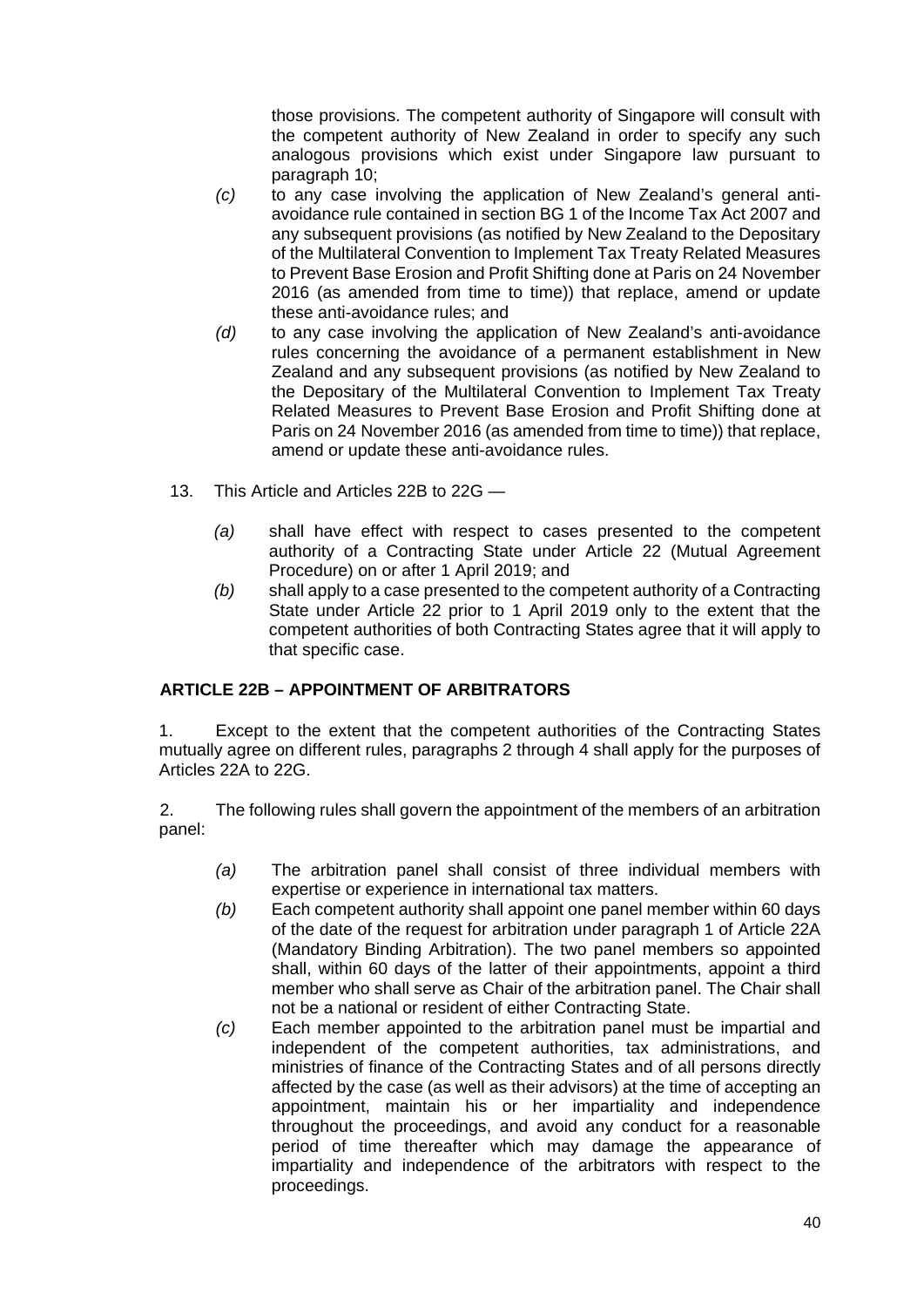those provisions. The competent authority of Singapore will consult with the competent authority of New Zealand in order to specify any such analogous provisions which exist under Singapore law pursuant to paragraph 10;

*(c)* to any case involving the application of New Zealand's general anti-avoidance rule contained in section BG 1 of the Income Tax Act 2007 and any subsequent provisions (as notified by New Zealand to the Depositary of the Multilateral Convention to Implement Tax Treaty Related Measures to Prevent Base Erosion and Profit Shifting done at Paris on 24 November 2016 (as amended from time to time)) that replace, amend or update these anti-avoidance rules; and

*(d)* to any case involving the application of New Zealand's anti-avoidance rules concerning the avoidance of a permanent establishment in New Zealand and any subsequent provisions (as notified by New Zealand to the Depositary of the Multilateral Convention to Implement Tax Treaty Related Measures to Prevent Base Erosion and Profit Shifting done at Paris on 24 November 2016 (as amended from time to time)) that replace, amend or update these anti-avoidance rules.

13. This Article and Articles 22B to 22G —

*(a)* shall have effect with respect to cases presented to the competent authority of a Contracting State under Article 22 (Mutual Agreement Procedure) on or after 1 April 2019; and

*(b)* shall apply to a case presented to the competent authority of a Contracting State under Article 22 prior to 1 April 2019 only to the extent that the competent authorities of both Contracting States agree that it will apply to that specific case.

**ARTICLE 22B – APPOINTMENT OF ARBITRATORS**

1. Except to the extent that the competent authorities of the Contracting States mutually agree on different rules, paragraphs 2 through 4 shall apply for the purposes of Articles 22A to 22G.

2. The following rules shall govern the appointment of the members of an arbitration panel:

*(a)* The arbitration panel shall consist of three individual members with expertise or experience in international tax matters.

*(b)* Each competent authority shall appoint one panel member within 60 days of the date of the request for arbitration under paragraph 1 of Article 22A (Mandatory Binding Arbitration). The two panel members so appointed shall, within 60 days of the latter of their appointments, appoint a third member who shall serve as Chair of the arbitration panel. The Chair shall not be a national or resident of either Contracting State.

*(c)* Each member appointed to the arbitration panel must be impartial and independent of the competent authorities, tax administrations, and ministries of finance of the Contracting States and of all persons directly affected by the case (as well as their advisors) at the time of accepting an appointment, maintain his or her impartiality and independence throughout the proceedings, and avoid any conduct for a reasonable period of time thereafter which may damage the appearance of impartiality and independence of the arbitrators with respect to the proceedings.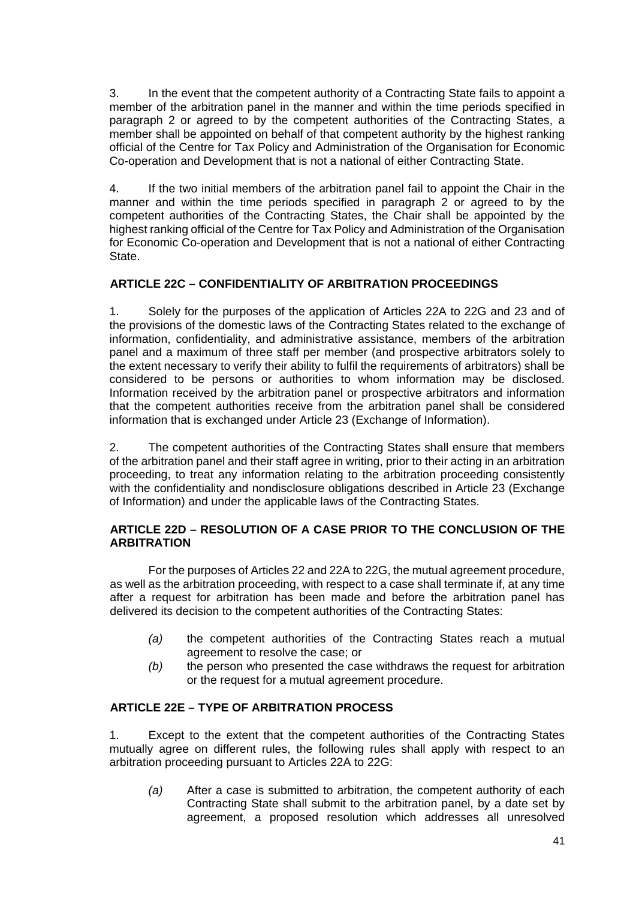3. In the event that the competent authority of a Contracting State fails to appoint a member of the arbitration panel in the manner and within the time periods specified in paragraph 2 or agreed to by the competent authorities of the Contracting States, a member shall be appointed on behalf of that competent authority by the highest ranking official of the Centre for Tax Policy and Administration of the Organisation for Economic Co-operation and Development that is not a national of either Contracting State.

4. If the two initial members of the arbitration panel fail to appoint the Chair in the manner and within the time periods specified in paragraph 2 or agreed to by the competent authorities of the Contracting States, the Chair shall be appointed by the highest ranking official of the Centre for Tax Policy and Administration of the Organisation for Economic Co-operation and Development that is not a national of either Contracting State.

## ARTICLE 22C – CONFIDENTIALITY OF ARBITRATION PROCEEDINGS

1. Solely for the purposes of the application of Articles 22A to 22G and 23 and of the provisions of the domestic laws of the Contracting States related to the exchange of information, confidentiality, and administrative assistance, members of the arbitration panel and a maximum of three staff per member (and prospective arbitrators solely to the extent necessary to verify their ability to fulfil the requirements of arbitrators) shall be considered to be persons or authorities to whom information may be disclosed. Information received by the arbitration panel or prospective arbitrators and information that the competent authorities receive from the arbitration panel shall be considered information that is exchanged under Article 23 (Exchange of Information).

2. The competent authorities of the Contracting States shall ensure that members of the arbitration panel and their staff agree in writing, prior to their acting in an arbitration proceeding, to treat any information relating to the arbitration proceeding consistently with the confidentiality and nondisclosure obligations described in Article 23 (Exchange of Information) and under the applicable laws of the Contracting States.

## ARTICLE 22D – RESOLUTION OF A CASE PRIOR TO THE CONCLUSION OF THE ARBITRATION

For the purposes of Articles 22 and 22A to 22G, the mutual agreement procedure, as well as the arbitration proceeding, with respect to a case shall terminate if, at any time after a request for arbitration has been made and before the arbitration panel has delivered its decision to the competent authorities of the Contracting States:

*(a)* the competent authorities of the Contracting States reach a mutual agreement to resolve the case; or

*(b)* the person who presented the case withdraws the request for arbitration or the request for a mutual agreement procedure.

## ARTICLE 22E – TYPE OF ARBITRATION PROCESS

1. Except to the extent that the competent authorities of the Contracting States mutually agree on different rules, the following rules shall apply with respect to an arbitration proceeding pursuant to Articles 22A to 22G:

*(a)* After a case is submitted to arbitration, the competent authority of each Contracting State shall submit to the arbitration panel, by a date set by agreement, a proposed resolution which addresses all unresolved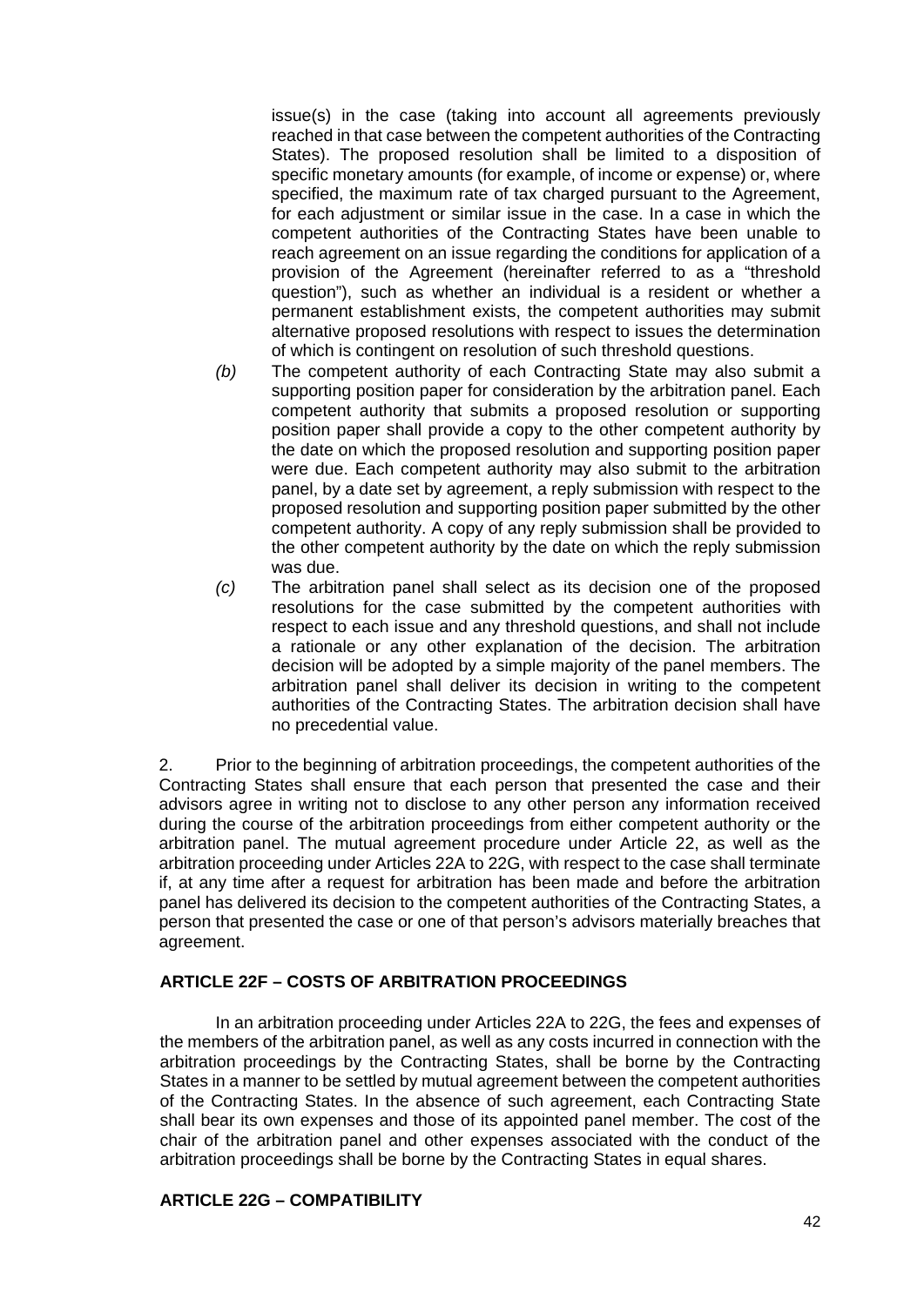issue(s) in the case (taking into account all agreements previously reached in that case between the competent authorities of the Contracting States). The proposed resolution shall be limited to a disposition of specific monetary amounts (for example, of income or expense) or, where specified, the maximum rate of tax charged pursuant to the Agreement, for each adjustment or similar issue in the case. In a case in which the competent authorities of the Contracting States have been unable to reach agreement on an issue regarding the conditions for application of a provision of the Agreement (hereinafter referred to as a "threshold question"), such as whether an individual is a resident or whether a permanent establishment exists, the competent authorities may submit alternative proposed resolutions with respect to issues the determination of which is contingent on resolution of such threshold questions.

*(b)* The competent authority of each Contracting State may also submit a supporting position paper for consideration by the arbitration panel. Each competent authority that submits a proposed resolution or supporting position paper shall provide a copy to the other competent authority by the date on which the proposed resolution and supporting position paper were due. Each competent authority may also submit to the arbitration panel, by a date set by agreement, a reply submission with respect to the proposed resolution and supporting position paper submitted by the other competent authority. A copy of any reply submission shall be provided to the other competent authority by the date on which the reply submission was due.

*(c)* The arbitration panel shall select as its decision one of the proposed resolutions for the case submitted by the competent authorities with respect to each issue and any threshold questions, and shall not include a rationale or any other explanation of the decision. The arbitration decision will be adopted by a simple majority of the panel members. The arbitration panel shall deliver its decision in writing to the competent authorities of the Contracting States. The arbitration decision shall have no precedential value.

2. Prior to the beginning of arbitration proceedings, the competent authorities of the Contracting States shall ensure that each person that presented the case and their advisors agree in writing not to disclose to any other person any information received during the course of the arbitration proceedings from either competent authority or the arbitration panel. The mutual agreement procedure under Article 22, as well as the arbitration proceeding under Articles 22A to 22G, with respect to the case shall terminate if, at any time after a request for arbitration has been made and before the arbitration panel has delivered its decision to the competent authorities of the Contracting States, a person that presented the case or one of that person's advisors materially breaches that agreement.

## ARTICLE 22F – COSTS OF ARBITRATION PROCEEDINGS

In an arbitration proceeding under Articles 22A to 22G, the fees and expenses of the members of the arbitration panel, as well as any costs incurred in connection with the arbitration proceedings by the Contracting States, shall be borne by the Contracting States in a manner to be settled by mutual agreement between the competent authorities of the Contracting States. In the absence of such agreement, each Contracting State shall bear its own expenses and those of its appointed panel member. The cost of the chair of the arbitration panel and other expenses associated with the conduct of the arbitration proceedings shall be borne by the Contracting States in equal shares.

## ARTICLE 22G – COMPATIBILITY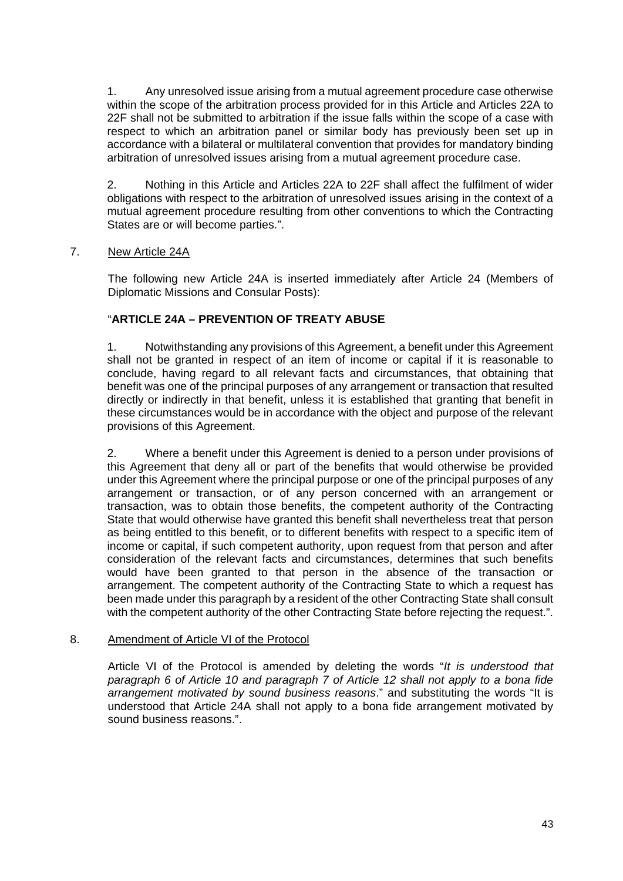1. Any unresolved issue arising from a mutual agreement procedure case otherwise within the scope of the arbitration process provided for in this Article and Articles 22A to 22F shall not be submitted to arbitration if the issue falls within the scope of a case with respect to which an arbitration panel or similar body has previously been set up in accordance with a bilateral or multilateral convention that provides for mandatory binding arbitration of unresolved issues arising from a mutual agreement procedure case.

2. Nothing in this Article and Articles 22A to 22F shall affect the fulfilment of wider obligations with respect to the arbitration of unresolved issues arising in the context of a mutual agreement procedure resulting from other conventions to which the Contracting States are or will become parties.".

7. New Article 24A

The following new Article 24A is inserted immediately after Article 24 (Members of Diplomatic Missions and Consular Posts):

"**ARTICLE 24A – PREVENTION OF TREATY ABUSE**

1. Notwithstanding any provisions of this Agreement, a benefit under this Agreement shall not be granted in respect of an item of income or capital if it is reasonable to conclude, having regard to all relevant facts and circumstances, that obtaining that benefit was one of the principal purposes of any arrangement or transaction that resulted directly or indirectly in that benefit, unless it is established that granting that benefit in these circumstances would be in accordance with the object and purpose of the relevant provisions of this Agreement.

2. Where a benefit under this Agreement is denied to a person under provisions of this Agreement that deny all or part of the benefits that would otherwise be provided under this Agreement where the principal purpose or one of the principal purposes of any arrangement or transaction, or of any person concerned with an arrangement or transaction, was to obtain those benefits, the competent authority of the Contracting State that would otherwise have granted this benefit shall nevertheless treat that person as being entitled to this benefit, or to different benefits with respect to a specific item of income or capital, if such competent authority, upon request from that person and after consideration of the relevant facts and circumstances, determines that such benefits would have been granted to that person in the absence of the transaction or arrangement. The competent authority of the Contracting State to which a request has been made under this paragraph by a resident of the other Contracting State shall consult with the competent authority of the other Contracting State before rejecting the request.".

8. Amendment of Article VI of the Protocol

Article VI of the Protocol is amended by deleting the words "*It is understood that paragraph 6 of Article 10 and paragraph 7 of Article 12 shall not apply to a bona fide arrangement motivated by sound business reasons*." and substituting the words "It is understood that Article 24A shall not apply to a bona fide arrangement motivated by sound business reasons.".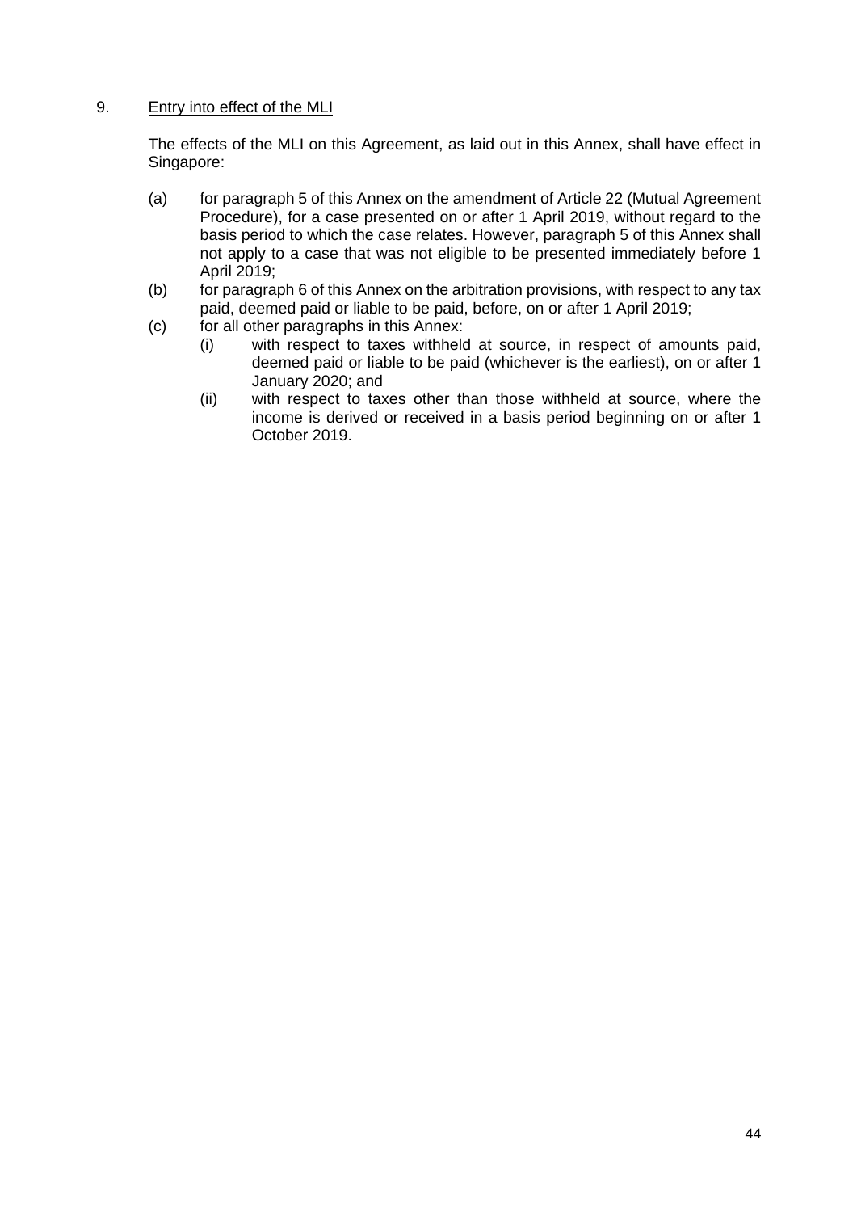9. <u>Entry into effect of the MLI</u>

The effects of the MLI on this Agreement, as laid out in this Annex, shall have effect in Singapore:

(a) for paragraph 5 of this Annex on the amendment of Article 22 (Mutual Agreement Procedure), for a case presented on or after 1 April 2019, without regard to the basis period to which the case relates. However, paragraph 5 of this Annex shall not apply to a case that was not eligible to be presented immediately before 1 April 2019;

(b) for paragraph 6 of this Annex on the arbitration provisions, with respect to any tax paid, deemed paid or liable to be paid, before, on or after 1 April 2019;

(c) for all other paragraphs in this Annex:

  (i) with respect to taxes withheld at source, in respect of amounts paid, deemed paid or liable to be paid (whichever is the earliest), on or after 1 January 2020; and

  (ii) with respect to taxes other than those withheld at source, where the income is derived or received in a basis period beginning on or after 1 October 2019.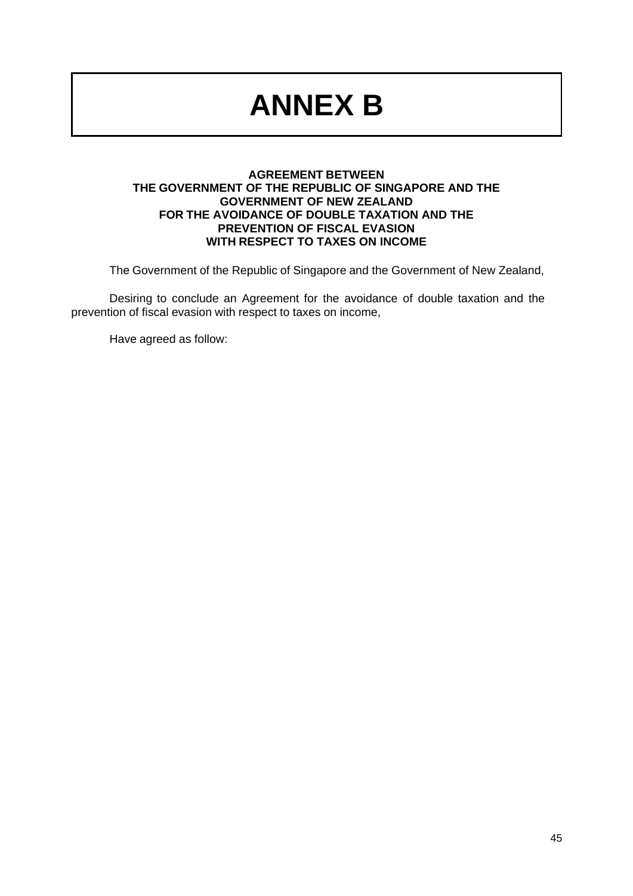# ANNEX B

**AGREEMENT BETWEEN**
**THE GOVERNMENT OF THE REPUBLIC OF SINGAPORE AND THE GOVERNMENT OF NEW ZEALAND**
**FOR THE AVOIDANCE OF DOUBLE TAXATION AND THE PREVENTION OF FISCAL EVASION**
**WITH RESPECT TO TAXES ON INCOME**

The Government of the Republic of Singapore and the Government of New Zealand,

Desiring to conclude an Agreement for the avoidance of double taxation and the prevention of fiscal evasion with respect to taxes on income,

Have agreed as follow: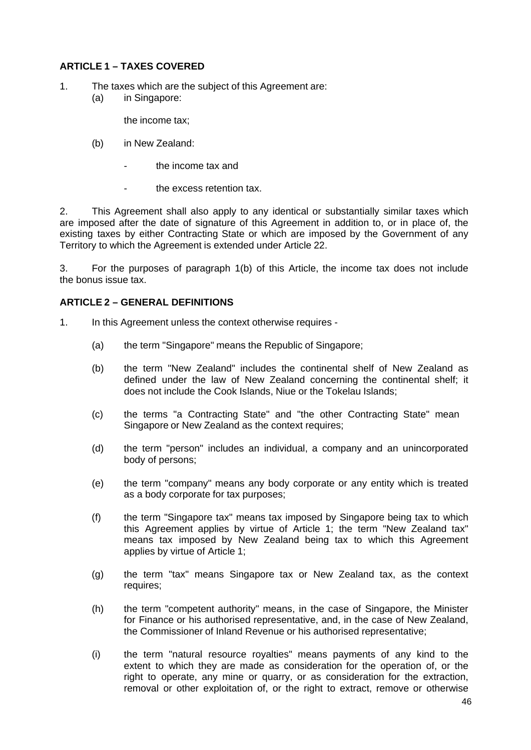## ARTICLE 1 – TAXES COVERED

1. The taxes which are the subject of this Agreement are:
   (a) in Singapore:

      the income tax;

   (b) in New Zealand:

      - the income tax and

      - the excess retention tax.

2. This Agreement shall also apply to any identical or substantially similar taxes which are imposed after the date of signature of this Agreement in addition to, or in place of, the existing taxes by either Contracting State or which are imposed by the Government of any Territory to which the Agreement is extended under Article 22.

3. For the purposes of paragraph 1(b) of this Article, the income tax does not include the bonus issue tax.

## ARTICLE 2 – GENERAL DEFINITIONS

1. In this Agreement unless the context otherwise requires -

   (a) the term "Singapore" means the Republic of Singapore;

   (b) the term "New Zealand" includes the continental shelf of New Zealand as defined under the law of New Zealand concerning the continental shelf; it does not include the Cook Islands, Niue or the Tokelau Islands;

   (c) the terms "a Contracting State" and "the other Contracting State" mean Singapore or New Zealand as the context requires;

   (d) the term "person" includes an individual, a company and an unincorporated body of persons;

   (e) the term "company" means any body corporate or any entity which is treated as a body corporate for tax purposes;

   (f) the term "Singapore tax" means tax imposed by Singapore being tax to which this Agreement applies by virtue of Article 1; the term "New Zealand tax" means tax imposed by New Zealand being tax to which this Agreement applies by virtue of Article 1;

   (g) the term "tax" means Singapore tax or New Zealand tax, as the context requires;

   (h) the term "competent authority" means, in the case of Singapore, the Minister for Finance or his authorised representative, and, in the case of New Zealand, the Commissioner of Inland Revenue or his authorised representative;

   (i) the term "natural resource royalties" means payments of any kind to the extent to which they are made as consideration for the operation of, or the right to operate, any mine or quarry, or as consideration for the extraction, removal or other exploitation of, or the right to extract, remove or otherwise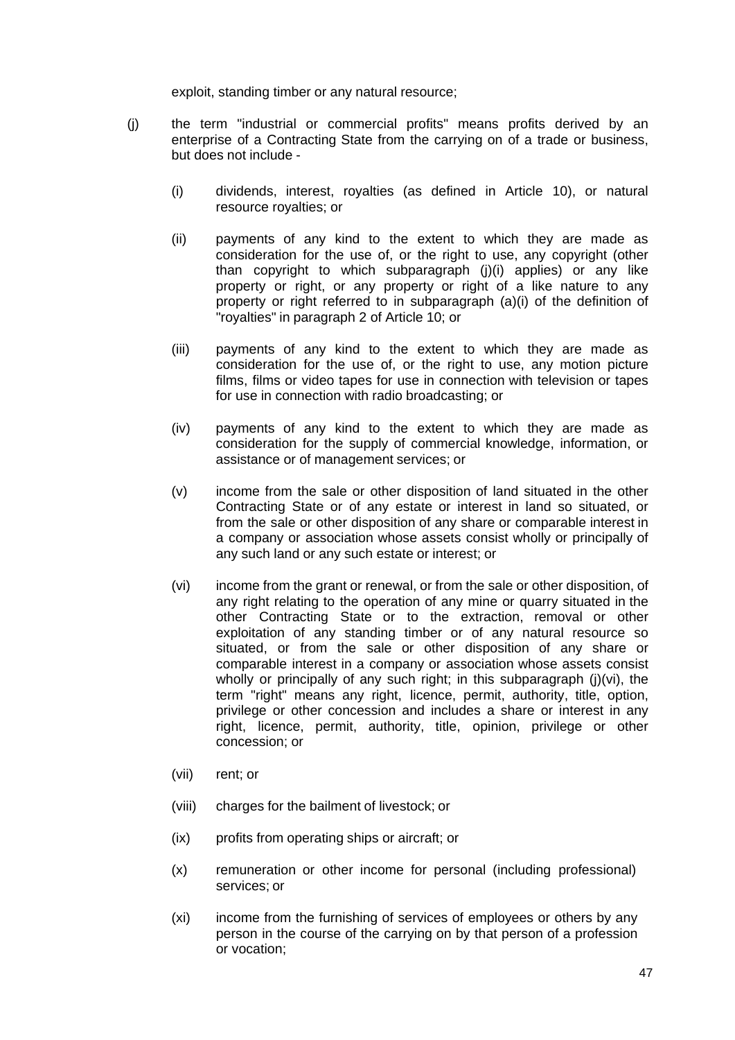exploit, standing timber or any natural resource;

(j) the term "industrial or commercial profits" means profits derived by an enterprise of a Contracting State from the carrying on of a trade or business, but does not include -

  (i) dividends, interest, royalties (as defined in Article 10), or natural resource royalties; or

  (ii) payments of any kind to the extent to which they are made as consideration for the use of, or the right to use, any copyright (other than copyright to which subparagraph (j)(i) applies) or any like property or right, or any property or right of a like nature to any property or right referred to in subparagraph (a)(i) of the definition of "royalties" in paragraph 2 of Article 10; or

  (iii) payments of any kind to the extent to which they are made as consideration for the use of, or the right to use, any motion picture films, films or video tapes for use in connection with television or tapes for use in connection with radio broadcasting; or

  (iv) payments of any kind to the extent to which they are made as consideration for the supply of commercial knowledge, information, or assistance or of management services; or

  (v) income from the sale or other disposition of land situated in the other Contracting State or of any estate or interest in land so situated, or from the sale or other disposition of any share or comparable interest in a company or association whose assets consist wholly or principally of any such land or any such estate or interest; or

  (vi) income from the grant or renewal, or from the sale or other disposition, of any right relating to the operation of any mine or quarry situated in the other Contracting State or to the extraction, removal or other exploitation of any standing timber or of any natural resource so situated, or from the sale or other disposition of any share or comparable interest in a company or association whose assets consist wholly or principally of any such right; in this subparagraph (j)(vi), the term "right" means any right, licence, permit, authority, title, option, privilege or other concession and includes a share or interest in any right, licence, permit, authority, title, opinion, privilege or other concession; or

  (vii) rent; or

  (viii) charges for the bailment of livestock; or

  (ix) profits from operating ships or aircraft; or

  (x) remuneration or other income for personal (including professional) services; or

  (xi) income from the furnishing of services of employees or others by any person in the course of the carrying on by that person of a profession or vocation;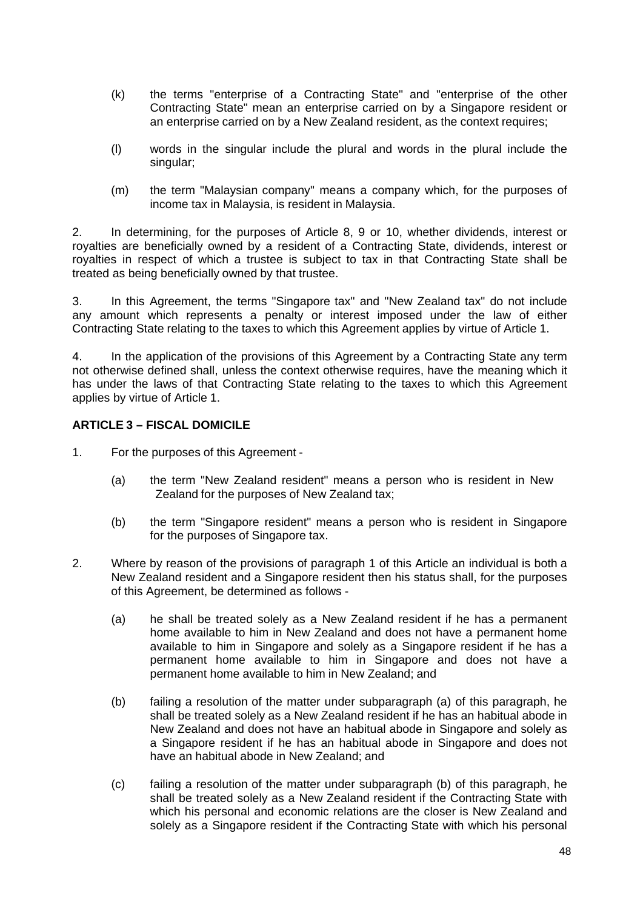(k) the terms "enterprise of a Contracting State" and "enterprise of the other Contracting State" mean an enterprise carried on by a Singapore resident or an enterprise carried on by a New Zealand resident, as the context requires;

(l) words in the singular include the plural and words in the plural include the singular;

(m) the term "Malaysian company" means a company which, for the purposes of income tax in Malaysia, is resident in Malaysia.

2. In determining, for the purposes of Article 8, 9 or 10, whether dividends, interest or royalties are beneficially owned by a resident of a Contracting State, dividends, interest or royalties in respect of which a trustee is subject to tax in that Contracting State shall be treated as being beneficially owned by that trustee.

3. In this Agreement, the terms "Singapore tax" and "New Zealand tax" do not include any amount which represents a penalty or interest imposed under the law of either Contracting State relating to the taxes to which this Agreement applies by virtue of Article 1.

4. In the application of the provisions of this Agreement by a Contracting State any term not otherwise defined shall, unless the context otherwise requires, have the meaning which it has under the laws of that Contracting State relating to the taxes to which this Agreement applies by virtue of Article 1.

**ARTICLE 3 – FISCAL DOMICILE**

1. For the purposes of this Agreement -

   (a) the term "New Zealand resident" means a person who is resident in New Zealand for the purposes of New Zealand tax;

   (b) the term "Singapore resident" means a person who is resident in Singapore for the purposes of Singapore tax.

2. Where by reason of the provisions of paragraph 1 of this Article an individual is both a New Zealand resident and a Singapore resident then his status shall, for the purposes of this Agreement, be determined as follows -

   (a) he shall be treated solely as a New Zealand resident if he has a permanent home available to him in New Zealand and does not have a permanent home available to him in Singapore and solely as a Singapore resident if he has a permanent home available to him in Singapore and does not have a permanent home available to him in New Zealand; and

   (b) failing a resolution of the matter under subparagraph (a) of this paragraph, he shall be treated solely as a New Zealand resident if he has an habitual abode in New Zealand and does not have an habitual abode in Singapore and solely as a Singapore resident if he has an habitual abode in Singapore and does not have an habitual abode in New Zealand; and

   (c) failing a resolution of the matter under subparagraph (b) of this paragraph, he shall be treated solely as a New Zealand resident if the Contracting State with which his personal and economic relations are the closer is New Zealand and solely as a Singapore resident if the Contracting State with which his personal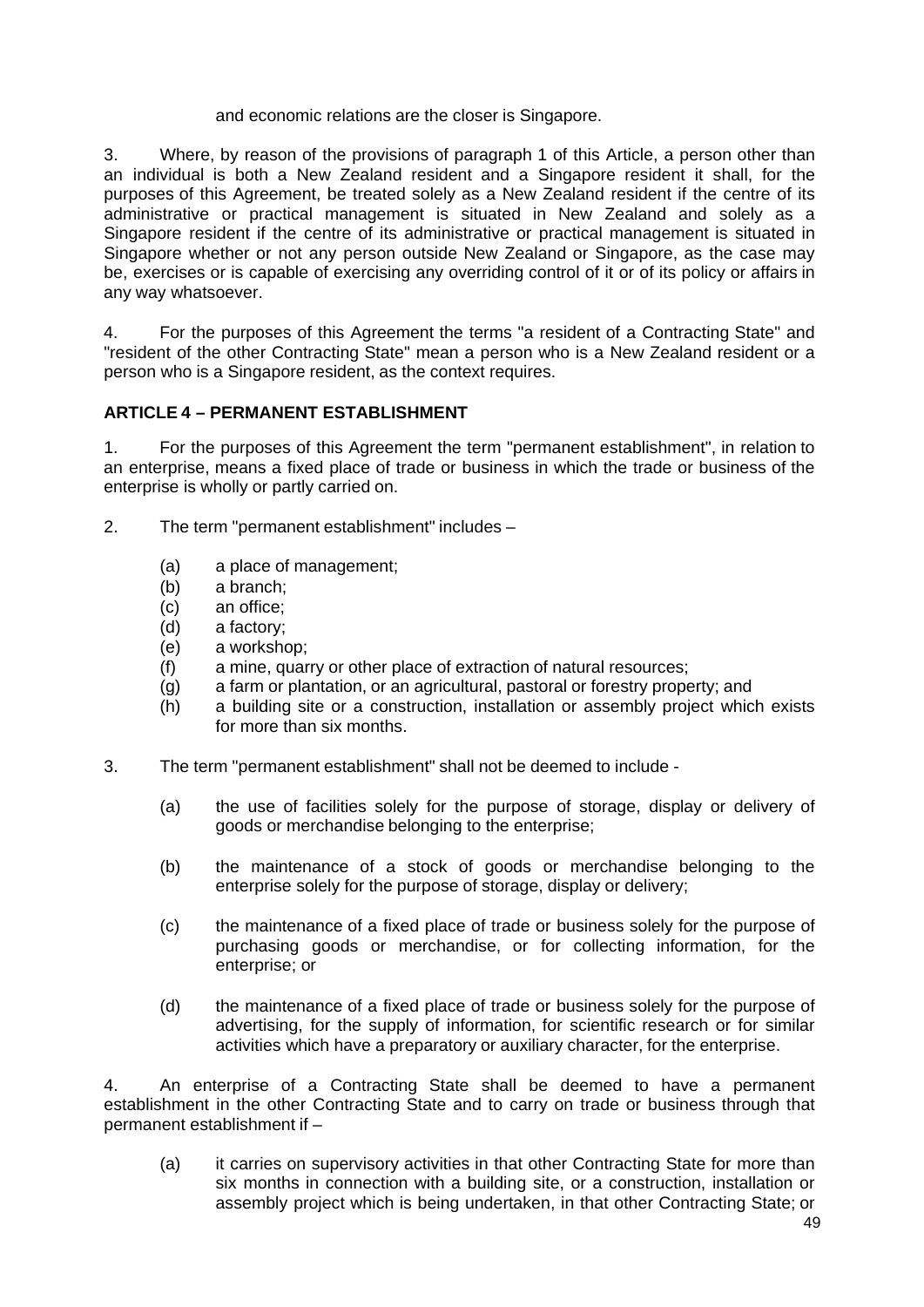and economic relations are the closer is Singapore.

3. Where, by reason of the provisions of paragraph 1 of this Article, a person other than an individual is both a New Zealand resident and a Singapore resident it shall, for the purposes of this Agreement, be treated solely as a New Zealand resident if the centre of its administrative or practical management is situated in New Zealand and solely as a Singapore resident if the centre of its administrative or practical management is situated in Singapore whether or not any person outside New Zealand or Singapore, as the case may be, exercises or is capable of exercising any overriding control of it or of its policy or affairs in any way whatsoever.

4. For the purposes of this Agreement the terms "a resident of a Contracting State" and "resident of the other Contracting State" mean a person who is a New Zealand resident or a person who is a Singapore resident, as the context requires.

**ARTICLE 4 – PERMANENT ESTABLISHMENT**

1. For the purposes of this Agreement the term "permanent establishment", in relation to an enterprise, means a fixed place of trade or business in which the trade or business of the enterprise is wholly or partly carried on.

2. The term "permanent establishment" includes –

(a) a place of management;
(b) a branch;
(c) an office;
(d) a factory;
(e) a workshop;
(f) a mine, quarry or other place of extraction of natural resources;
(g) a farm or plantation, or an agricultural, pastoral or forestry property; and
(h) a building site or a construction, installation or assembly project which exists for more than six months.

3. The term "permanent establishment" shall not be deemed to include -

(a) the use of facilities solely for the purpose of storage, display or delivery of goods or merchandise belonging to the enterprise;

(b) the maintenance of a stock of goods or merchandise belonging to the enterprise solely for the purpose of storage, display or delivery;

(c) the maintenance of a fixed place of trade or business solely for the purpose of purchasing goods or merchandise, or for collecting information, for the enterprise; or

(d) the maintenance of a fixed place of trade or business solely for the purpose of advertising, for the supply of information, for scientific research or for similar activities which have a preparatory or auxiliary character, for the enterprise.

4. An enterprise of a Contracting State shall be deemed to have a permanent establishment in the other Contracting State and to carry on trade or business through that permanent establishment if –

(a) it carries on supervisory activities in that other Contracting State for more than six months in connection with a building site, or a construction, installation or assembly project which is being undertaken, in that other Contracting State; or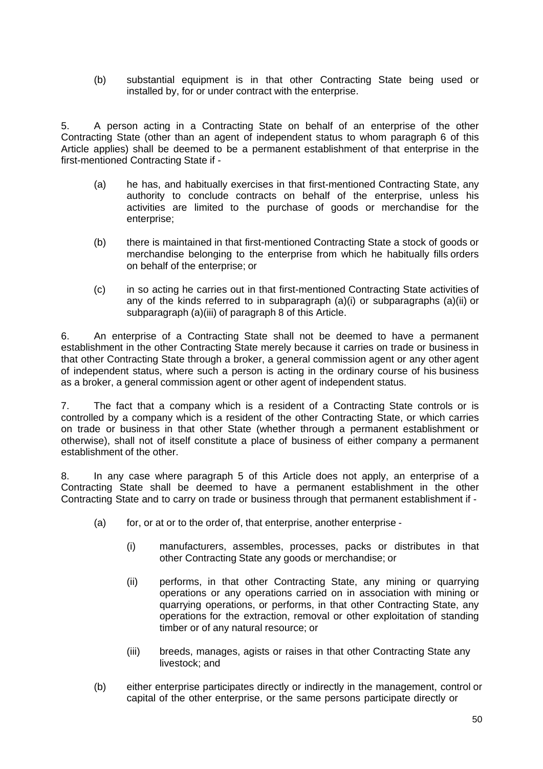(b) substantial equipment is in that other Contracting State being used or installed by, for or under contract with the enterprise.

5. A person acting in a Contracting State on behalf of an enterprise of the other Contracting State (other than an agent of independent status to whom paragraph 6 of this Article applies) shall be deemed to be a permanent establishment of that enterprise in the first-mentioned Contracting State if -

(a) he has, and habitually exercises in that first-mentioned Contracting State, any authority to conclude contracts on behalf of the enterprise, unless his activities are limited to the purchase of goods or merchandise for the enterprise;

(b) there is maintained in that first-mentioned Contracting State a stock of goods or merchandise belonging to the enterprise from which he habitually fills orders on behalf of the enterprise; or

(c) in so acting he carries out in that first-mentioned Contracting State activities of any of the kinds referred to in subparagraph (a)(i) or subparagraphs (a)(ii) or subparagraph (a)(iii) of paragraph 8 of this Article.

6. An enterprise of a Contracting State shall not be deemed to have a permanent establishment in the other Contracting State merely because it carries on trade or business in that other Contracting State through a broker, a general commission agent or any other agent of independent status, where such a person is acting in the ordinary course of his business as a broker, a general commission agent or other agent of independent status.

7. The fact that a company which is a resident of a Contracting State controls or is controlled by a company which is a resident of the other Contracting State, or which carries on trade or business in that other State (whether through a permanent establishment or otherwise), shall not of itself constitute a place of business of either company a permanent establishment of the other.

8. In any case where paragraph 5 of this Article does not apply, an enterprise of a Contracting State shall be deemed to have a permanent establishment in the other Contracting State and to carry on trade or business through that permanent establishment if -

(a) for, or at or to the order of, that enterprise, another enterprise -

(i) manufacturers, assembles, processes, packs or distributes in that other Contracting State any goods or merchandise; or

(ii) performs, in that other Contracting State, any mining or quarrying operations or any operations carried on in association with mining or quarrying operations, or performs, in that other Contracting State, any operations for the extraction, removal or other exploitation of standing timber or of any natural resource; or

(iii) breeds, manages, agists or raises in that other Contracting State any livestock; and

(b) either enterprise participates directly or indirectly in the management, control or capital of the other enterprise, or the same persons participate directly or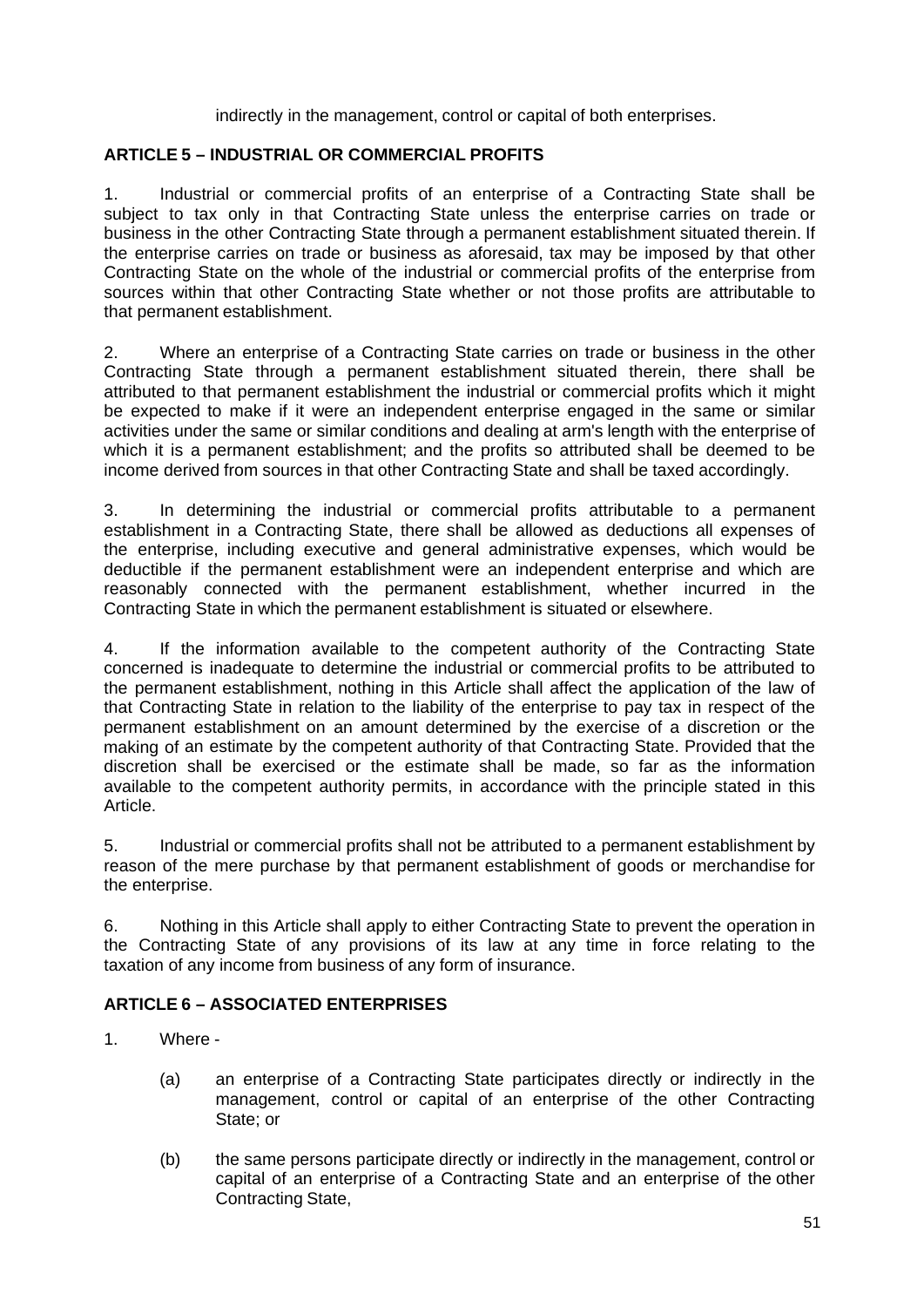indirectly in the management, control or capital of both enterprises.

## ARTICLE 5 – INDUSTRIAL OR COMMERCIAL PROFITS

1. Industrial or commercial profits of an enterprise of a Contracting State shall be subject to tax only in that Contracting State unless the enterprise carries on trade or business in the other Contracting State through a permanent establishment situated therein. If the enterprise carries on trade or business as aforesaid, tax may be imposed by that other Contracting State on the whole of the industrial or commercial profits of the enterprise from sources within that other Contracting State whether or not those profits are attributable to that permanent establishment.

2. Where an enterprise of a Contracting State carries on trade or business in the other Contracting State through a permanent establishment situated therein, there shall be attributed to that permanent establishment the industrial or commercial profits which it might be expected to make if it were an independent enterprise engaged in the same or similar activities under the same or similar conditions and dealing at arm's length with the enterprise of which it is a permanent establishment; and the profits so attributed shall be deemed to be income derived from sources in that other Contracting State and shall be taxed accordingly.

3. In determining the industrial or commercial profits attributable to a permanent establishment in a Contracting State, there shall be allowed as deductions all expenses of the enterprise, including executive and general administrative expenses, which would be deductible if the permanent establishment were an independent enterprise and which are reasonably connected with the permanent establishment, whether incurred in the Contracting State in which the permanent establishment is situated or elsewhere.

4. If the information available to the competent authority of the Contracting State concerned is inadequate to determine the industrial or commercial profits to be attributed to the permanent establishment, nothing in this Article shall affect the application of the law of that Contracting State in relation to the liability of the enterprise to pay tax in respect of the permanent establishment on an amount determined by the exercise of a discretion or the making of an estimate by the competent authority of that Contracting State. Provided that the discretion shall be exercised or the estimate shall be made, so far as the information available to the competent authority permits, in accordance with the principle stated in this Article.

5. Industrial or commercial profits shall not be attributed to a permanent establishment by reason of the mere purchase by that permanent establishment of goods or merchandise for the enterprise.

6. Nothing in this Article shall apply to either Contracting State to prevent the operation in the Contracting State of any provisions of its law at any time in force relating to the taxation of any income from business of any form of insurance.

## ARTICLE 6 – ASSOCIATED ENTERPRISES

1. Where -

   (a) an enterprise of a Contracting State participates directly or indirectly in the management, control or capital of an enterprise of the other Contracting State; or

   (b) the same persons participate directly or indirectly in the management, control or capital of an enterprise of a Contracting State and an enterprise of the other Contracting State,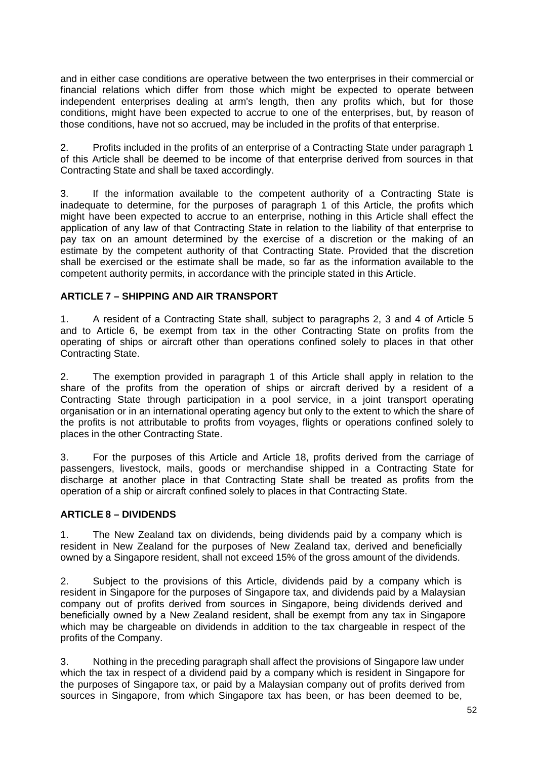and in either case conditions are operative between the two enterprises in their commercial or financial relations which differ from those which might be expected to operate between independent enterprises dealing at arm's length, then any profits which, but for those conditions, might have been expected to accrue to one of the enterprises, but, by reason of those conditions, have not so accrued, may be included in the profits of that enterprise.

2. Profits included in the profits of an enterprise of a Contracting State under paragraph 1 of this Article shall be deemed to be income of that enterprise derived from sources in that Contracting State and shall be taxed accordingly.

3. If the information available to the competent authority of a Contracting State is inadequate to determine, for the purposes of paragraph 1 of this Article, the profits which might have been expected to accrue to an enterprise, nothing in this Article shall effect the application of any law of that Contracting State in relation to the liability of that enterprise to pay tax on an amount determined by the exercise of a discretion or the making of an estimate by the competent authority of that Contracting State. Provided that the discretion shall be exercised or the estimate shall be made, so far as the information available to the competent authority permits, in accordance with the principle stated in this Article.

**ARTICLE 7 – SHIPPING AND AIR TRANSPORT**

1. A resident of a Contracting State shall, subject to paragraphs 2, 3 and 4 of Article 5 and to Article 6, be exempt from tax in the other Contracting State on profits from the operating of ships or aircraft other than operations confined solely to places in that other Contracting State.

2. The exemption provided in paragraph 1 of this Article shall apply in relation to the share of the profits from the operation of ships or aircraft derived by a resident of a Contracting State through participation in a pool service, in a joint transport operating organisation or in an international operating agency but only to the extent to which the share of the profits is not attributable to profits from voyages, flights or operations confined solely to places in the other Contracting State.

3. For the purposes of this Article and Article 18, profits derived from the carriage of passengers, livestock, mails, goods or merchandise shipped in a Contracting State for discharge at another place in that Contracting State shall be treated as profits from the operation of a ship or aircraft confined solely to places in that Contracting State.

**ARTICLE 8 – DIVIDENDS**

1. The New Zealand tax on dividends, being dividends paid by a company which is resident in New Zealand for the purposes of New Zealand tax, derived and beneficially owned by a Singapore resident, shall not exceed 15% of the gross amount of the dividends.

2. Subject to the provisions of this Article, dividends paid by a company which is resident in Singapore for the purposes of Singapore tax, and dividends paid by a Malaysian company out of profits derived from sources in Singapore, being dividends derived and beneficially owned by a New Zealand resident, shall be exempt from any tax in Singapore which may be chargeable on dividends in addition to the tax chargeable in respect of the profits of the Company.

3. Nothing in the preceding paragraph shall affect the provisions of Singapore law under which the tax in respect of a dividend paid by a company which is resident in Singapore for the purposes of Singapore tax, or paid by a Malaysian company out of profits derived from sources in Singapore, from which Singapore tax has been, or has been deemed to be,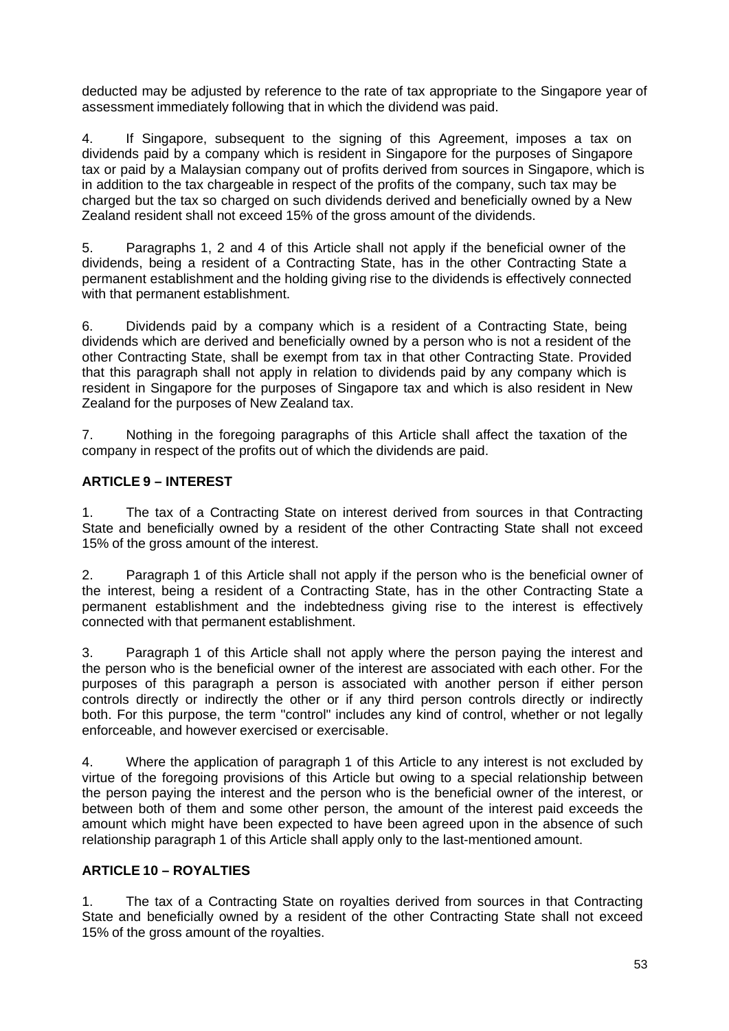deducted may be adjusted by reference to the rate of tax appropriate to the Singapore year of assessment immediately following that in which the dividend was paid.

4. If Singapore, subsequent to the signing of this Agreement, imposes a tax on dividends paid by a company which is resident in Singapore for the purposes of Singapore tax or paid by a Malaysian company out of profits derived from sources in Singapore, which is in addition to the tax chargeable in respect of the profits of the company, such tax may be charged but the tax so charged on such dividends derived and beneficially owned by a New Zealand resident shall not exceed 15% of the gross amount of the dividends.

5. Paragraphs 1, 2 and 4 of this Article shall not apply if the beneficial owner of the dividends, being a resident of a Contracting State, has in the other Contracting State a permanent establishment and the holding giving rise to the dividends is effectively connected with that permanent establishment.

6. Dividends paid by a company which is a resident of a Contracting State, being dividends which are derived and beneficially owned by a person who is not a resident of the other Contracting State, shall be exempt from tax in that other Contracting State. Provided that this paragraph shall not apply in relation to dividends paid by any company which is resident in Singapore for the purposes of Singapore tax and which is also resident in New Zealand for the purposes of New Zealand tax.

7. Nothing in the foregoing paragraphs of this Article shall affect the taxation of the company in respect of the profits out of which the dividends are paid.

**ARTICLE 9 – INTEREST**

1. The tax of a Contracting State on interest derived from sources in that Contracting State and beneficially owned by a resident of the other Contracting State shall not exceed 15% of the gross amount of the interest.

2. Paragraph 1 of this Article shall not apply if the person who is the beneficial owner of the interest, being a resident of a Contracting State, has in the other Contracting State a permanent establishment and the indebtedness giving rise to the interest is effectively connected with that permanent establishment.

3. Paragraph 1 of this Article shall not apply where the person paying the interest and the person who is the beneficial owner of the interest are associated with each other. For the purposes of this paragraph a person is associated with another person if either person controls directly or indirectly the other or if any third person controls directly or indirectly both. For this purpose, the term "control" includes any kind of control, whether or not legally enforceable, and however exercised or exercisable.

4. Where the application of paragraph 1 of this Article to any interest is not excluded by virtue of the foregoing provisions of this Article but owing to a special relationship between the person paying the interest and the person who is the beneficial owner of the interest, or between both of them and some other person, the amount of the interest paid exceeds the amount which might have been expected to have been agreed upon in the absence of such relationship paragraph 1 of this Article shall apply only to the last-mentioned amount.

**ARTICLE 10 – ROYALTIES**

1. The tax of a Contracting State on royalties derived from sources in that Contracting State and beneficially owned by a resident of the other Contracting State shall not exceed 15% of the gross amount of the royalties.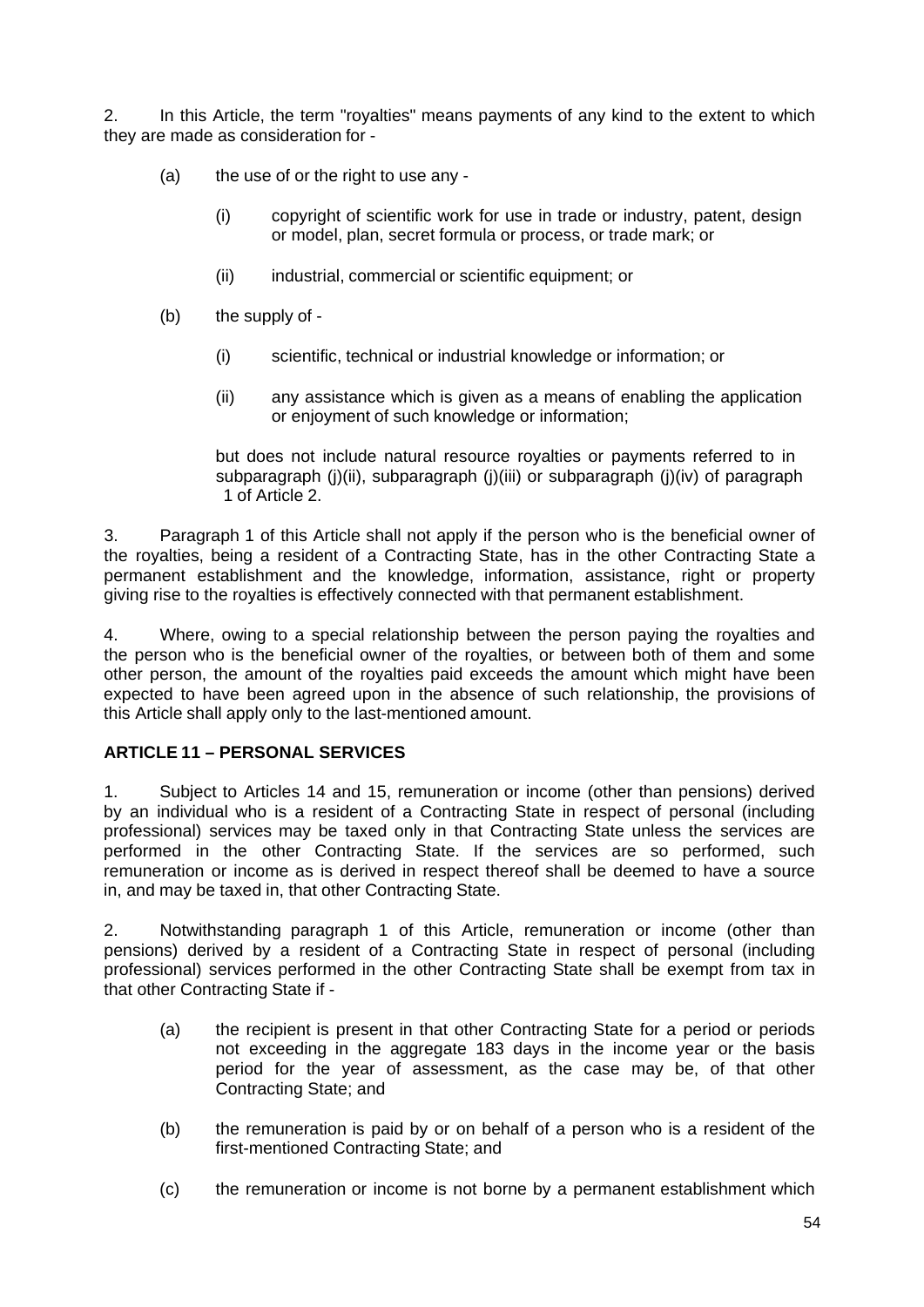2. In this Article, the term "royalties" means payments of any kind to the extent to which they are made as consideration for -

(a) the use of or the right to use any -

(i) copyright of scientific work for use in trade or industry, patent, design or model, plan, secret formula or process, or trade mark; or

(ii) industrial, commercial or scientific equipment; or

(b) the supply of -

(i) scientific, technical or industrial knowledge or information; or

(ii) any assistance which is given as a means of enabling the application or enjoyment of such knowledge or information;

but does not include natural resource royalties or payments referred to in subparagraph (j)(ii), subparagraph (j)(iii) or subparagraph (j)(iv) of paragraph 1 of Article 2.

3. Paragraph 1 of this Article shall not apply if the person who is the beneficial owner of the royalties, being a resident of a Contracting State, has in the other Contracting State a permanent establishment and the knowledge, information, assistance, right or property giving rise to the royalties is effectively connected with that permanent establishment.

4. Where, owing to a special relationship between the person paying the royalties and the person who is the beneficial owner of the royalties, or between both of them and some other person, the amount of the royalties paid exceeds the amount which might have been expected to have been agreed upon in the absence of such relationship, the provisions of this Article shall apply only to the last-mentioned amount.

**ARTICLE 11 – PERSONAL SERVICES**

1. Subject to Articles 14 and 15, remuneration or income (other than pensions) derived by an individual who is a resident of a Contracting State in respect of personal (including professional) services may be taxed only in that Contracting State unless the services are performed in the other Contracting State. If the services are so performed, such remuneration or income as is derived in respect thereof shall be deemed to have a source in, and may be taxed in, that other Contracting State.

2. Notwithstanding paragraph 1 of this Article, remuneration or income (other than pensions) derived by a resident of a Contracting State in respect of personal (including professional) services performed in the other Contracting State shall be exempt from tax in that other Contracting State if -

(a) the recipient is present in that other Contracting State for a period or periods not exceeding in the aggregate 183 days in the income year or the basis period for the year of assessment, as the case may be, of that other Contracting State; and

(b) the remuneration is paid by or on behalf of a person who is a resident of the first-mentioned Contracting State; and

(c) the remuneration or income is not borne by a permanent establishment which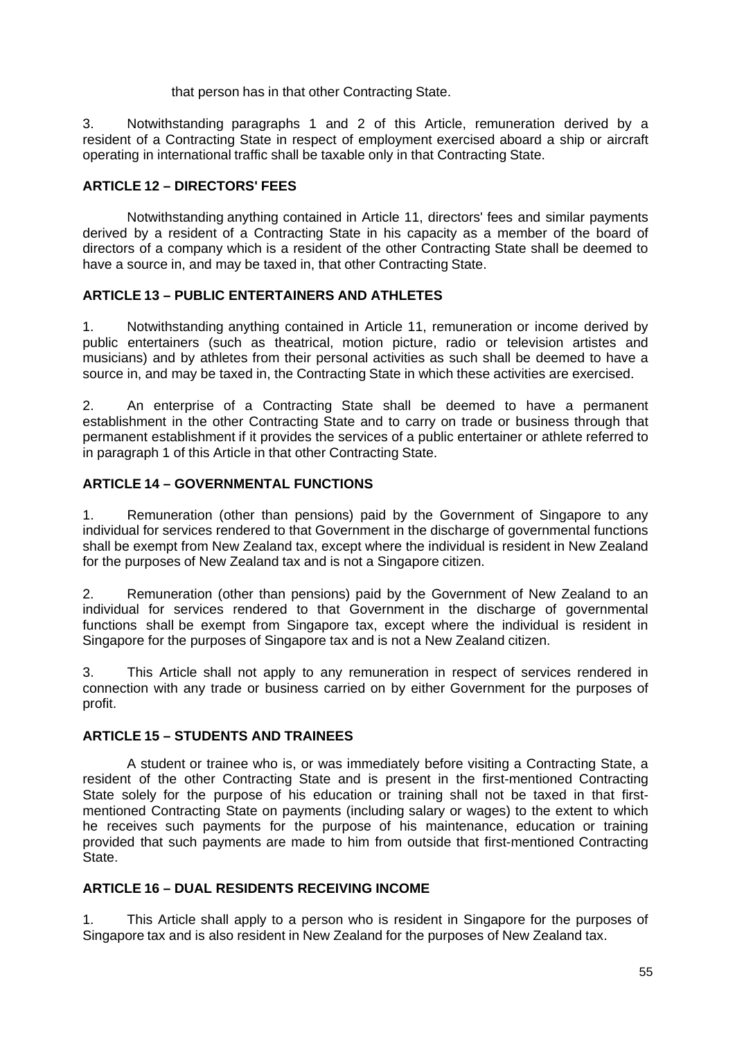that person has in that other Contracting State.

3. Notwithstanding paragraphs 1 and 2 of this Article, remuneration derived by a resident of a Contracting State in respect of employment exercised aboard a ship or aircraft operating in international traffic shall be taxable only in that Contracting State.

### ARTICLE 12 – DIRECTORS' FEES

Notwithstanding anything contained in Article 11, directors' fees and similar payments derived by a resident of a Contracting State in his capacity as a member of the board of directors of a company which is a resident of the other Contracting State shall be deemed to have a source in, and may be taxed in, that other Contracting State.

### ARTICLE 13 – PUBLIC ENTERTAINERS AND ATHLETES

1. Notwithstanding anything contained in Article 11, remuneration or income derived by public entertainers (such as theatrical, motion picture, radio or television artistes and musicians) and by athletes from their personal activities as such shall be deemed to have a source in, and may be taxed in, the Contracting State in which these activities are exercised.

2. An enterprise of a Contracting State shall be deemed to have a permanent establishment in the other Contracting State and to carry on trade or business through that permanent establishment if it provides the services of a public entertainer or athlete referred to in paragraph 1 of this Article in that other Contracting State.

### ARTICLE 14 – GOVERNMENTAL FUNCTIONS

1. Remuneration (other than pensions) paid by the Government of Singapore to any individual for services rendered to that Government in the discharge of governmental functions shall be exempt from New Zealand tax, except where the individual is resident in New Zealand for the purposes of New Zealand tax and is not a Singapore citizen.

2. Remuneration (other than pensions) paid by the Government of New Zealand to an individual for services rendered to that Government in the discharge of governmental functions shall be exempt from Singapore tax, except where the individual is resident in Singapore for the purposes of Singapore tax and is not a New Zealand citizen.

3. This Article shall not apply to any remuneration in respect of services rendered in connection with any trade or business carried on by either Government for the purposes of profit.

### ARTICLE 15 – STUDENTS AND TRAINEES

A student or trainee who is, or was immediately before visiting a Contracting State, a resident of the other Contracting State and is present in the first-mentioned Contracting State solely for the purpose of his education or training shall not be taxed in that first-mentioned Contracting State on payments (including salary or wages) to the extent to which he receives such payments for the purpose of his maintenance, education or training provided that such payments are made to him from outside that first-mentioned Contracting State.

### ARTICLE 16 – DUAL RESIDENTS RECEIVING INCOME

1. This Article shall apply to a person who is resident in Singapore for the purposes of Singapore tax and is also resident in New Zealand for the purposes of New Zealand tax.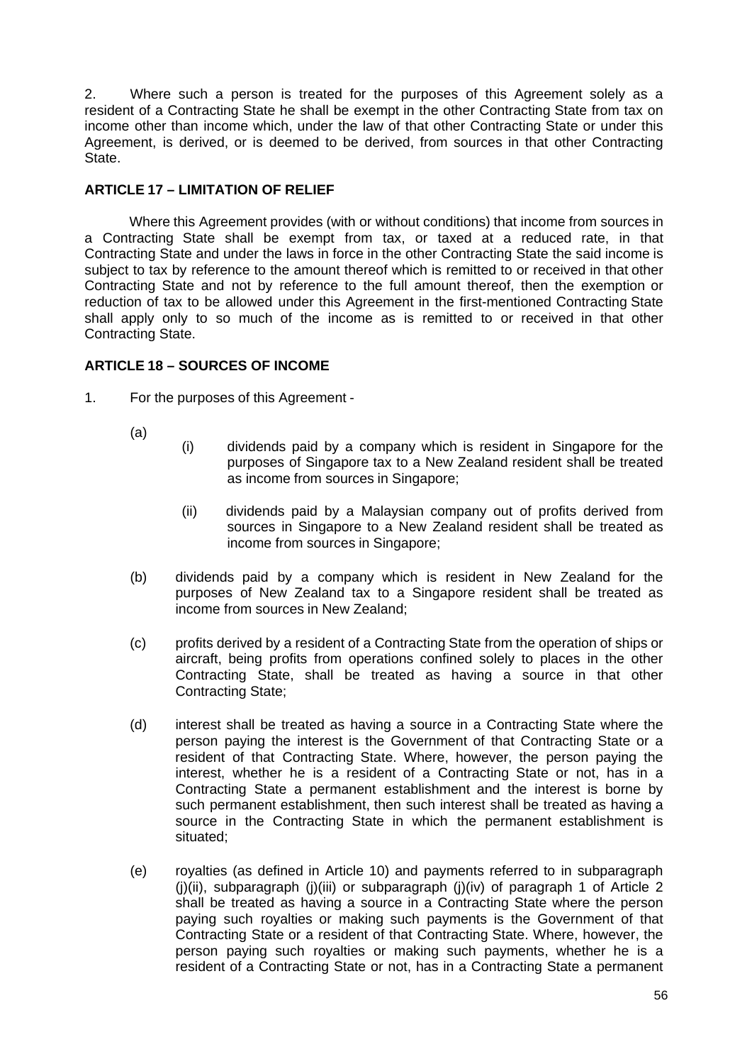2. Where such a person is treated for the purposes of this Agreement solely as a resident of a Contracting State he shall be exempt in the other Contracting State from tax on income other than income which, under the law of that other Contracting State or under this Agreement, is derived, or is deemed to be derived, from sources in that other Contracting State.

### ARTICLE 17 – LIMITATION OF RELIEF

Where this Agreement provides (with or without conditions) that income from sources in a Contracting State shall be exempt from tax, or taxed at a reduced rate, in that Contracting State and under the laws in force in the other Contracting State the said income is subject to tax by reference to the amount thereof which is remitted to or received in that other Contracting State and not by reference to the full amount thereof, then the exemption or reduction of tax to be allowed under this Agreement in the first-mentioned Contracting State shall apply only to so much of the income as is remitted to or received in that other Contracting State.

### ARTICLE 18 – SOURCES OF INCOME

1. For the purposes of this Agreement -

(a)

(i) dividends paid by a company which is resident in Singapore for the purposes of Singapore tax to a New Zealand resident shall be treated as income from sources in Singapore;

(ii) dividends paid by a Malaysian company out of profits derived from sources in Singapore to a New Zealand resident shall be treated as income from sources in Singapore;

(b) dividends paid by a company which is resident in New Zealand for the purposes of New Zealand tax to a Singapore resident shall be treated as income from sources in New Zealand;

(c) profits derived by a resident of a Contracting State from the operation of ships or aircraft, being profits from operations confined solely to places in the other Contracting State, shall be treated as having a source in that other Contracting State;

(d) interest shall be treated as having a source in a Contracting State where the person paying the interest is the Government of that Contracting State or a resident of that Contracting State. Where, however, the person paying the interest, whether he is a resident of a Contracting State or not, has in a Contracting State a permanent establishment and the interest is borne by such permanent establishment, then such interest shall be treated as having a source in the Contracting State in which the permanent establishment is situated;

(e) royalties (as defined in Article 10) and payments referred to in subparagraph (j)(ii), subparagraph (j)(iii) or subparagraph (j)(iv) of paragraph 1 of Article 2 shall be treated as having a source in a Contracting State where the person paying such royalties or making such payments is the Government of that Contracting State or a resident of that Contracting State. Where, however, the person paying such royalties or making such payments, whether he is a resident of a Contracting State or not, has in a Contracting State a permanent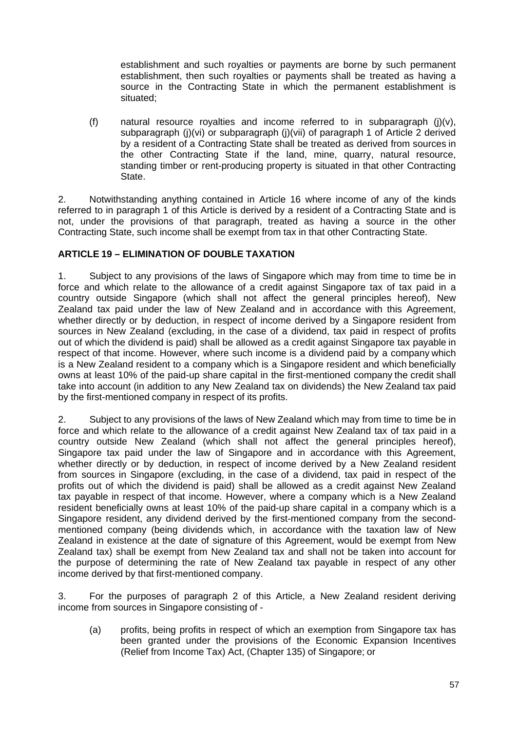establishment and such royalties or payments are borne by such permanent establishment, then such royalties or payments shall be treated as having a source in the Contracting State in which the permanent establishment is situated;

(f) natural resource royalties and income referred to in subparagraph (j)(v), subparagraph (j)(vi) or subparagraph (j)(vii) of paragraph 1 of Article 2 derived by a resident of a Contracting State shall be treated as derived from sources in the other Contracting State if the land, mine, quarry, natural resource, standing timber or rent-producing property is situated in that other Contracting State.

2. Notwithstanding anything contained in Article 16 where income of any of the kinds referred to in paragraph 1 of this Article is derived by a resident of a Contracting State and is not, under the provisions of that paragraph, treated as having a source in the other Contracting State, such income shall be exempt from tax in that other Contracting State.

**ARTICLE 19 – ELIMINATION OF DOUBLE TAXATION**

1. Subject to any provisions of the laws of Singapore which may from time to time be in force and which relate to the allowance of a credit against Singapore tax of tax paid in a country outside Singapore (which shall not affect the general principles hereof), New Zealand tax paid under the law of New Zealand and in accordance with this Agreement, whether directly or by deduction, in respect of income derived by a Singapore resident from sources in New Zealand (excluding, in the case of a dividend, tax paid in respect of profits out of which the dividend is paid) shall be allowed as a credit against Singapore tax payable in respect of that income. However, where such income is a dividend paid by a company which is a New Zealand resident to a company which is a Singapore resident and which beneficially owns at least 10% of the paid-up share capital in the first-mentioned company the credit shall take into account (in addition to any New Zealand tax on dividends) the New Zealand tax paid by the first-mentioned company in respect of its profits.

2. Subject to any provisions of the laws of New Zealand which may from time to time be in force and which relate to the allowance of a credit against New Zealand tax of tax paid in a country outside New Zealand (which shall not affect the general principles hereof), Singapore tax paid under the law of Singapore and in accordance with this Agreement, whether directly or by deduction, in respect of income derived by a New Zealand resident from sources in Singapore (excluding, in the case of a dividend, tax paid in respect of the profits out of which the dividend is paid) shall be allowed as a credit against New Zealand tax payable in respect of that income. However, where a company which is a New Zealand resident beneficially owns at least 10% of the paid-up share capital in a company which is a Singapore resident, any dividend derived by the first-mentioned company from the second-mentioned company (being dividends which, in accordance with the taxation law of New Zealand in existence at the date of signature of this Agreement, would be exempt from New Zealand tax) shall be exempt from New Zealand tax and shall not be taken into account for the purpose of determining the rate of New Zealand tax payable in respect of any other income derived by that first-mentioned company.

3. For the purposes of paragraph 2 of this Article, a New Zealand resident deriving income from sources in Singapore consisting of -

(a) profits, being profits in respect of which an exemption from Singapore tax has been granted under the provisions of the Economic Expansion Incentives (Relief from Income Tax) Act, (Chapter 135) of Singapore; or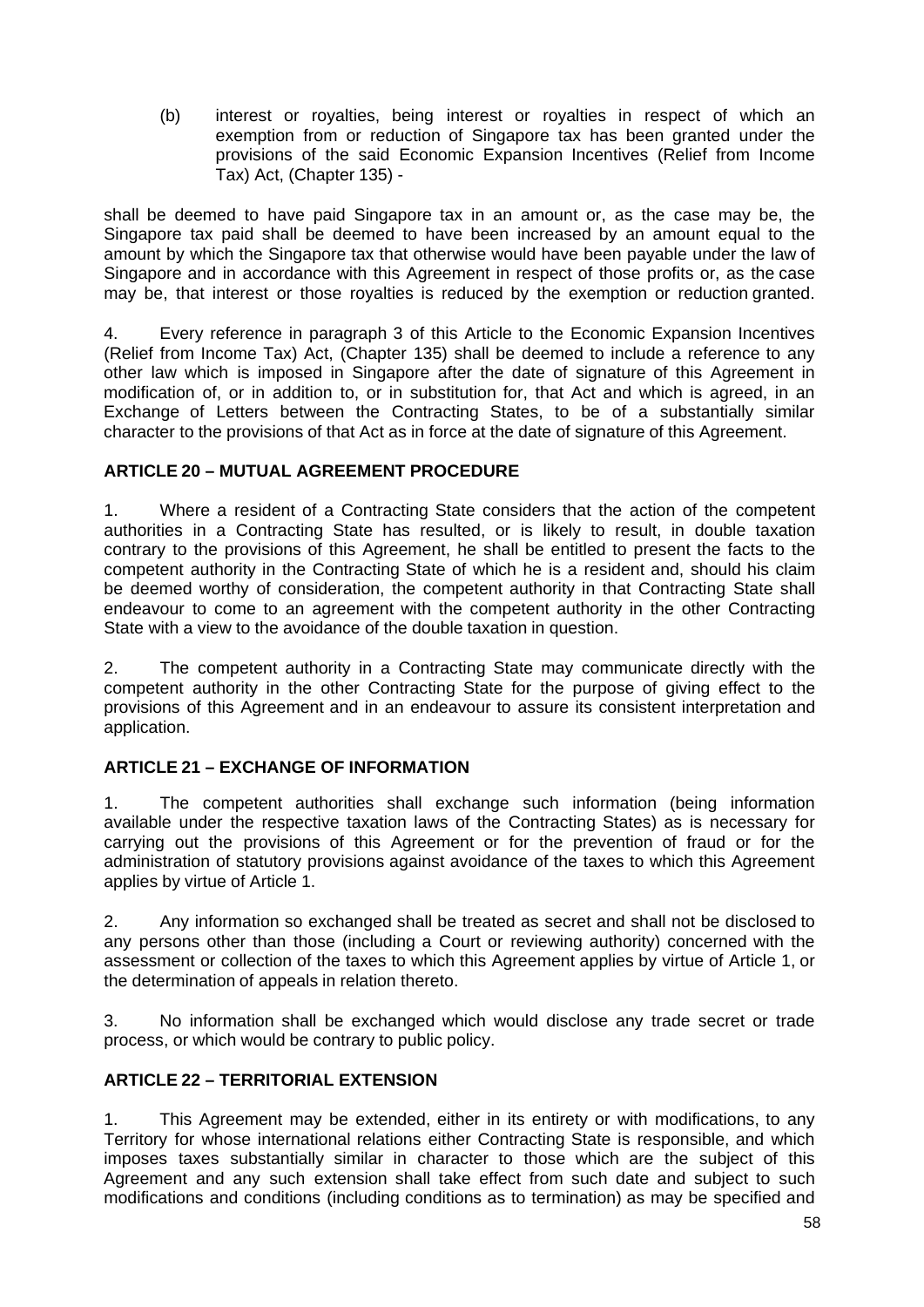(b) interest or royalties, being interest or royalties in respect of which an exemption from or reduction of Singapore tax has been granted under the provisions of the said Economic Expansion Incentives (Relief from Income Tax) Act, (Chapter 135) -

shall be deemed to have paid Singapore tax in an amount or, as the case may be, the Singapore tax paid shall be deemed to have been increased by an amount equal to the amount by which the Singapore tax that otherwise would have been payable under the law of Singapore and in accordance with this Agreement in respect of those profits or, as the case may be, that interest or those royalties is reduced by the exemption or reduction granted.

4. Every reference in paragraph 3 of this Article to the Economic Expansion Incentives (Relief from Income Tax) Act, (Chapter 135) shall be deemed to include a reference to any other law which is imposed in Singapore after the date of signature of this Agreement in modification of, or in addition to, or in substitution for, that Act and which is agreed, in an Exchange of Letters between the Contracting States, to be of a substantially similar character to the provisions of that Act as in force at the date of signature of this Agreement.

**ARTICLE 20 – MUTUAL AGREEMENT PROCEDURE**

1. Where a resident of a Contracting State considers that the action of the competent authorities in a Contracting State has resulted, or is likely to result, in double taxation contrary to the provisions of this Agreement, he shall be entitled to present the facts to the competent authority in the Contracting State of which he is a resident and, should his claim be deemed worthy of consideration, the competent authority in that Contracting State shall endeavour to come to an agreement with the competent authority in the other Contracting State with a view to the avoidance of the double taxation in question.

2. The competent authority in a Contracting State may communicate directly with the competent authority in the other Contracting State for the purpose of giving effect to the provisions of this Agreement and in an endeavour to assure its consistent interpretation and application.

**ARTICLE 21 – EXCHANGE OF INFORMATION**

1. The competent authorities shall exchange such information (being information available under the respective taxation laws of the Contracting States) as is necessary for carrying out the provisions of this Agreement or for the prevention of fraud or for the administration of statutory provisions against avoidance of the taxes to which this Agreement applies by virtue of Article 1.

2. Any information so exchanged shall be treated as secret and shall not be disclosed to any persons other than those (including a Court or reviewing authority) concerned with the assessment or collection of the taxes to which this Agreement applies by virtue of Article 1, or the determination of appeals in relation thereto.

3. No information shall be exchanged which would disclose any trade secret or trade process, or which would be contrary to public policy.

**ARTICLE 22 – TERRITORIAL EXTENSION**

1. This Agreement may be extended, either in its entirety or with modifications, to any Territory for whose international relations either Contracting State is responsible, and which imposes taxes substantially similar in character to those which are the subject of this Agreement and any such extension shall take effect from such date and subject to such modifications and conditions (including conditions as to termination) as may be specified and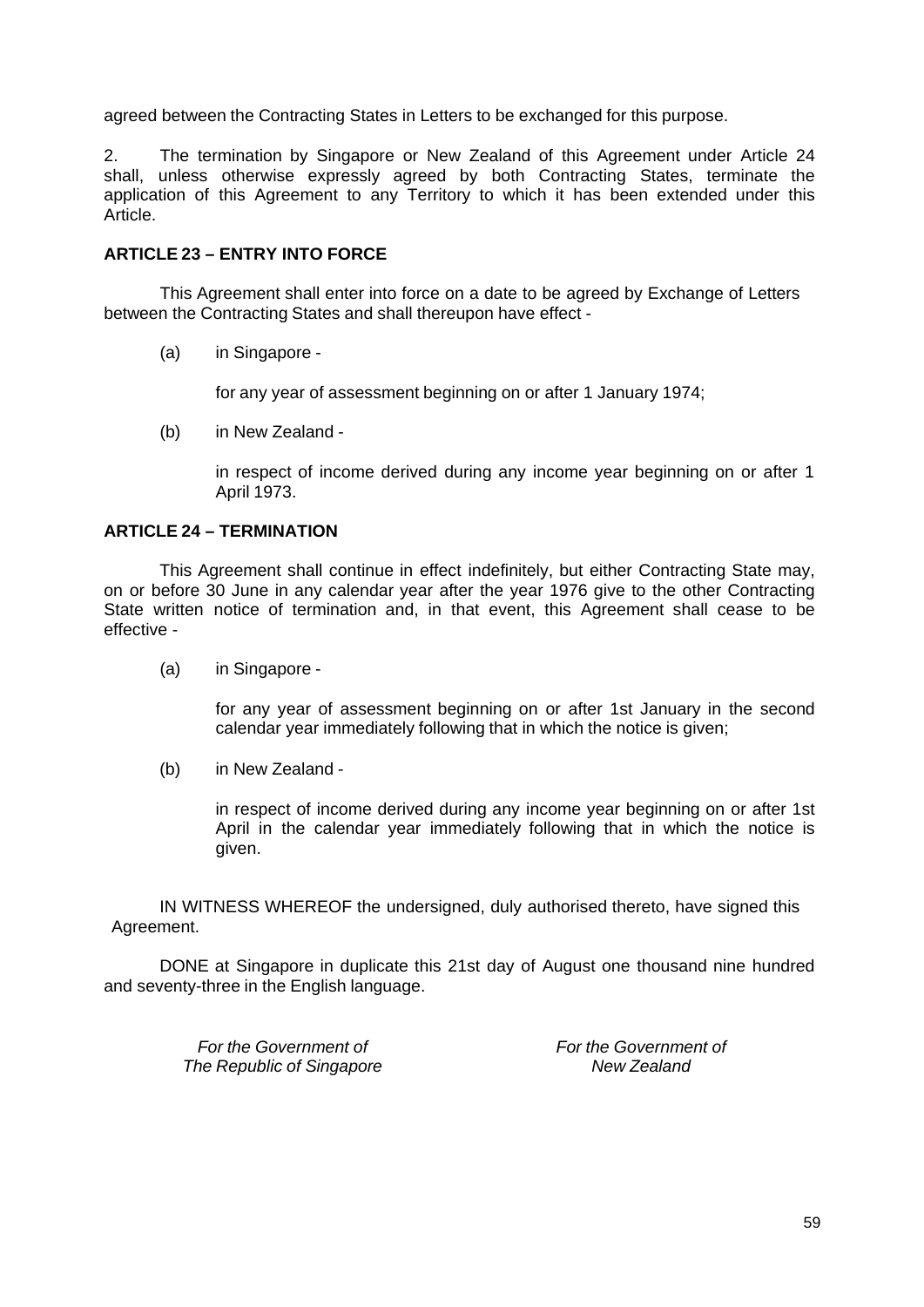agreed between the Contracting States in Letters to be exchanged for this purpose.

2. The termination by Singapore or New Zealand of this Agreement under Article 24 shall, unless otherwise expressly agreed by both Contracting States, terminate the application of this Agreement to any Territory to which it has been extended under this Article.

**ARTICLE 23 – ENTRY INTO FORCE**

This Agreement shall enter into force on a date to be agreed by Exchange of Letters between the Contracting States and shall thereupon have effect -

(a) in Singapore -

for any year of assessment beginning on or after 1 January 1974;

(b) in New Zealand -

in respect of income derived during any income year beginning on or after 1 April 1973.

**ARTICLE 24 – TERMINATION**

This Agreement shall continue in effect indefinitely, but either Contracting State may, on or before 30 June in any calendar year after the year 1976 give to the other Contracting State written notice of termination and, in that event, this Agreement shall cease to be effective -

(a) in Singapore -

for any year of assessment beginning on or after 1st January in the second calendar year immediately following that in which the notice is given;

(b) in New Zealand -

in respect of income derived during any income year beginning on or after 1st April in the calendar year immediately following that in which the notice is given.

IN WITNESS WHEREOF the undersigned, duly authorised thereto, have signed this Agreement.

DONE at Singapore in duplicate this 21st day of August one thousand nine hundred and seventy-three in the English language.

*For the Government of*
*The Republic of Singapore*

*For the Government of*
*New Zealand*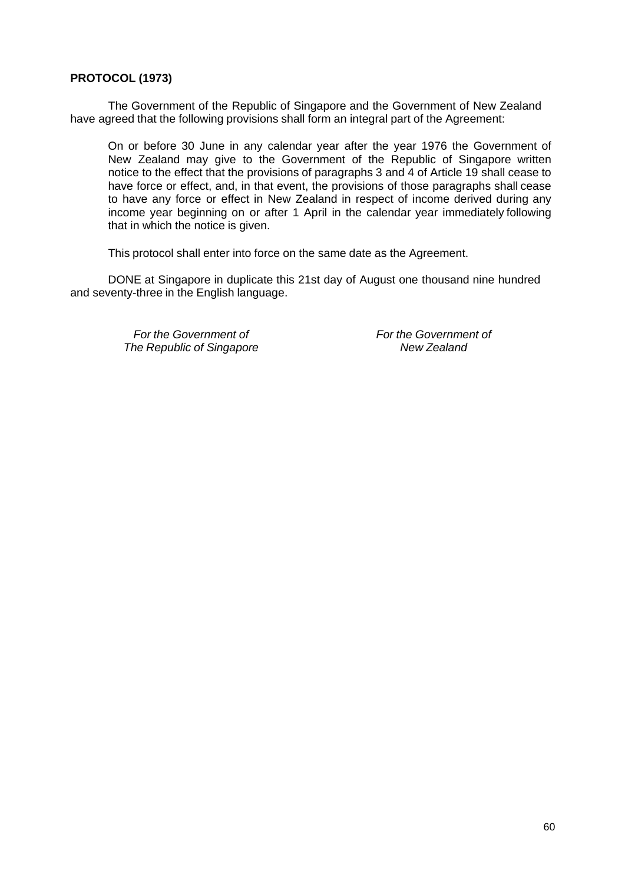**PROTOCOL (1973)**

The Government of the Republic of Singapore and the Government of New Zealand have agreed that the following provisions shall form an integral part of the Agreement:

> On or before 30 June in any calendar year after the year 1976 the Government of New Zealand may give to the Government of the Republic of Singapore written notice to the effect that the provisions of paragraphs 3 and 4 of Article 19 shall cease to have force or effect, and, in that event, the provisions of those paragraphs shall cease to have any force or effect in New Zealand in respect of income derived during any income year beginning on or after 1 April in the calendar year immediately following that in which the notice is given.
>
> This protocol shall enter into force on the same date as the Agreement.

DONE at Singapore in duplicate this 21st day of August one thousand nine hundred and seventy-three in the English language.

| *For the Government of The Republic of Singapore* | *For the Government of New Zealand* |
|---|---|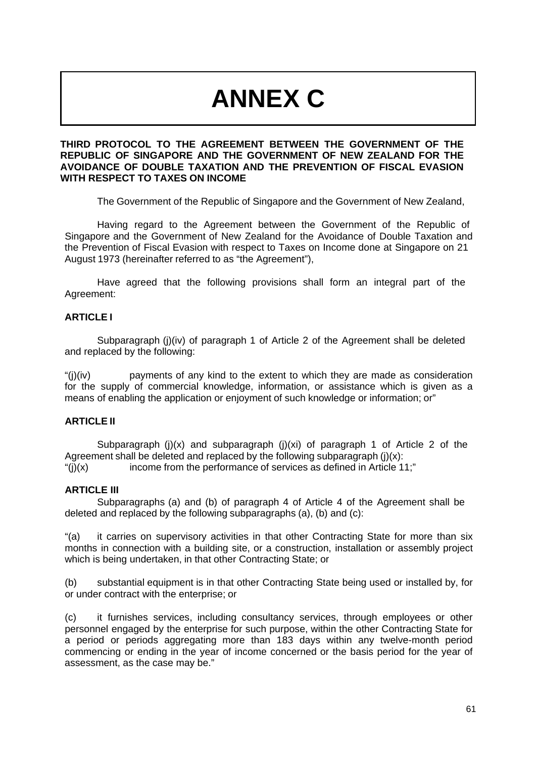# ANNEX C

**THIRD PROTOCOL TO THE AGREEMENT BETWEEN THE GOVERNMENT OF THE REPUBLIC OF SINGAPORE AND THE GOVERNMENT OF NEW ZEALAND FOR THE AVOIDANCE OF DOUBLE TAXATION AND THE PREVENTION OF FISCAL EVASION WITH RESPECT TO TAXES ON INCOME**

The Government of the Republic of Singapore and the Government of New Zealand,

Having regard to the Agreement between the Government of the Republic of Singapore and the Government of New Zealand for the Avoidance of Double Taxation and the Prevention of Fiscal Evasion with respect to Taxes on Income done at Singapore on 21 August 1973 (hereinafter referred to as "the Agreement"),

Have agreed that the following provisions shall form an integral part of the Agreement:

**ARTICLE I**

Subparagraph (j)(iv) of paragraph 1 of Article 2 of the Agreement shall be deleted and replaced by the following:

"(j)(iv) payments of any kind to the extent to which they are made as consideration for the supply of commercial knowledge, information, or assistance which is given as a means of enabling the application or enjoyment of such knowledge or information; or"

**ARTICLE II**

Subparagraph (j)(x) and subparagraph (j)(xi) of paragraph 1 of Article 2 of the Agreement shall be deleted and replaced by the following subparagraph (j)(x):

"(j)(x) income from the performance of services as defined in Article 11;"

**ARTICLE III**

Subparagraphs (a) and (b) of paragraph 4 of Article 4 of the Agreement shall be deleted and replaced by the following subparagraphs (a), (b) and (c):

"(a) it carries on supervisory activities in that other Contracting State for more than six months in connection with a building site, or a construction, installation or assembly project which is being undertaken, in that other Contracting State; or

(b) substantial equipment is in that other Contracting State being used or installed by, for or under contract with the enterprise; or

(c) it furnishes services, including consultancy services, through employees or other personnel engaged by the enterprise for such purpose, within the other Contracting State for a period or periods aggregating more than 183 days within any twelve-month period commencing or ending in the year of income concerned or the basis period for the year of assessment, as the case may be."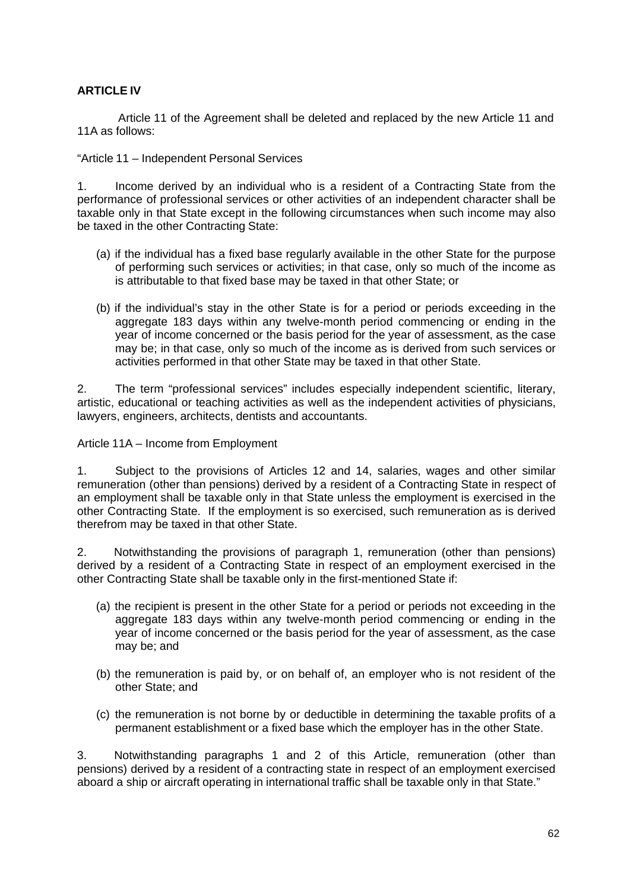**ARTICLE IV**

Article 11 of the Agreement shall be deleted and replaced by the new Article 11 and 11A as follows:

"Article 11 – Independent Personal Services

1. Income derived by an individual who is a resident of a Contracting State from the performance of professional services or other activities of an independent character shall be taxable only in that State except in the following circumstances when such income may also be taxed in the other Contracting State:

   (a) if the individual has a fixed base regularly available in the other State for the purpose of performing such services or activities; in that case, only so much of the income as is attributable to that fixed base may be taxed in that other State; or

   (b) if the individual's stay in the other State is for a period or periods exceeding in the aggregate 183 days within any twelve-month period commencing or ending in the year of income concerned or the basis period for the year of assessment, as the case may be; in that case, only so much of the income as is derived from such services or activities performed in that other State may be taxed in that other State.

2. The term "professional services" includes especially independent scientific, literary, artistic, educational or teaching activities as well as the independent activities of physicians, lawyers, engineers, architects, dentists and accountants.

Article 11A – Income from Employment

1. Subject to the provisions of Articles 12 and 14, salaries, wages and other similar remuneration (other than pensions) derived by a resident of a Contracting State in respect of an employment shall be taxable only in that State unless the employment is exercised in the other Contracting State. If the employment is so exercised, such remuneration as is derived therefrom may be taxed in that other State.

2. Notwithstanding the provisions of paragraph 1, remuneration (other than pensions) derived by a resident of a Contracting State in respect of an employment exercised in the other Contracting State shall be taxable only in the first-mentioned State if:

   (a) the recipient is present in the other State for a period or periods not exceeding in the aggregate 183 days within any twelve-month period commencing or ending in the year of income concerned or the basis period for the year of assessment, as the case may be; and

   (b) the remuneration is paid by, or on behalf of, an employer who is not resident of the other State; and

   (c) the remuneration is not borne by or deductible in determining the taxable profits of a permanent establishment or a fixed base which the employer has in the other State.

3. Notwithstanding paragraphs 1 and 2 of this Article, remuneration (other than pensions) derived by a resident of a contracting state in respect of an employment exercised aboard a ship or aircraft operating in international traffic shall be taxable only in that State."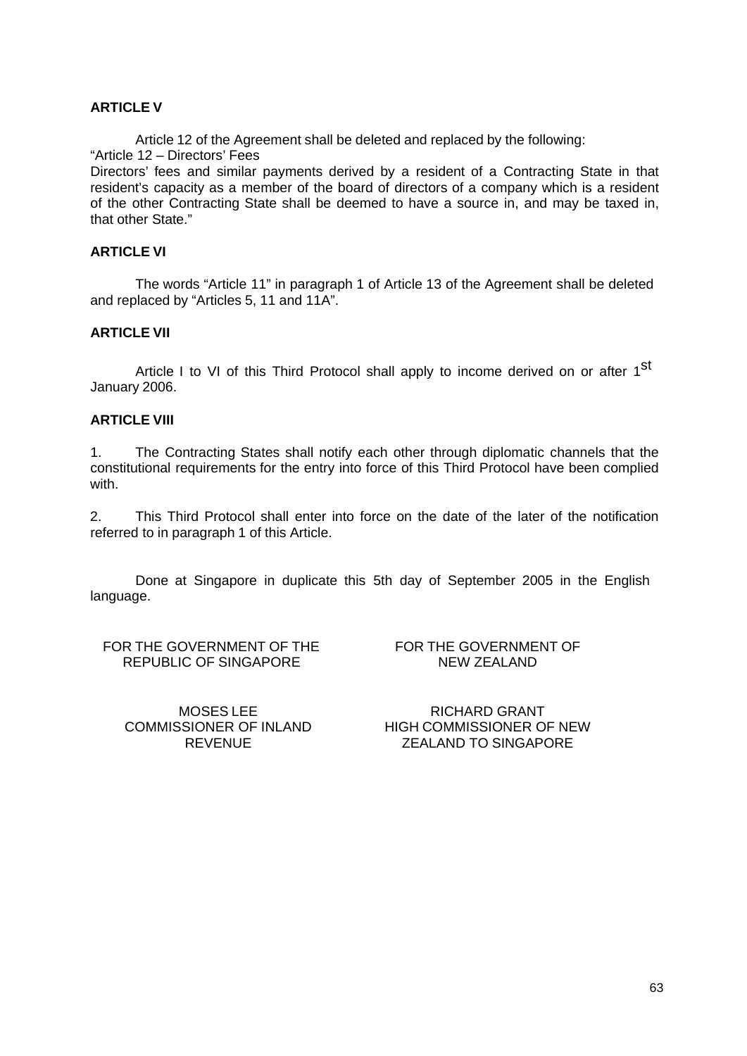**ARTICLE V**

Article 12 of the Agreement shall be deleted and replaced by the following:

"Article 12 – Directors' Fees

Directors' fees and similar payments derived by a resident of a Contracting State in that resident's capacity as a member of the board of directors of a company which is a resident of the other Contracting State shall be deemed to have a source in, and may be taxed in, that other State."

**ARTICLE VI**

The words "Article 11" in paragraph 1 of Article 13 of the Agreement shall be deleted and replaced by "Articles 5, 11 and 11A".

**ARTICLE VII**

Article I to VI of this Third Protocol shall apply to income derived on or after 1st January 2006.

**ARTICLE VIII**

1. The Contracting States shall notify each other through diplomatic channels that the constitutional requirements for the entry into force of this Third Protocol have been complied with.

2. This Third Protocol shall enter into force on the date of the later of the notification referred to in paragraph 1 of this Article.

Done at Singapore in duplicate this 5th day of September 2005 in the English language.

FOR THE GOVERNMENT OF THE REPUBLIC OF SINGAPORE

MOSES LEE
COMMISSIONER OF INLAND REVENUE

FOR THE GOVERNMENT OF NEW ZEALAND

RICHARD GRANT
HIGH COMMISSIONER OF NEW ZEALAND TO SINGAPORE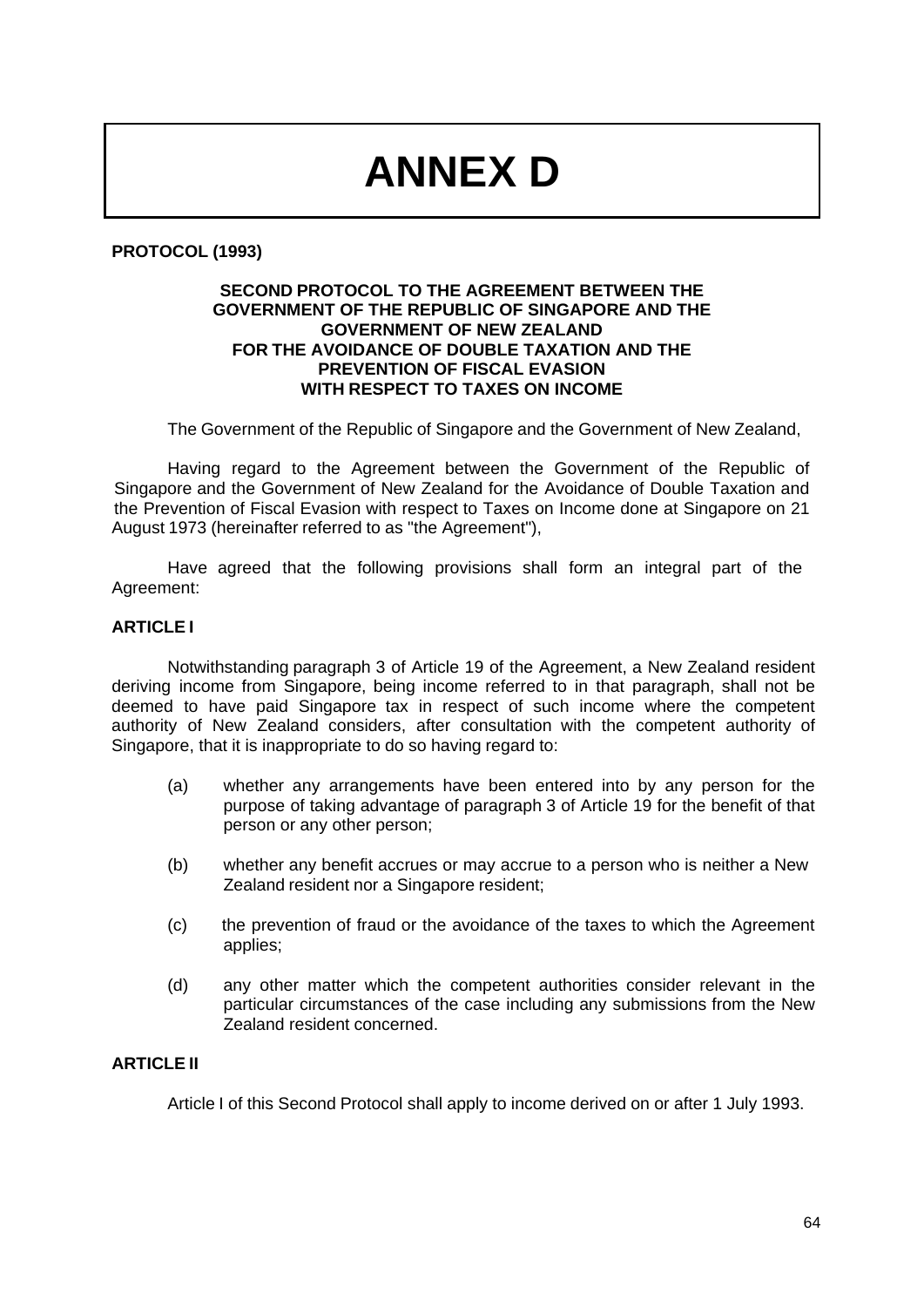# ANNEX D

**PROTOCOL (1993)**

**SECOND PROTOCOL TO THE AGREEMENT BETWEEN THE GOVERNMENT OF THE REPUBLIC OF SINGAPORE AND THE GOVERNMENT OF NEW ZEALAND FOR THE AVOIDANCE OF DOUBLE TAXATION AND THE PREVENTION OF FISCAL EVASION WITH RESPECT TO TAXES ON INCOME**

The Government of the Republic of Singapore and the Government of New Zealand,

Having regard to the Agreement between the Government of the Republic of Singapore and the Government of New Zealand for the Avoidance of Double Taxation and the Prevention of Fiscal Evasion with respect to Taxes on Income done at Singapore on 21 August 1973 (hereinafter referred to as "the Agreement"),

Have agreed that the following provisions shall form an integral part of the Agreement:

**ARTICLE I**

Notwithstanding paragraph 3 of Article 19 of the Agreement, a New Zealand resident deriving income from Singapore, being income referred to in that paragraph, shall not be deemed to have paid Singapore tax in respect of such income where the competent authority of New Zealand considers, after consultation with the competent authority of Singapore, that it is inappropriate to do so having regard to:

(a) whether any arrangements have been entered into by any person for the purpose of taking advantage of paragraph 3 of Article 19 for the benefit of that person or any other person;

(b) whether any benefit accrues or may accrue to a person who is neither a New Zealand resident nor a Singapore resident;

(c) the prevention of fraud or the avoidance of the taxes to which the Agreement applies;

(d) any other matter which the competent authorities consider relevant in the particular circumstances of the case including any submissions from the New Zealand resident concerned.

**ARTICLE II**

Article I of this Second Protocol shall apply to income derived on or after 1 July 1993.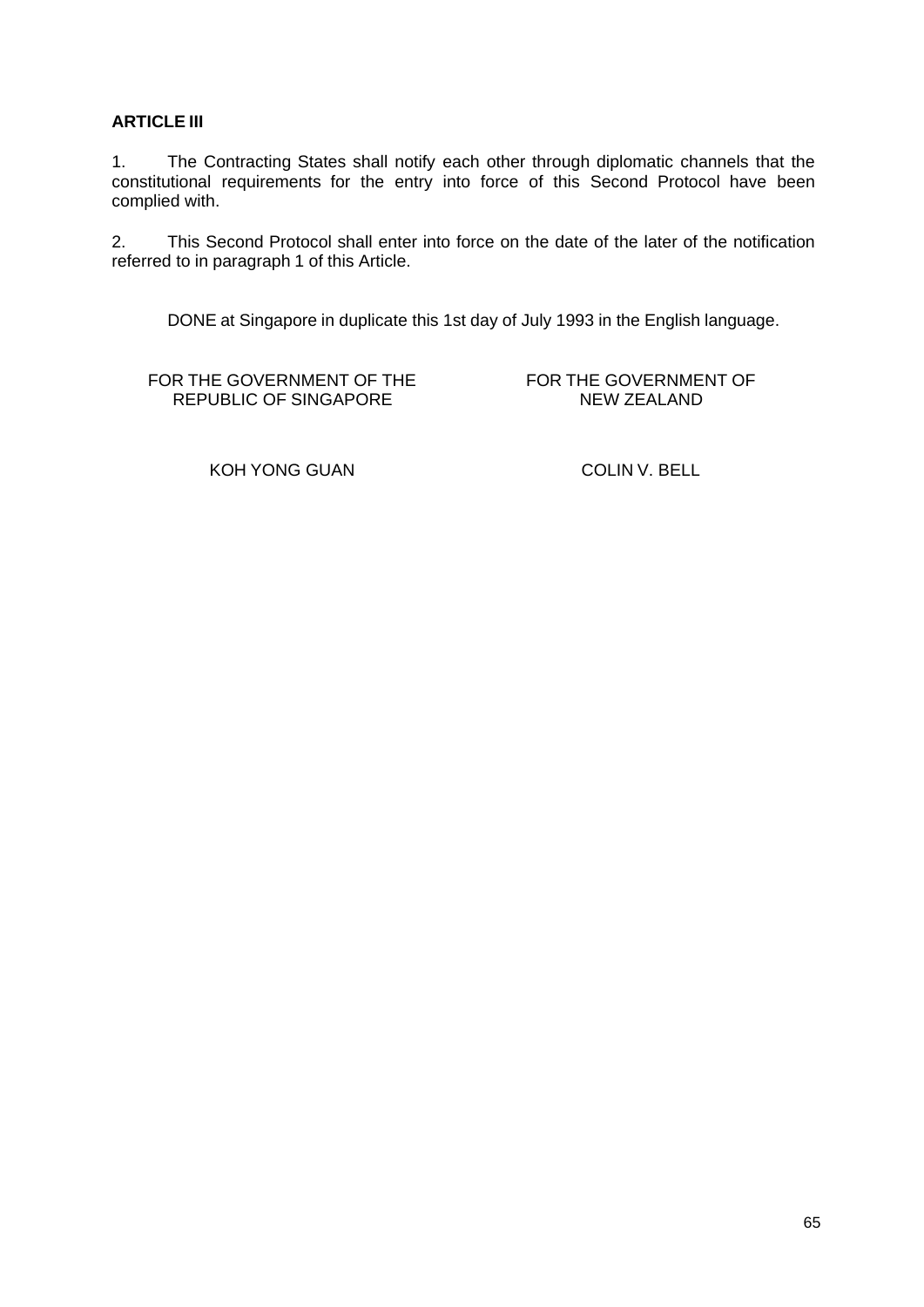**ARTICLE III**

1. The Contracting States shall notify each other through diplomatic channels that the constitutional requirements for the entry into force of this Second Protocol have been complied with.

2. This Second Protocol shall enter into force on the date of the later of the notification referred to in paragraph 1 of this Article.

DONE at Singapore in duplicate this 1st day of July 1993 in the English language.

| FOR THE GOVERNMENT OF THE REPUBLIC OF SINGAPORE | FOR THE GOVERNMENT OF NEW ZEALAND |
|---|---|
| KOH YONG GUAN | COLIN V. BELL |